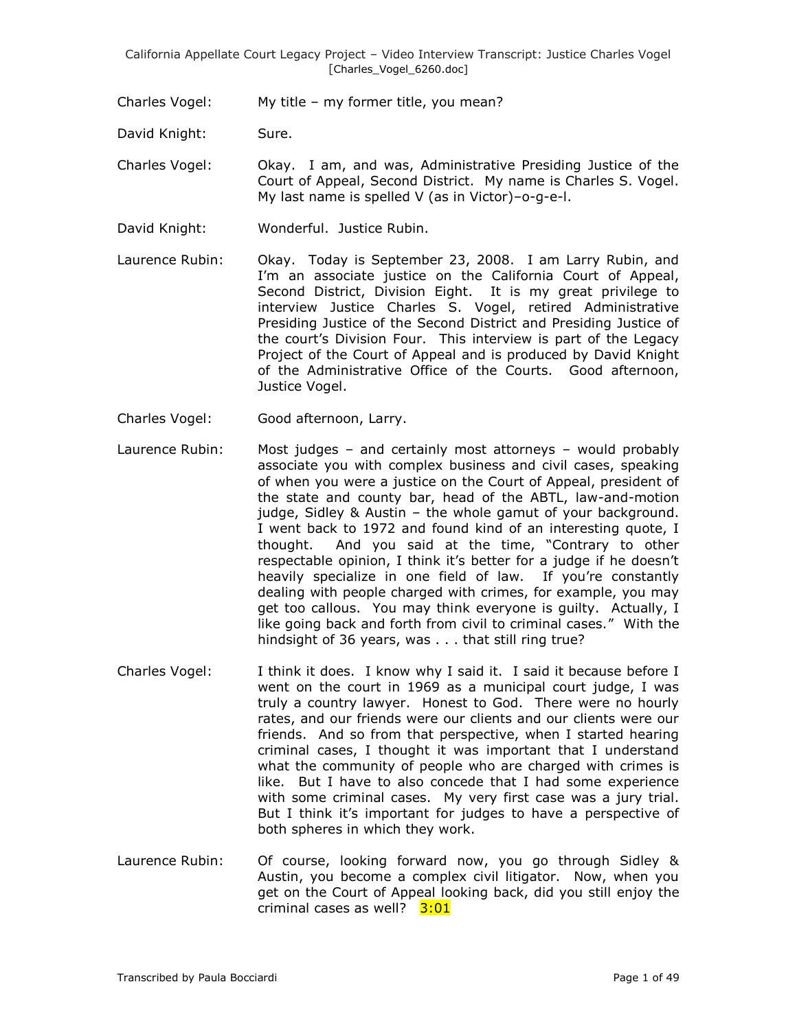Charles Vogel: My title – my former title, you mean?

David Knight: Sure.

Charles Vogel: Okay. I am, and was, Administrative Presiding Justice of the Court of Appeal, Second District. My name is Charles S. Vogel. My last name is spelled V (as in Victor)–o-g-e-l.

David Knight: Wonderful. Justice Rubin.

Laurence Rubin: Okay. Today is September 23, 2008. I am Larry Rubin, and I'm an associate justice on the California Court of Appeal, Second District, Division Eight. It is my great privilege to interview Justice Charles S. Vogel, retired Administrative Presiding Justice of the Second District and Presiding Justice of the court's Division Four. This interview is part of the Legacy Project of the Court of Appeal and is produced by David Knight of the Administrative Office of the Courts. Good afternoon, Justice Vogel.

Charles Vogel: Good afternoon, Larry.

Laurence Rubin: Most judges – and certainly most attorneys – would probably associate you with complex business and civil cases, speaking of when you were a justice on the Court of Appeal, president of the state and county bar, head of the ABTL, law-and-motion judge, Sidley & Austin – the whole gamut of your background. I went back to 1972 and found kind of an interesting quote, I thought. And you said at the time, "Contrary to other respectable opinion, I think it's better for a judge if he doesn't heavily specialize in one field of law. If you're constantly dealing with people charged with crimes, for example, you may get too callous. You may think everyone is guilty. Actually, I like going back and forth from civil to criminal cases." With the hindsight of 36 years, was . . . that still ring true?

Charles Vogel: I think it does. I know why I said it. I said it because before I went on the court in 1969 as a municipal court judge, I was truly a country lawyer. Honest to God. There were no hourly rates, and our friends were our clients and our clients were our friends. And so from that perspective, when I started hearing criminal cases, I thought it was important that I understand what the community of people who are charged with crimes is like. But I have to also concede that I had some experience with some criminal cases. My very first case was a jury trial. But I think it's important for judges to have a perspective of both spheres in which they work.

Laurence Rubin: Of course, looking forward now, you go through Sidley & Austin, you become a complex civil litigator. Now, when you get on the Court of Appeal looking back, did you still enjoy the criminal cases as well? 3:01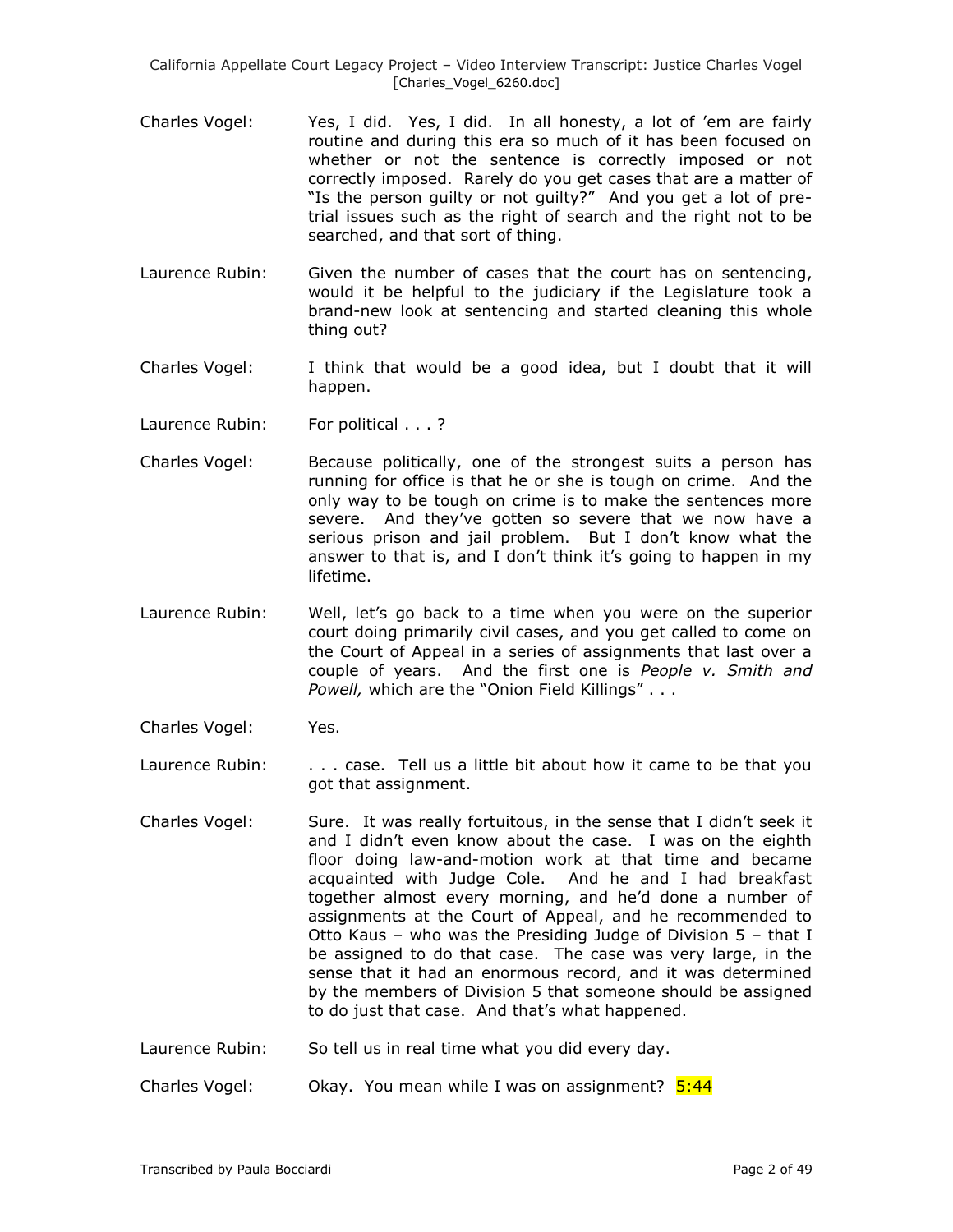Charles Vogel: Yes, I did. Yes, I did. In all honesty, a lot of 'em are fairly routine and during this era so much of it has been focused on whether or not the sentence is correctly imposed or not correctly imposed. Rarely do you get cases that are a matter of "Is the person guilty or not guilty?" And you get a lot of pre-trial issues such as the right of search and the right not to be searched, and that sort of thing.

Laurence Rubin: Given the number of cases that the court has on sentencing, would it be helpful to the judiciary if the Legislature took a brand-new look at sentencing and started cleaning this whole thing out?

Charles Vogel: I think that would be a good idea, but I doubt that it will happen.

Laurence Rubin: For political . . . ?

Charles Vogel: Because politically, one of the strongest suits a person has running for office is that he or she is tough on crime. And the only way to be tough on crime is to make the sentences more severe. And they've gotten so severe that we now have a serious prison and jail problem. But I don't know what the answer to that is, and I don't think it's going to happen in my lifetime.

Laurence Rubin: Well, let's go back to a time when you were on the superior court doing primarily civil cases, and you get called to come on the Court of Appeal in a series of assignments that last over a couple of years. And the first one is *People v. Smith and Powell,* which are the "Onion Field Killings" . . .

Charles Vogel: Yes.

Laurence Rubin: . . . case. Tell us a little bit about how it came to be that you got that assignment.

Charles Vogel: Sure. It was really fortuitous, in the sense that I didn't seek it and I didn't even know about the case. I was on the eighth floor doing law-and-motion work at that time and became acquainted with Judge Cole. And he and I had breakfast together almost every morning, and he'd done a number of assignments at the Court of Appeal, and he recommended to Otto Kaus – who was the Presiding Judge of Division 5 – that I be assigned to do that case. The case was very large, in the sense that it had an enormous record, and it was determined by the members of Division 5 that someone should be assigned to do just that case. And that's what happened.

Laurence Rubin: So tell us in real time what you did every day.

Charles Vogel: Okay. You mean while I was on assignment? 5:44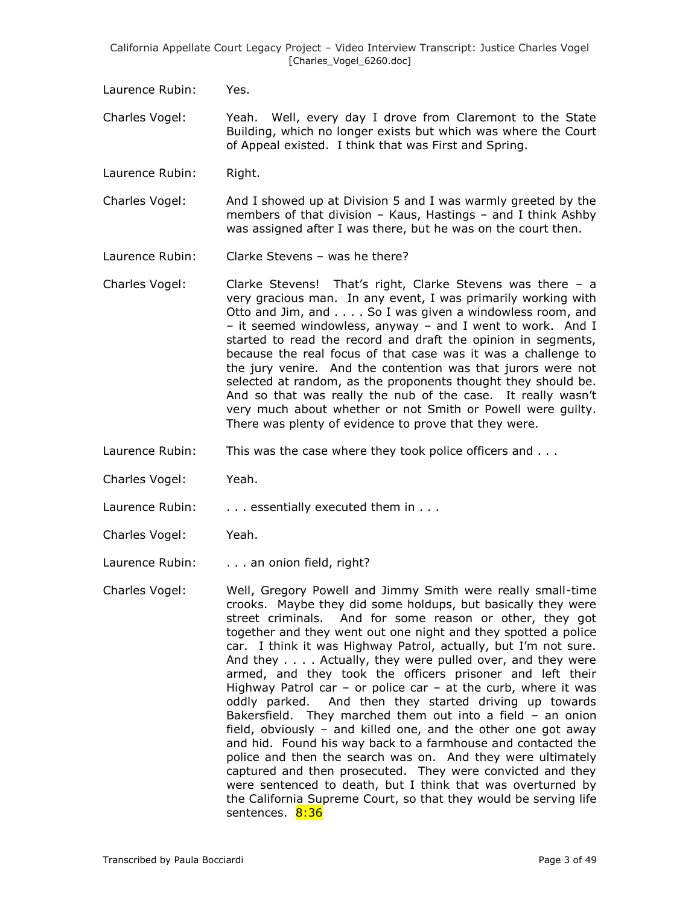Laurence Rubin: Yes.

Charles Vogel: Yeah. Well, every day I drove from Claremont to the State Building, which no longer exists but which was where the Court of Appeal existed. I think that was First and Spring.

Laurence Rubin: Right.

Charles Vogel: And I showed up at Division 5 and I was warmly greeted by the members of that division – Kaus, Hastings – and I think Ashby was assigned after I was there, but he was on the court then.

Laurence Rubin: Clarke Stevens – was he there?

Charles Vogel: Clarke Stevens! That's right, Clarke Stevens was there – a very gracious man. In any event, I was primarily working with Otto and Jim, and . . . . So I was given a windowless room, and – it seemed windowless, anyway – and I went to work. And I started to read the record and draft the opinion in segments, because the real focus of that case was it was a challenge to the jury venire. And the contention was that jurors were not selected at random, as the proponents thought they should be. And so that was really the nub of the case. It really wasn't very much about whether or not Smith or Powell were guilty. There was plenty of evidence to prove that they were.

Laurence Rubin: This was the case where they took police officers and . . .

Charles Vogel: Yeah.

Laurence Rubin: . . . essentially executed them in . . .

Charles Vogel: Yeah.

Laurence Rubin: . . . an onion field, right?

Charles Vogel: Well, Gregory Powell and Jimmy Smith were really small-time crooks. Maybe they did some holdups, but basically they were street criminals. And for some reason or other, they got together and they went out one night and they spotted a police car. I think it was Highway Patrol, actually, but I'm not sure. And they . . . . Actually, they were pulled over, and they were armed, and they took the officers prisoner and left their Highway Patrol car – or police car – at the curb, where it was oddly parked. And then they started driving up towards Bakersfield. They marched them out into a field – an onion field, obviously – and killed one, and the other one got away and hid. Found his way back to a farmhouse and contacted the police and then the search was on. And they were ultimately captured and then prosecuted. They were convicted and they were sentenced to death, but I think that was overturned by the California Supreme Court, so that they would be serving life sentences. 8:36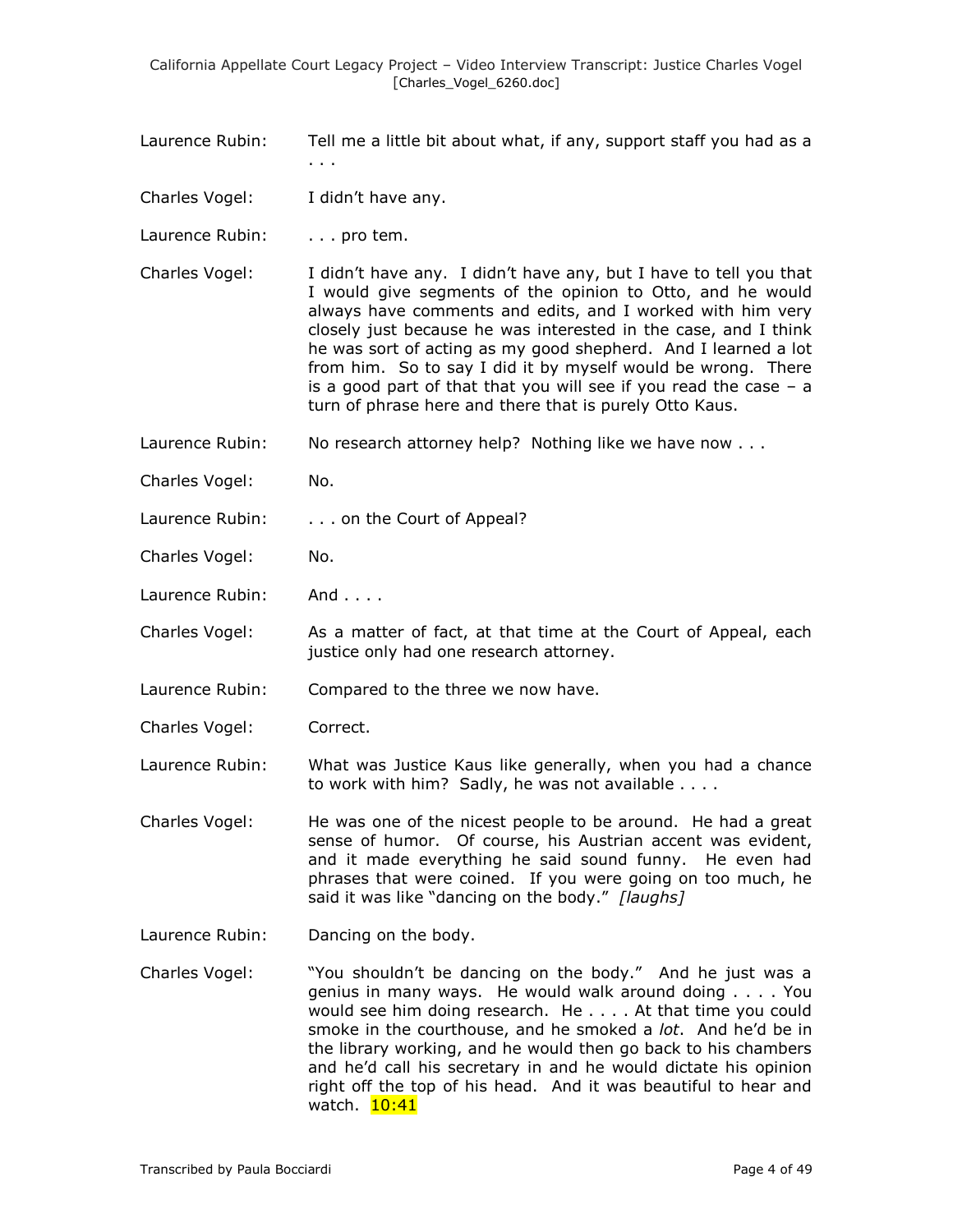Laurence Rubin: Tell me a little bit about what, if any, support staff you had as a . . .

Charles Vogel: I didn't have any.

Laurence Rubin: . . . pro tem.

Charles Vogel: I didn't have any. I didn't have any, but I have to tell you that I would give segments of the opinion to Otto, and he would always have comments and edits, and I worked with him very closely just because he was interested in the case, and I think he was sort of acting as my good shepherd. And I learned a lot from him. So to say I did it by myself would be wrong. There is a good part of that that you will see if you read the case – a turn of phrase here and there that is purely Otto Kaus.

Laurence Rubin: No research attorney help? Nothing like we have now . . .

Charles Vogel: No.

Laurence Rubin: . . . on the Court of Appeal?

Charles Vogel: No.

Laurence Rubin: And . . . .

Charles Vogel: As a matter of fact, at that time at the Court of Appeal, each justice only had one research attorney.

Laurence Rubin: Compared to the three we now have.

Charles Vogel: Correct.

Laurence Rubin: What was Justice Kaus like generally, when you had a chance to work with him? Sadly, he was not available . . . .

Charles Vogel: He was one of the nicest people to be around. He had a great sense of humor. Of course, his Austrian accent was evident, and it made everything he said sound funny. He even had phrases that were coined. If you were going on too much, he said it was like "dancing on the body." *[laughs]*

Laurence Rubin: Dancing on the body.

Charles Vogel: "You shouldn't be dancing on the body." And he just was a genius in many ways. He would walk around doing . . . . You would see him doing research. He . . . . At that time you could smoke in the courthouse, and he smoked a *lot*. And he'd be in the library working, and he would then go back to his chambers and he'd call his secretary in and he would dictate his opinion right off the top of his head. And it was beautiful to hear and watch. 10:41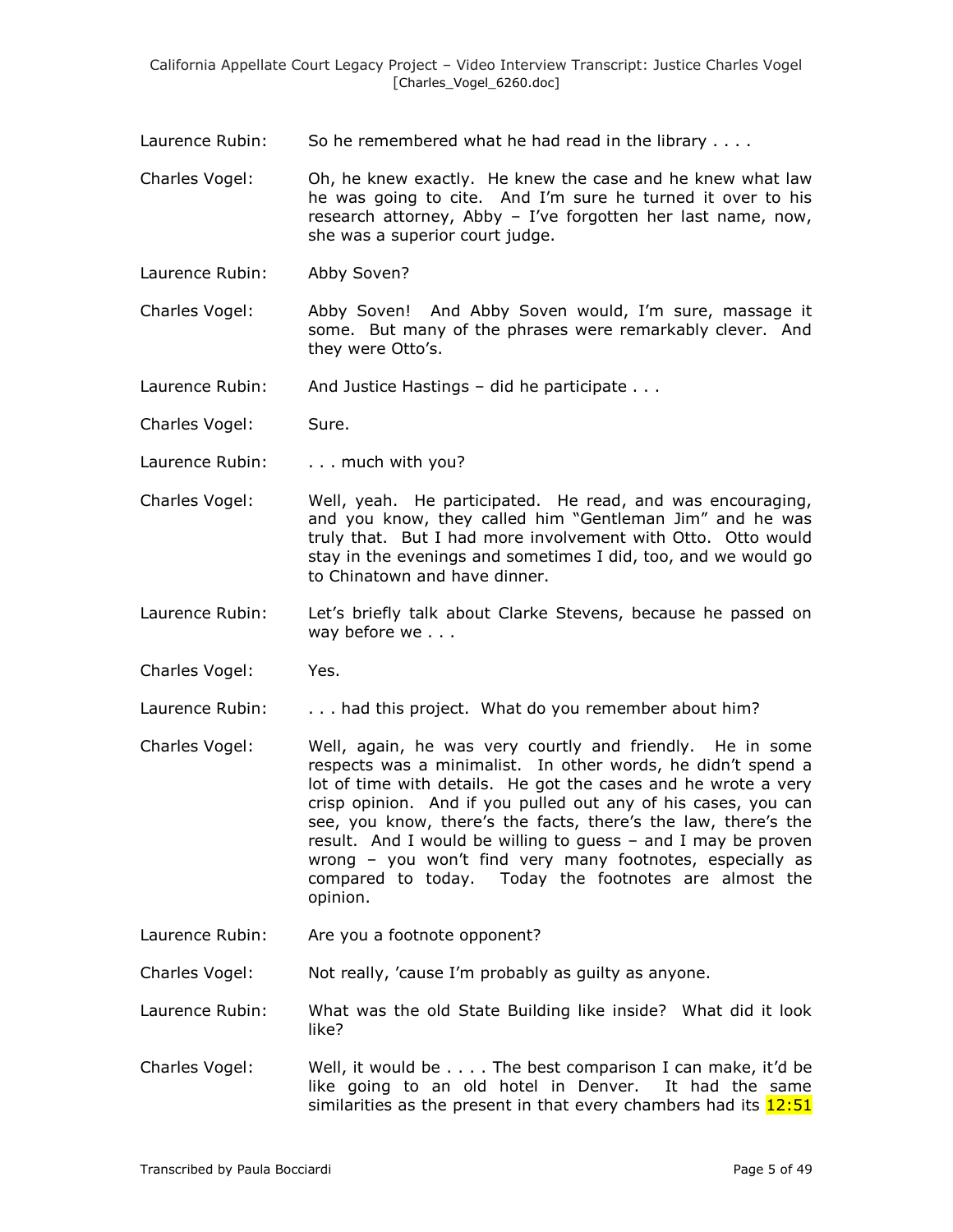Laurence Rubin: So he remembered what he had read in the library . . . .

Charles Vogel: Oh, he knew exactly. He knew the case and he knew what law he was going to cite. And I'm sure he turned it over to his research attorney, Abby – I've forgotten her last name, now, she was a superior court judge.

Laurence Rubin: Abby Soven?

Charles Vogel: Abby Soven! And Abby Soven would, I'm sure, massage it some. But many of the phrases were remarkably clever. And they were Otto's.

Laurence Rubin: And Justice Hastings – did he participate . . .

Charles Vogel: Sure.

Laurence Rubin: . . . much with you?

Charles Vogel: Well, yeah. He participated. He read, and was encouraging, and you know, they called him "Gentleman Jim" and he was truly that. But I had more involvement with Otto. Otto would stay in the evenings and sometimes I did, too, and we would go to Chinatown and have dinner.

Laurence Rubin: Let's briefly talk about Clarke Stevens, because he passed on way before we . . .

Charles Vogel: Yes.

Laurence Rubin: . . . had this project. What do you remember about him?

Charles Vogel: Well, again, he was very courtly and friendly. He in some respects was a minimalist. In other words, he didn't spend a lot of time with details. He got the cases and he wrote a very crisp opinion. And if you pulled out any of his cases, you can see, you know, there's the facts, there's the law, there's the result. And I would be willing to guess – and I may be proven wrong – you won't find very many footnotes, especially as compared to today. Today the footnotes are almost the opinion.

Laurence Rubin: Are you a footnote opponent?

Charles Vogel: Not really, 'cause I'm probably as guilty as anyone.

Laurence Rubin: What was the old State Building like inside? What did it look like?

Charles Vogel: Well, it would be . . . . The best comparison I can make, it'd be like going to an old hotel in Denver. It had the same similarities as the present in that every chambers had its 12:51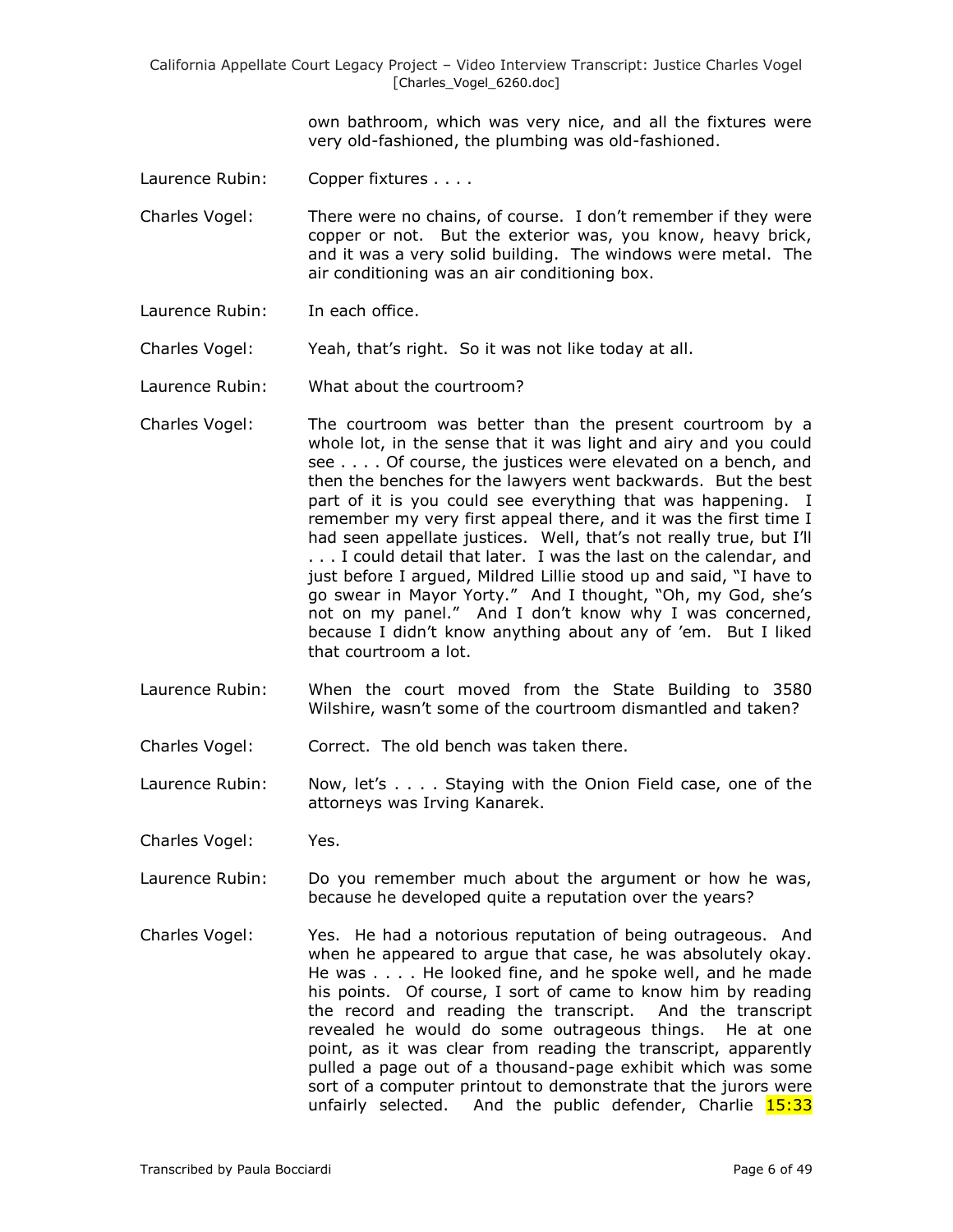own bathroom, which was very nice, and all the fixtures were very old-fashioned, the plumbing was old-fashioned.

Laurence Rubin: Copper fixtures . . . .

Charles Vogel: There were no chains, of course. I don't remember if they were copper or not. But the exterior was, you know, heavy brick, and it was a very solid building. The windows were metal. The air conditioning was an air conditioning box.

Laurence Rubin: In each office.

Charles Vogel: Yeah, that's right. So it was not like today at all.

Laurence Rubin: What about the courtroom?

Charles Vogel: The courtroom was better than the present courtroom by a whole lot, in the sense that it was light and airy and you could see . . . . Of course, the justices were elevated on a bench, and then the benches for the lawyers went backwards. But the best part of it is you could see everything that was happening. I remember my very first appeal there, and it was the first time I had seen appellate justices. Well, that's not really true, but I'll . . . I could detail that later. I was the last on the calendar, and just before I argued, Mildred Lillie stood up and said, "I have to go swear in Mayor Yorty." And I thought, "Oh, my God, she's not on my panel." And I don't know why I was concerned, because I didn't know anything about any of 'em. But I liked that courtroom a lot.

Laurence Rubin: When the court moved from the State Building to 3580 Wilshire, wasn't some of the courtroom dismantled and taken?

Charles Vogel: Correct. The old bench was taken there.

Laurence Rubin: Now, let's . . . . Staying with the Onion Field case, one of the attorneys was Irving Kanarek.

Charles Vogel: Yes.

Laurence Rubin: Do you remember much about the argument or how he was, because he developed quite a reputation over the years?

Charles Vogel: Yes. He had a notorious reputation of being outrageous. And when he appeared to argue that case, he was absolutely okay. He was . . . . He looked fine, and he spoke well, and he made his points. Of course, I sort of came to know him by reading the record and reading the transcript. And the transcript revealed he would do some outrageous things. He at one point, as it was clear from reading the transcript, apparently pulled a page out of a thousand-page exhibit which was some sort of a computer printout to demonstrate that the jurors were unfairly selected. And the public defender, Charlie 15:33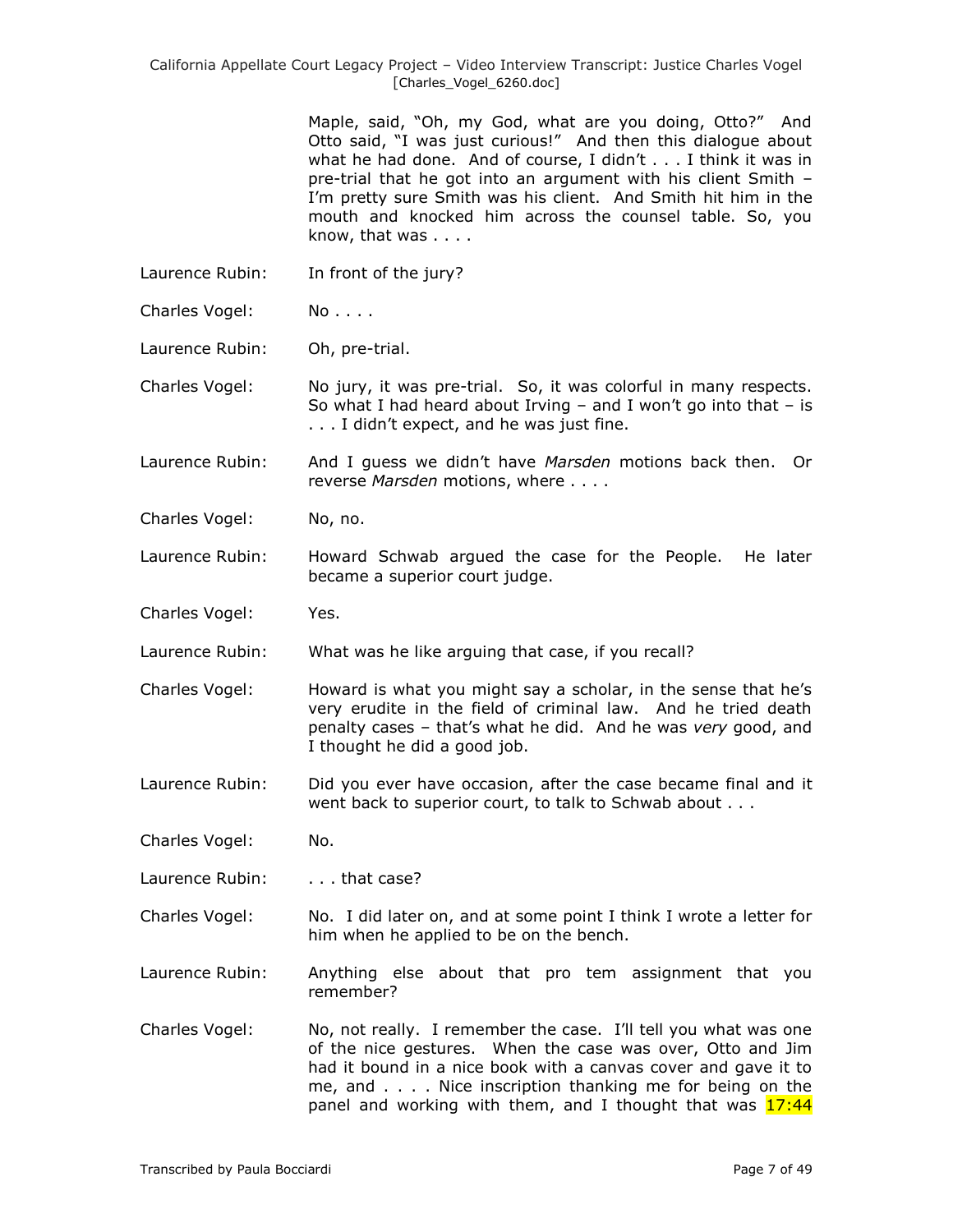Maple, said, "Oh, my God, what are you doing, Otto?" And Otto said, "I was just curious!" And then this dialogue about what he had done. And of course, I didn't . . . I think it was in pre-trial that he got into an argument with his client Smith – I'm pretty sure Smith was his client. And Smith hit him in the mouth and knocked him across the counsel table. So, you know, that was . . . .

Laurence Rubin: In front of the jury?

Charles Vogel: No . . . .

Laurence Rubin: Oh, pre-trial.

Charles Vogel: No jury, it was pre-trial. So, it was colorful in many respects. So what I had heard about Irving – and I won't go into that – is . . . I didn't expect, and he was just fine.

Laurence Rubin: And I guess we didn't have *Marsden* motions back then. Or reverse *Marsden* motions, where . . . .

Charles Vogel: No, no.

Laurence Rubin: Howard Schwab argued the case for the People. He later became a superior court judge.

Charles Vogel: Yes.

Laurence Rubin: What was he like arguing that case, if you recall?

Charles Vogel: Howard is what you might say a scholar, in the sense that he's very erudite in the field of criminal law. And he tried death penalty cases – that's what he did. And he was *very* good, and I thought he did a good job.

Laurence Rubin: Did you ever have occasion, after the case became final and it went back to superior court, to talk to Schwab about . . .

Charles Vogel: No.

Laurence Rubin: . . . that case?

Charles Vogel: No. I did later on, and at some point I think I wrote a letter for him when he applied to be on the bench.

Laurence Rubin: Anything else about that pro tem assignment that you remember?

Charles Vogel: No, not really. I remember the case. I'll tell you what was one of the nice gestures. When the case was over, Otto and Jim had it bound in a nice book with a canvas cover and gave it to me, and . . . . Nice inscription thanking me for being on the panel and working with them, and I thought that was 17:44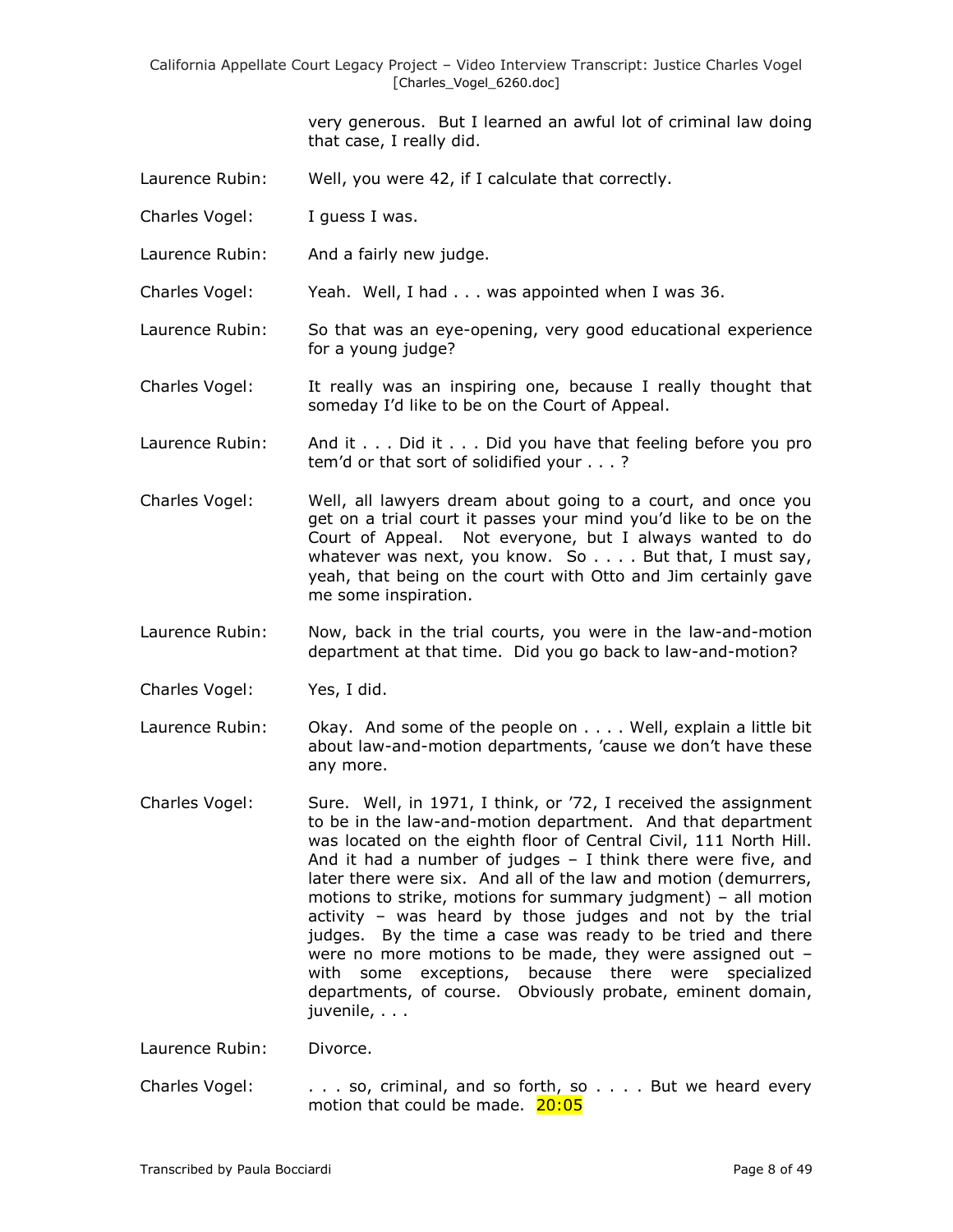very generous. But I learned an awful lot of criminal law doing that case, I really did.

Laurence Rubin: Well, you were 42, if I calculate that correctly.

Charles Vogel: I guess I was.

Laurence Rubin: And a fairly new judge.

Charles Vogel: Yeah. Well, I had . . . was appointed when I was 36.

Laurence Rubin: So that was an eye-opening, very good educational experience for a young judge?

Charles Vogel: It really was an inspiring one, because I really thought that someday I'd like to be on the Court of Appeal.

Laurence Rubin: And it . . . Did it . . . Did you have that feeling before you pro tem'd or that sort of solidified your . . . ?

Charles Vogel: Well, all lawyers dream about going to a court, and once you get on a trial court it passes your mind you'd like to be on the Court of Appeal. Not everyone, but I always wanted to do whatever was next, you know. So . . . . But that, I must say, yeah, that being on the court with Otto and Jim certainly gave me some inspiration.

Laurence Rubin: Now, back in the trial courts, you were in the law-and-motion department at that time. Did you go back to law-and-motion?

Charles Vogel: Yes, I did.

Laurence Rubin: Okay. And some of the people on . . . . Well, explain a little bit about law-and-motion departments, 'cause we don't have these any more.

Charles Vogel: Sure. Well, in 1971, I think, or '72, I received the assignment to be in the law-and-motion department. And that department was located on the eighth floor of Central Civil, 111 North Hill. And it had a number of judges – I think there were five, and later there were six. And all of the law and motion (demurrers, motions to strike, motions for summary judgment) – all motion activity – was heard by those judges and not by the trial judges. By the time a case was ready to be tried and there were no more motions to be made, they were assigned out – with some exceptions, because there were specialized departments, of course. Obviously probate, eminent domain, juvenile, . . .

Laurence Rubin: Divorce.

Charles Vogel: . . . so, criminal, and so forth, so . . . . But we heard every motion that could be made. 20:05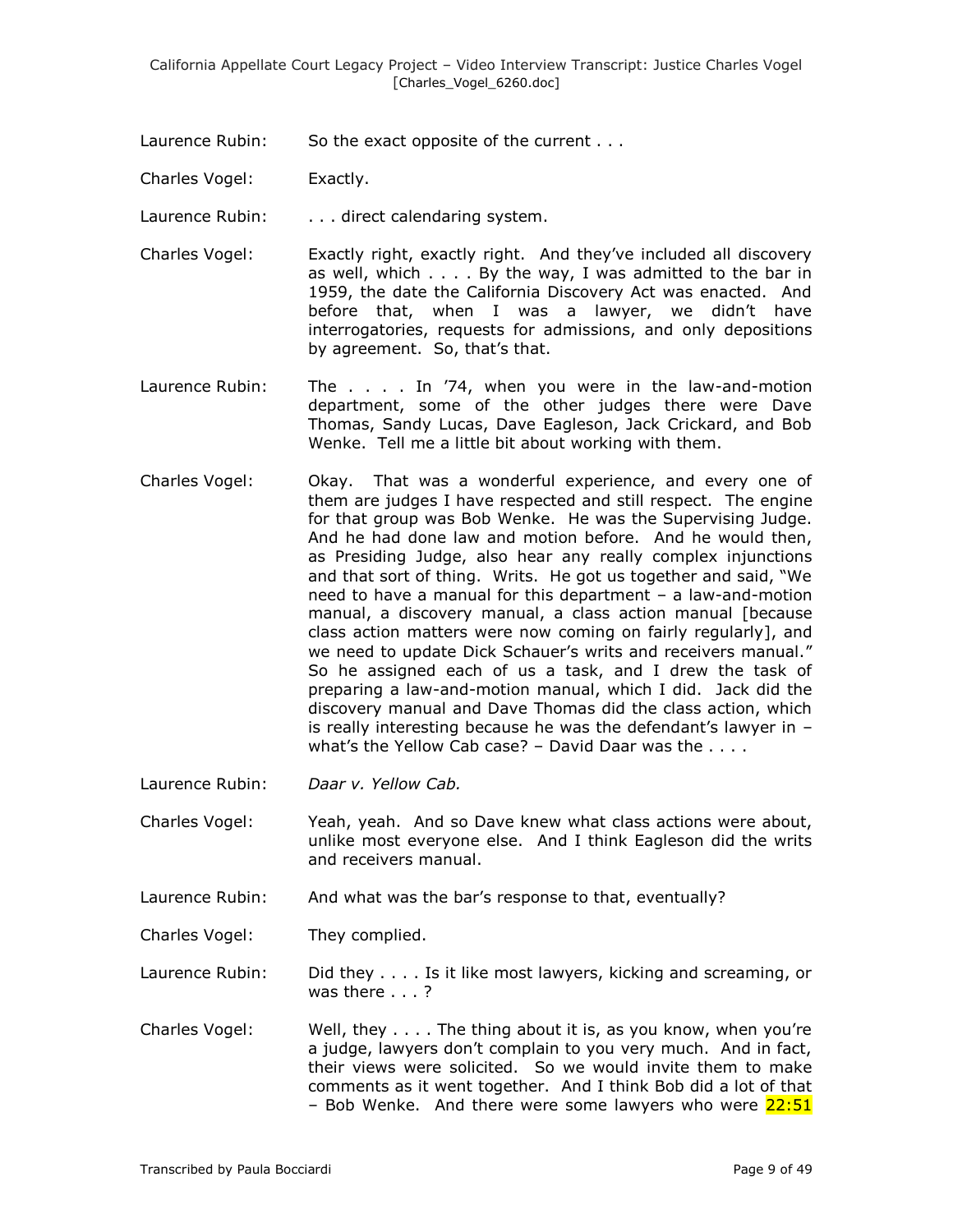Laurence Rubin: So the exact opposite of the current . . .

Charles Vogel: Exactly.

Laurence Rubin: . . . direct calendaring system.

Charles Vogel: Exactly right, exactly right. And they've included all discovery as well, which . . . . By the way, I was admitted to the bar in 1959, the date the California Discovery Act was enacted. And before that, when I was a lawyer, we didn't have interrogatories, requests for admissions, and only depositions by agreement. So, that's that.

Laurence Rubin: The . . . . In '74, when you were in the law-and-motion department, some of the other judges there were Dave Thomas, Sandy Lucas, Dave Eagleson, Jack Crickard, and Bob Wenke. Tell me a little bit about working with them.

Charles Vogel: Okay. That was a wonderful experience, and every one of them are judges I have respected and still respect. The engine for that group was Bob Wenke. He was the Supervising Judge. And he had done law and motion before. And he would then, as Presiding Judge, also hear any really complex injunctions and that sort of thing. Writs. He got us together and said, "We need to have a manual for this department – a law-and-motion manual, a discovery manual, a class action manual [because class action matters were now coming on fairly regularly], and we need to update Dick Schauer's writs and receivers manual." So he assigned each of us a task, and I drew the task of preparing a law-and-motion manual, which I did. Jack did the discovery manual and Dave Thomas did the class action, which is really interesting because he was the defendant's lawyer in – what's the Yellow Cab case? – David Daar was the . . . .

Laurence Rubin: *Daar v. Yellow Cab.*

Charles Vogel: Yeah, yeah. And so Dave knew what class actions were about, unlike most everyone else. And I think Eagleson did the writs and receivers manual.

Laurence Rubin: And what was the bar's response to that, eventually?

Charles Vogel: They complied.

Laurence Rubin: Did they . . . . Is it like most lawyers, kicking and screaming, or was there . . . ?

Charles Vogel: Well, they . . . . The thing about it is, as you know, when you're a judge, lawyers don't complain to you very much. And in fact, their views were solicited. So we would invite them to make comments as it went together. And I think Bob did a lot of that – Bob Wenke. And there were some lawyers who were 22:51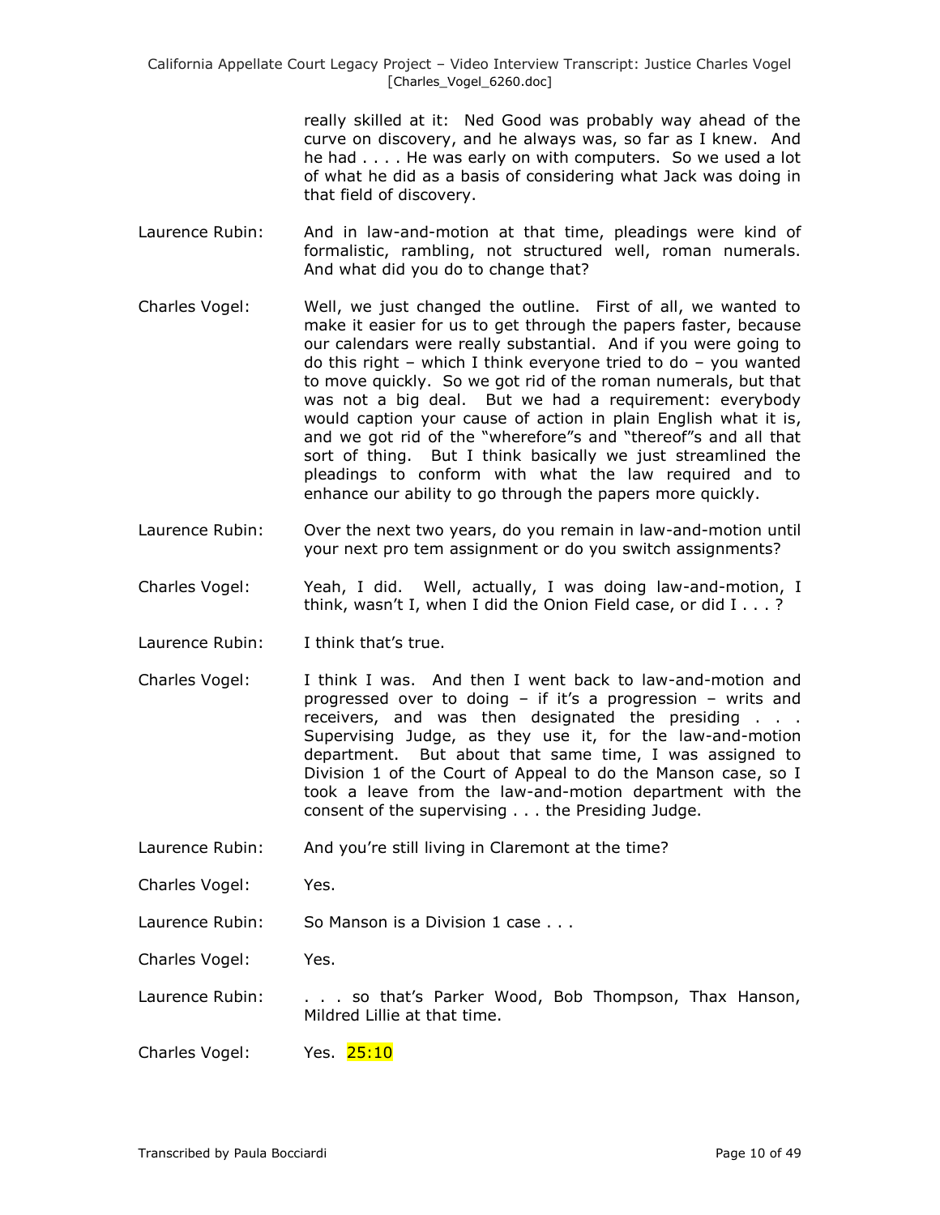really skilled at it: Ned Good was probably way ahead of the curve on discovery, and he always was, so far as I knew. And he had . . . . He was early on with computers. So we used a lot of what he did as a basis of considering what Jack was doing in that field of discovery.

Laurence Rubin: And in law-and-motion at that time, pleadings were kind of formalistic, rambling, not structured well, roman numerals. And what did you do to change that?

Charles Vogel: Well, we just changed the outline. First of all, we wanted to make it easier for us to get through the papers faster, because our calendars were really substantial. And if you were going to do this right – which I think everyone tried to do – you wanted to move quickly. So we got rid of the roman numerals, but that was not a big deal. But we had a requirement: everybody would caption your cause of action in plain English what it is, and we got rid of the "wherefore"s and "thereof"s and all that sort of thing. But I think basically we just streamlined the pleadings to conform with what the law required and to enhance our ability to go through the papers more quickly.

Laurence Rubin: Over the next two years, do you remain in law-and-motion until your next pro tem assignment or do you switch assignments?

Charles Vogel: Yeah, I did. Well, actually, I was doing law-and-motion, I think, wasn't I, when I did the Onion Field case, or did I . . . ?

Laurence Rubin: I think that's true.

Charles Vogel: I think I was. And then I went back to law-and-motion and progressed over to doing – if it's a progression – writs and receivers, and was then designated the presiding . . . Supervising Judge, as they use it, for the law-and-motion department. But about that same time, I was assigned to Division 1 of the Court of Appeal to do the Manson case, so I took a leave from the law-and-motion department with the consent of the supervising . . . the Presiding Judge.

Laurence Rubin: And you're still living in Claremont at the time?

Charles Vogel: Yes.

Laurence Rubin: So Manson is a Division 1 case . . .

Charles Vogel: Yes.

Laurence Rubin: . . . so that's Parker Wood, Bob Thompson, Thax Hanson, Mildred Lillie at that time.

Charles Vogel: Yes. 25:10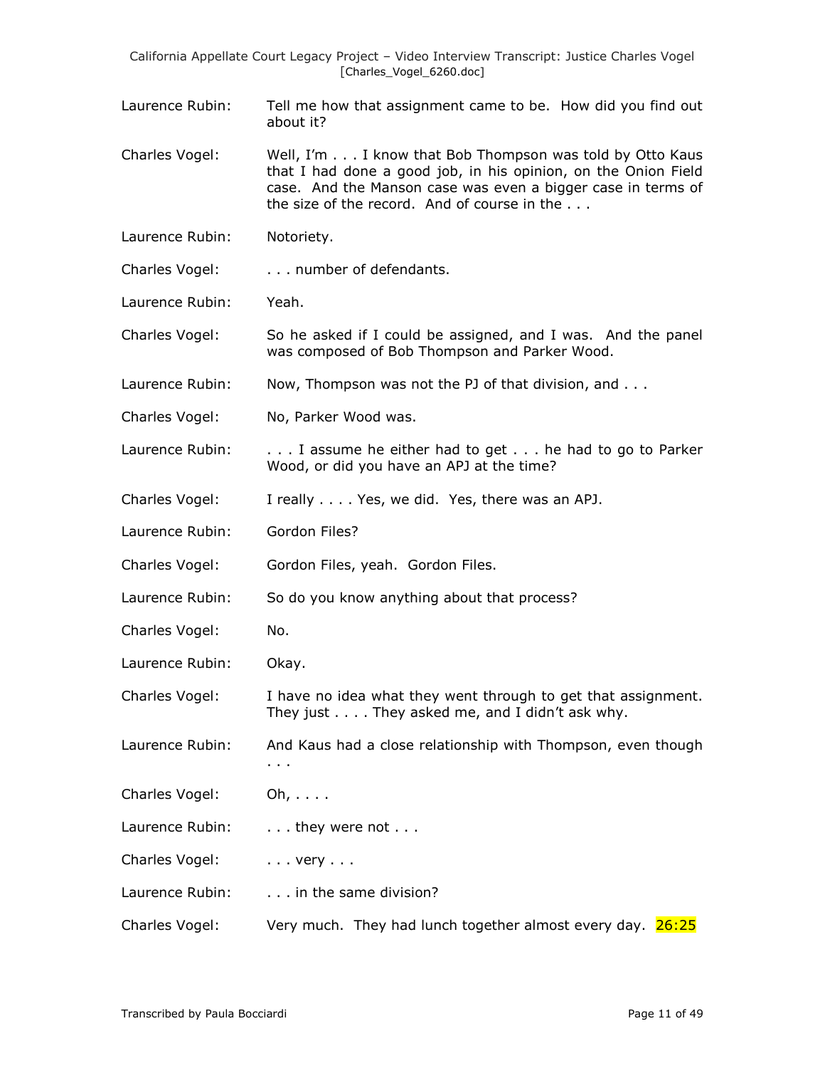Laurence Rubin: Tell me how that assignment came to be. How did you find out about it?

Charles Vogel: Well, I'm . . . I know that Bob Thompson was told by Otto Kaus that I had done a good job, in his opinion, on the Onion Field case. And the Manson case was even a bigger case in terms of the size of the record. And of course in the . . .

Laurence Rubin: Notoriety.

Charles Vogel: . . . number of defendants.

Laurence Rubin: Yeah.

Charles Vogel: So he asked if I could be assigned, and I was. And the panel was composed of Bob Thompson and Parker Wood.

Laurence Rubin: Now, Thompson was not the PJ of that division, and . . .

Charles Vogel: No, Parker Wood was.

Laurence Rubin: . . . I assume he either had to get . . . he had to go to Parker Wood, or did you have an APJ at the time?

Charles Vogel: I really . . . . Yes, we did. Yes, there was an APJ.

Laurence Rubin: Gordon Files?

Charles Vogel: Gordon Files, yeah. Gordon Files.

Laurence Rubin: So do you know anything about that process?

Charles Vogel: No.

Laurence Rubin: Okay.

Charles Vogel: I have no idea what they went through to get that assignment. They just . . . . They asked me, and I didn't ask why.

Laurence Rubin: And Kaus had a close relationship with Thompson, even though . . .

Charles Vogel: Oh, . . . .

Laurence Rubin: . . . they were not . . .

Charles Vogel: . . . very . . .

Laurence Rubin: . . . in the same division?

Charles Vogel: Very much. They had lunch together almost every day. 26:25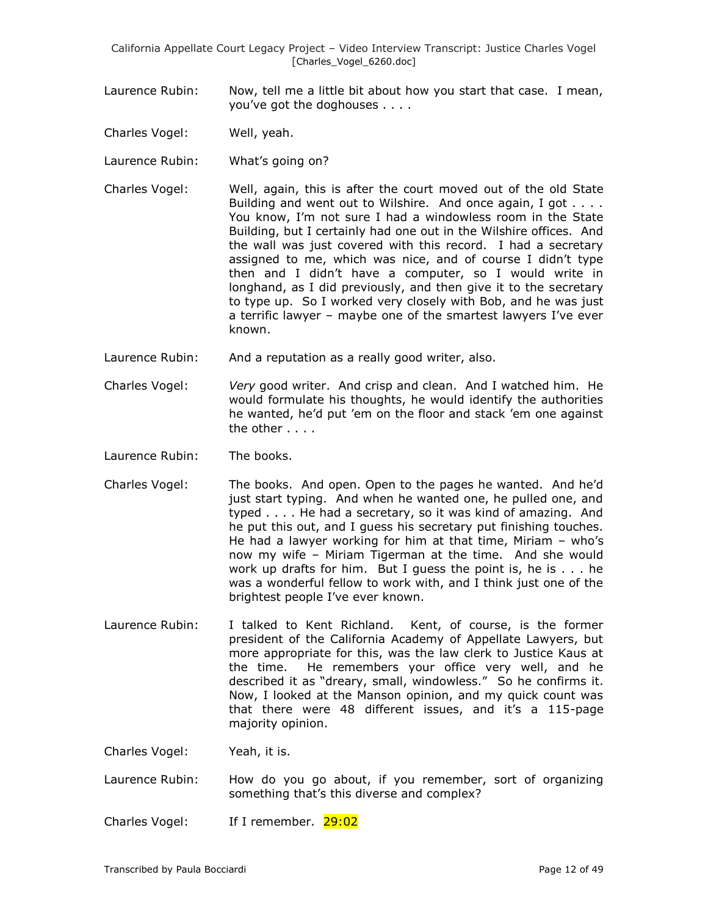Laurence Rubin: Now, tell me a little bit about how you start that case. I mean, you've got the doghouses . . . .

Charles Vogel: Well, yeah.

Laurence Rubin: What's going on?

Charles Vogel: Well, again, this is after the court moved out of the old State Building and went out to Wilshire. And once again, I got . . . . You know, I'm not sure I had a windowless room in the State Building, but I certainly had one out in the Wilshire offices. And the wall was just covered with this record. I had a secretary assigned to me, which was nice, and of course I didn't type then and I didn't have a computer, so I would write in longhand, as I did previously, and then give it to the secretary to type up. So I worked very closely with Bob, and he was just a terrific lawyer – maybe one of the smartest lawyers I've ever known.

Laurence Rubin: And a reputation as a really good writer, also.

Charles Vogel: *Very* good writer. And crisp and clean. And I watched him. He would formulate his thoughts, he would identify the authorities he wanted, he'd put 'em on the floor and stack 'em one against the other . . . .

Laurence Rubin: The books.

Charles Vogel: The books. And open. Open to the pages he wanted. And he'd just start typing. And when he wanted one, he pulled one, and typed . . . . He had a secretary, so it was kind of amazing. And he put this out, and I guess his secretary put finishing touches. He had a lawyer working for him at that time, Miriam – who's now my wife – Miriam Tigerman at the time. And she would work up drafts for him. But I guess the point is, he is . . . he was a wonderful fellow to work with, and I think just one of the brightest people I've ever known.

Laurence Rubin: I talked to Kent Richland. Kent, of course, is the former president of the California Academy of Appellate Lawyers, but more appropriate for this, was the law clerk to Justice Kaus at the time. He remembers your office very well, and he described it as "dreary, small, windowless." So he confirms it. Now, I looked at the Manson opinion, and my quick count was that there were 48 different issues, and it's a 115-page majority opinion.

Charles Vogel: Yeah, it is.

Laurence Rubin: How do you go about, if you remember, sort of organizing something that's this diverse and complex?

Charles Vogel: If I remember. 29:02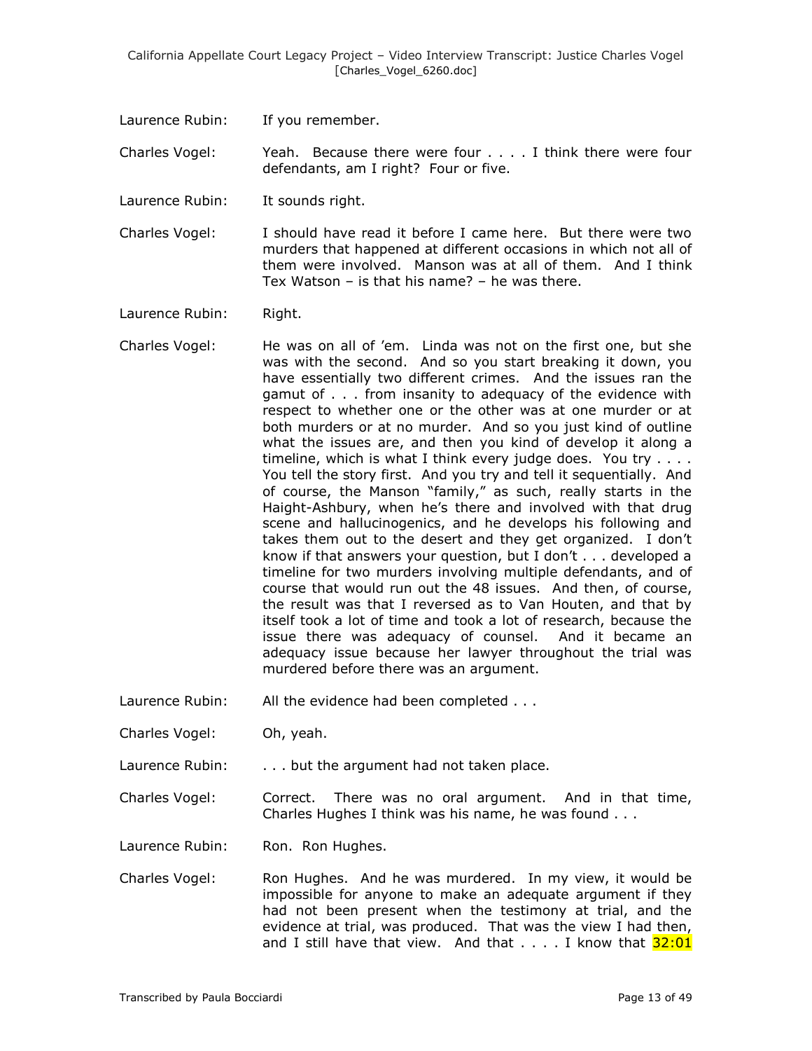Laurence Rubin: If you remember.

Charles Vogel: Yeah. Because there were four . . . . I think there were four defendants, am I right? Four or five.

Laurence Rubin: It sounds right.

Charles Vogel: I should have read it before I came here. But there were two murders that happened at different occasions in which not all of them were involved. Manson was at all of them. And I think Tex Watson – is that his name? – he was there.

Laurence Rubin: Right.

Charles Vogel: He was on all of 'em. Linda was not on the first one, but she was with the second. And so you start breaking it down, you have essentially two different crimes. And the issues ran the gamut of . . . from insanity to adequacy of the evidence with respect to whether one or the other was at one murder or at both murders or at no murder. And so you just kind of outline what the issues are, and then you kind of develop it along a timeline, which is what I think every judge does. You try . . . . You tell the story first. And you try and tell it sequentially. And of course, the Manson "family," as such, really starts in the Haight-Ashbury, when he's there and involved with that drug scene and hallucinogenics, and he develops his following and takes them out to the desert and they get organized. I don't know if that answers your question, but I don't . . . developed a timeline for two murders involving multiple defendants, and of course that would run out the 48 issues. And then, of course, the result was that I reversed as to Van Houten, and that by itself took a lot of time and took a lot of research, because the issue there was adequacy of counsel. And it became an adequacy issue because her lawyer throughout the trial was murdered before there was an argument.

Laurence Rubin: All the evidence had been completed . . .

Charles Vogel: Oh, yeah.

Laurence Rubin: . . . but the argument had not taken place.

Charles Vogel: Correct. There was no oral argument. And in that time, Charles Hughes I think was his name, he was found . . .

Laurence Rubin: Ron. Ron Hughes.

Charles Vogel: Ron Hughes. And he was murdered. In my view, it would be impossible for anyone to make an adequate argument if they had not been present when the testimony at trial, and the evidence at trial, was produced. That was the view I had then, and I still have that view. And that . . . . I know that 32:01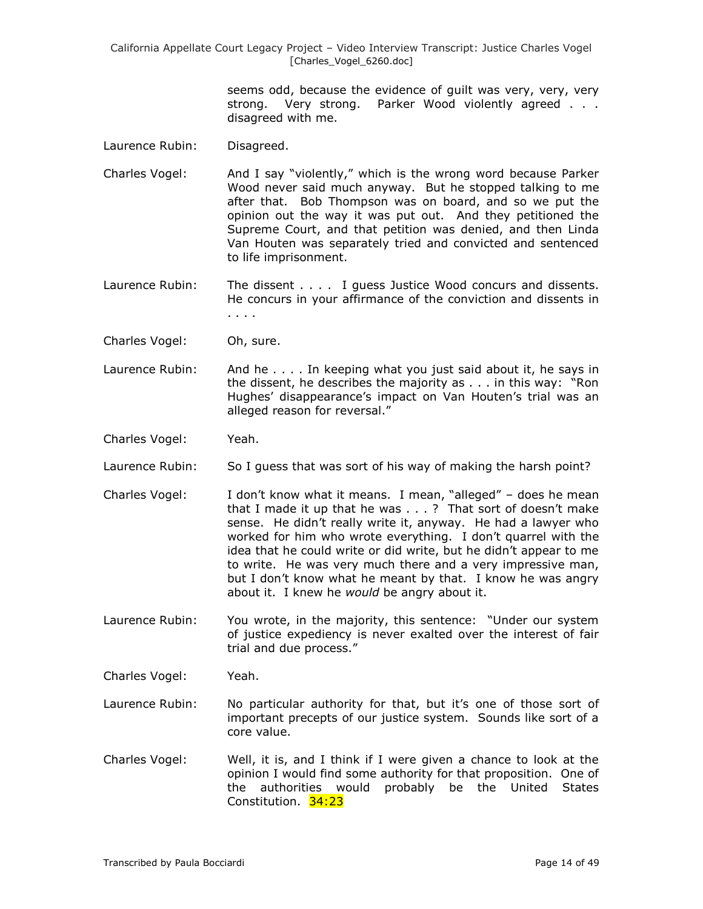seems odd, because the evidence of guilt was very, very, very strong. Very strong. Parker Wood violently agreed . . . disagreed with me.

Laurence Rubin: Disagreed.

Charles Vogel: And I say "violently," which is the wrong word because Parker Wood never said much anyway. But he stopped talking to me after that. Bob Thompson was on board, and so we put the opinion out the way it was put out. And they petitioned the Supreme Court, and that petition was denied, and then Linda Van Houten was separately tried and convicted and sentenced to life imprisonment.

Laurence Rubin: The dissent . . . . I guess Justice Wood concurs and dissents. He concurs in your affirmance of the conviction and dissents in . . . .

Charles Vogel: Oh, sure.

Laurence Rubin: And he . . . . In keeping what you just said about it, he says in the dissent, he describes the majority as . . . in this way: "Ron Hughes' disappearance's impact on Van Houten's trial was an alleged reason for reversal."

Charles Vogel: Yeah.

Laurence Rubin: So I guess that was sort of his way of making the harsh point?

Charles Vogel: I don't know what it means. I mean, "alleged" – does he mean that I made it up that he was . . . ? That sort of doesn't make sense. He didn't really write it, anyway. He had a lawyer who worked for him who wrote everything. I don't quarrel with the idea that he could write or did write, but he didn't appear to me to write. He was very much there and a very impressive man, but I don't know what he meant by that. I know he was angry about it. I knew he *would* be angry about it.

Laurence Rubin: You wrote, in the majority, this sentence: "Under our system of justice expediency is never exalted over the interest of fair trial and due process."

Charles Vogel: Yeah.

Laurence Rubin: No particular authority for that, but it's one of those sort of important precepts of our justice system. Sounds like sort of a core value.

Charles Vogel: Well, it is, and I think if I were given a chance to look at the opinion I would find some authority for that proposition. One of the authorities would probably be the United States Constitution. 34:23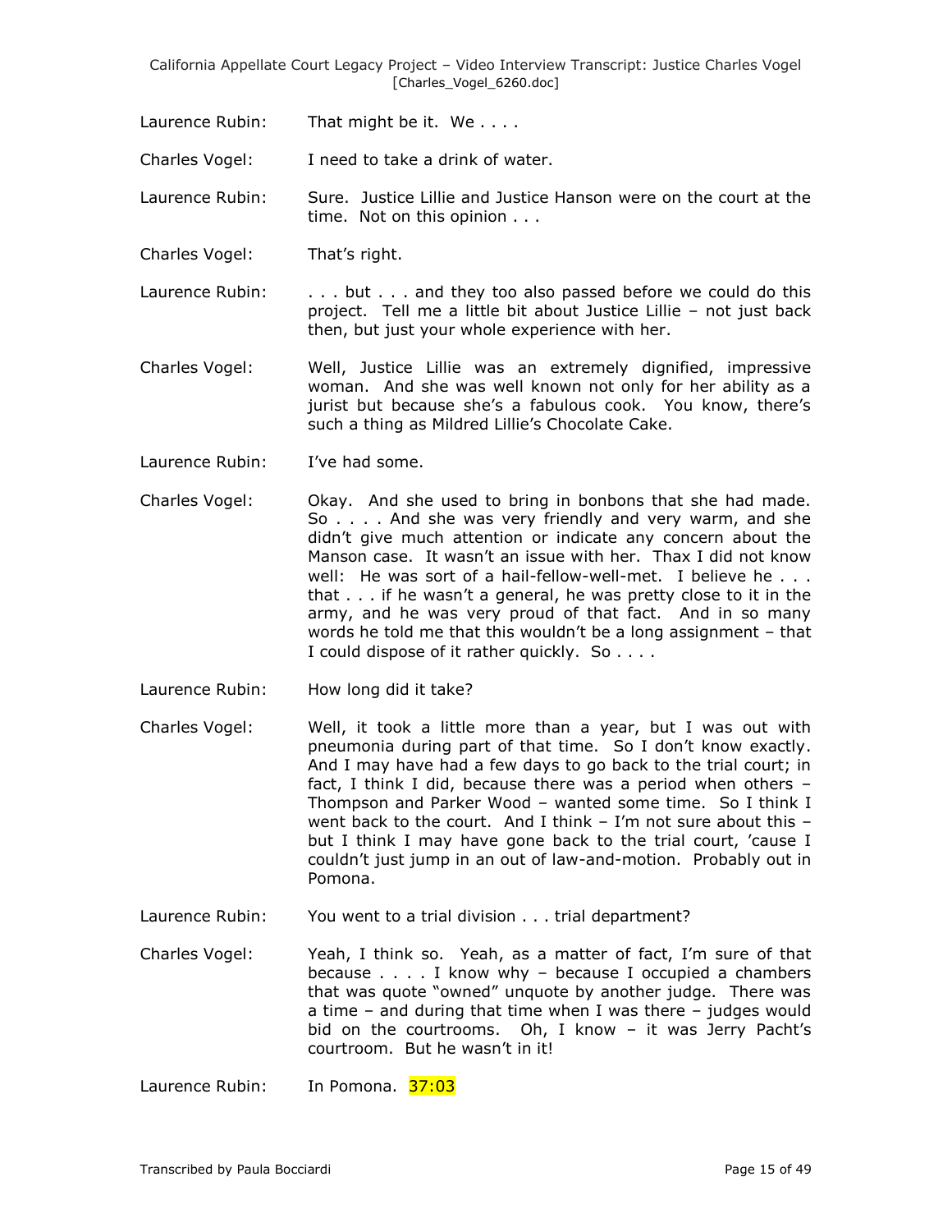Laurence Rubin: That might be it. We . . . .

Charles Vogel: I need to take a drink of water.

Laurence Rubin: Sure. Justice Lillie and Justice Hanson were on the court at the time. Not on this opinion . . .

Charles Vogel: That's right.

Laurence Rubin: . . . but . . . and they too also passed before we could do this project. Tell me a little bit about Justice Lillie – not just back then, but just your whole experience with her.

Charles Vogel: Well, Justice Lillie was an extremely dignified, impressive woman. And she was well known not only for her ability as a jurist but because she's a fabulous cook. You know, there's such a thing as Mildred Lillie's Chocolate Cake.

Laurence Rubin: I've had some.

Charles Vogel: Okay. And she used to bring in bonbons that she had made. So . . . . And she was very friendly and very warm, and she didn't give much attention or indicate any concern about the Manson case. It wasn't an issue with her. Thax I did not know well: He was sort of a hail-fellow-well-met. I believe he . . . that . . . if he wasn't a general, he was pretty close to it in the army, and he was very proud of that fact. And in so many words he told me that this wouldn't be a long assignment – that I could dispose of it rather quickly. So . . . .

Laurence Rubin: How long did it take?

Charles Vogel: Well, it took a little more than a year, but I was out with pneumonia during part of that time. So I don't know exactly. And I may have had a few days to go back to the trial court; in fact, I think I did, because there was a period when others – Thompson and Parker Wood – wanted some time. So I think I went back to the court. And I think – I'm not sure about this – but I think I may have gone back to the trial court, 'cause I couldn't just jump in an out of law-and-motion. Probably out in Pomona.

Laurence Rubin: You went to a trial division . . . trial department?

Charles Vogel: Yeah, I think so. Yeah, as a matter of fact, I'm sure of that because . . . . I know why – because I occupied a chambers that was quote "owned" unquote by another judge. There was a time – and during that time when I was there – judges would bid on the courtrooms. Oh, I know – it was Jerry Pacht's courtroom. But he wasn't in it!

Laurence Rubin: In Pomona. 37:03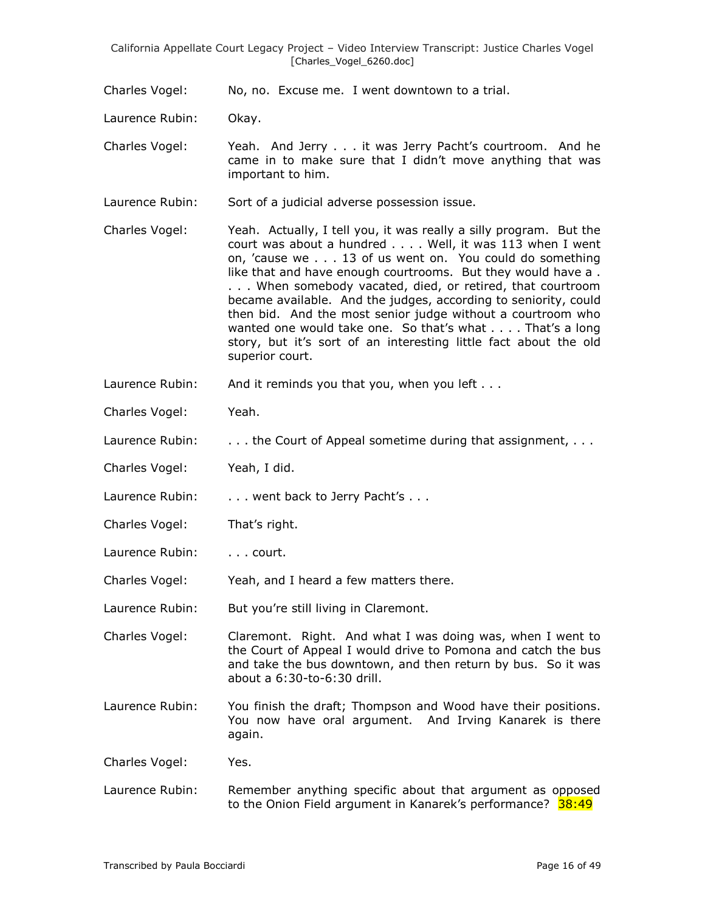Charles Vogel: No, no. Excuse me. I went downtown to a trial.

Laurence Rubin: Okay.

Charles Vogel: Yeah. And Jerry . . . it was Jerry Pacht's courtroom. And he came in to make sure that I didn't move anything that was important to him.

Laurence Rubin: Sort of a judicial adverse possession issue.

Charles Vogel: Yeah. Actually, I tell you, it was really a silly program. But the court was about a hundred . . . . Well, it was 113 when I went on, 'cause we . . . 13 of us went on. You could do something like that and have enough courtrooms. But they would have a . . . . When somebody vacated, died, or retired, that courtroom became available. And the judges, according to seniority, could then bid. And the most senior judge without a courtroom who wanted one would take one. So that's what . . . . That's a long story, but it's sort of an interesting little fact about the old superior court.

Laurence Rubin: And it reminds you that you, when you left . . .

Charles Vogel: Yeah.

Laurence Rubin: . . . the Court of Appeal sometime during that assignment, . . .

Charles Vogel: Yeah, I did.

Laurence Rubin: . . . went back to Jerry Pacht's . . .

Charles Vogel: That's right.

Laurence Rubin: . . . court.

Charles Vogel: Yeah, and I heard a few matters there.

Laurence Rubin: But you're still living in Claremont.

Charles Vogel: Claremont. Right. And what I was doing was, when I went to the Court of Appeal I would drive to Pomona and catch the bus and take the bus downtown, and then return by bus. So it was about a 6:30-to-6:30 drill.

Laurence Rubin: You finish the draft; Thompson and Wood have their positions. You now have oral argument. And Irving Kanarek is there again.

Charles Vogel: Yes.

Laurence Rubin: Remember anything specific about that argument as opposed to the Onion Field argument in Kanarek's performance? 38:49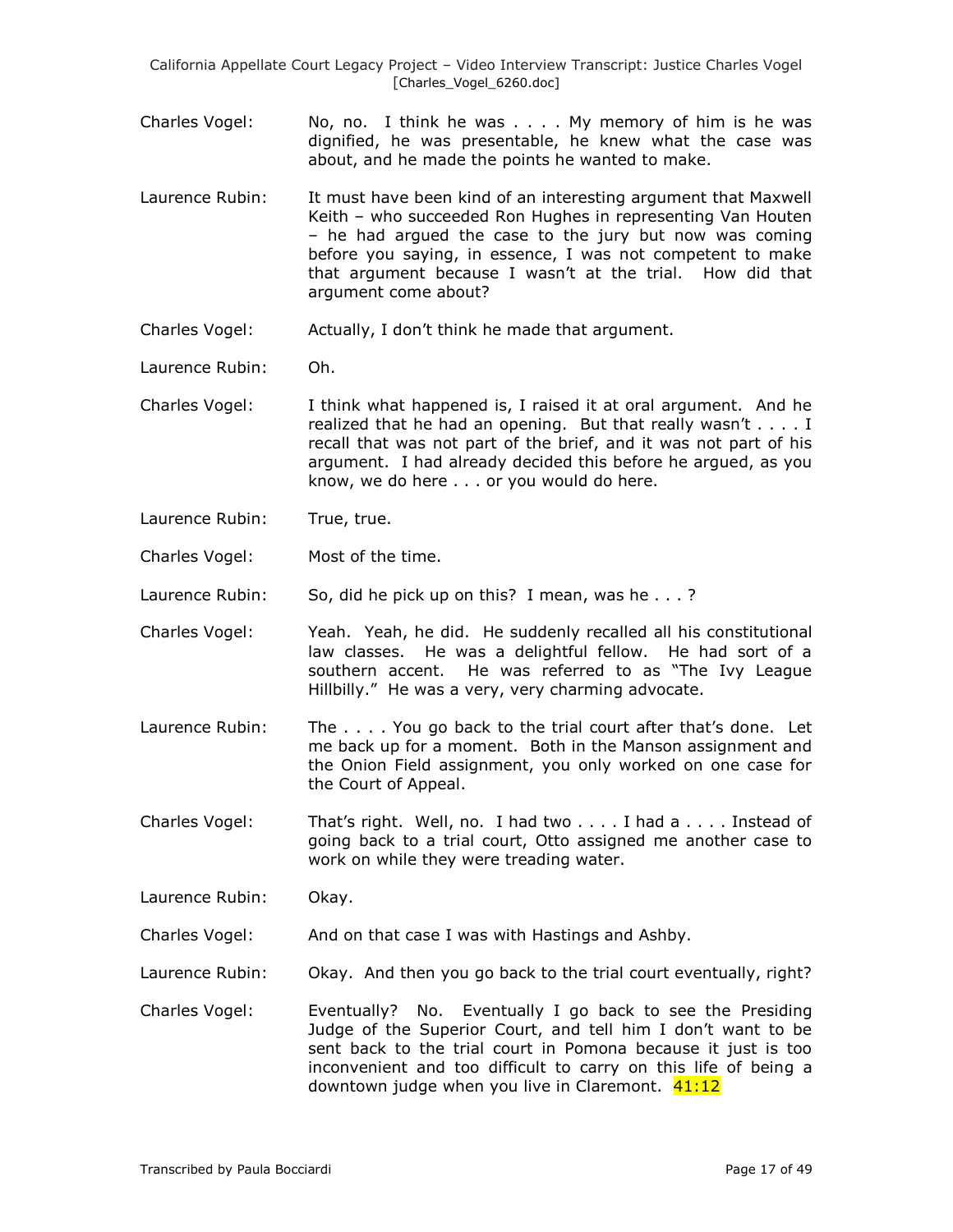Charles Vogel: No, no. I think he was . . . . My memory of him is he was dignified, he was presentable, he knew what the case was about, and he made the points he wanted to make.

Laurence Rubin: It must have been kind of an interesting argument that Maxwell Keith – who succeeded Ron Hughes in representing Van Houten – he had argued the case to the jury but now was coming before you saying, in essence, I was not competent to make that argument because I wasn't at the trial. How did that argument come about?

Charles Vogel: Actually, I don't think he made that argument.

Laurence Rubin: Oh.

Charles Vogel: I think what happened is, I raised it at oral argument. And he realized that he had an opening. But that really wasn't . . . . I recall that was not part of the brief, and it was not part of his argument. I had already decided this before he argued, as you know, we do here . . . or you would do here.

Laurence Rubin: True, true.

Charles Vogel: Most of the time.

Laurence Rubin: So, did he pick up on this? I mean, was he . . . ?

Charles Vogel: Yeah. Yeah, he did. He suddenly recalled all his constitutional law classes. He was a delightful fellow. He had sort of a southern accent. He was referred to as "The Ivy League Hillbilly." He was a very, very charming advocate.

Laurence Rubin: The . . . . You go back to the trial court after that's done. Let me back up for a moment. Both in the Manson assignment and the Onion Field assignment, you only worked on one case for the Court of Appeal.

Charles Vogel: That's right. Well, no. I had two . . . . I had a . . . . Instead of going back to a trial court, Otto assigned me another case to work on while they were treading water.

Laurence Rubin: Okay.

Charles Vogel: And on that case I was with Hastings and Ashby.

Laurence Rubin: Okay. And then you go back to the trial court eventually, right?

Charles Vogel: Eventually? No. Eventually I go back to see the Presiding Judge of the Superior Court, and tell him I don't want to be sent back to the trial court in Pomona because it just is too inconvenient and too difficult to carry on this life of being a downtown judge when you live in Claremont. 41:12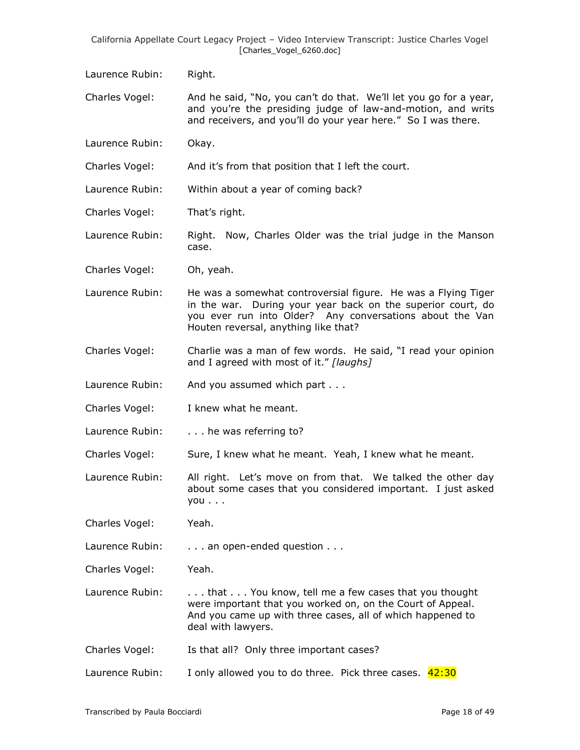Laurence Rubin: Right.

Charles Vogel: And he said, "No, you can't do that. We'll let you go for a year, and you're the presiding judge of law-and-motion, and writs and receivers, and you'll do your year here." So I was there.

Laurence Rubin: Okay.

Charles Vogel: And it's from that position that I left the court.

Laurence Rubin: Within about a year of coming back?

Charles Vogel: That's right.

Laurence Rubin: Right. Now, Charles Older was the trial judge in the Manson case.

Charles Vogel: Oh, yeah.

Laurence Rubin: He was a somewhat controversial figure. He was a Flying Tiger in the war. During your year back on the superior court, do you ever run into Older? Any conversations about the Van Houten reversal, anything like that?

Charles Vogel: Charlie was a man of few words. He said, "I read your opinion and I agreed with most of it." *[laughs]*

Laurence Rubin: And you assumed which part . . .

Charles Vogel: I knew what he meant.

Laurence Rubin: . . . he was referring to?

Charles Vogel: Sure, I knew what he meant. Yeah, I knew what he meant.

Laurence Rubin: All right. Let's move on from that. We talked the other day about some cases that you considered important. I just asked you . . .

Charles Vogel: Yeah.

Laurence Rubin: . . . an open-ended question . . .

Charles Vogel: Yeah.

Laurence Rubin: . . . that . . . You know, tell me a few cases that you thought were important that you worked on, on the Court of Appeal. And you came up with three cases, all of which happened to deal with lawyers.

Charles Vogel: Is that all? Only three important cases?

Laurence Rubin: I only allowed you to do three. Pick three cases. 42:30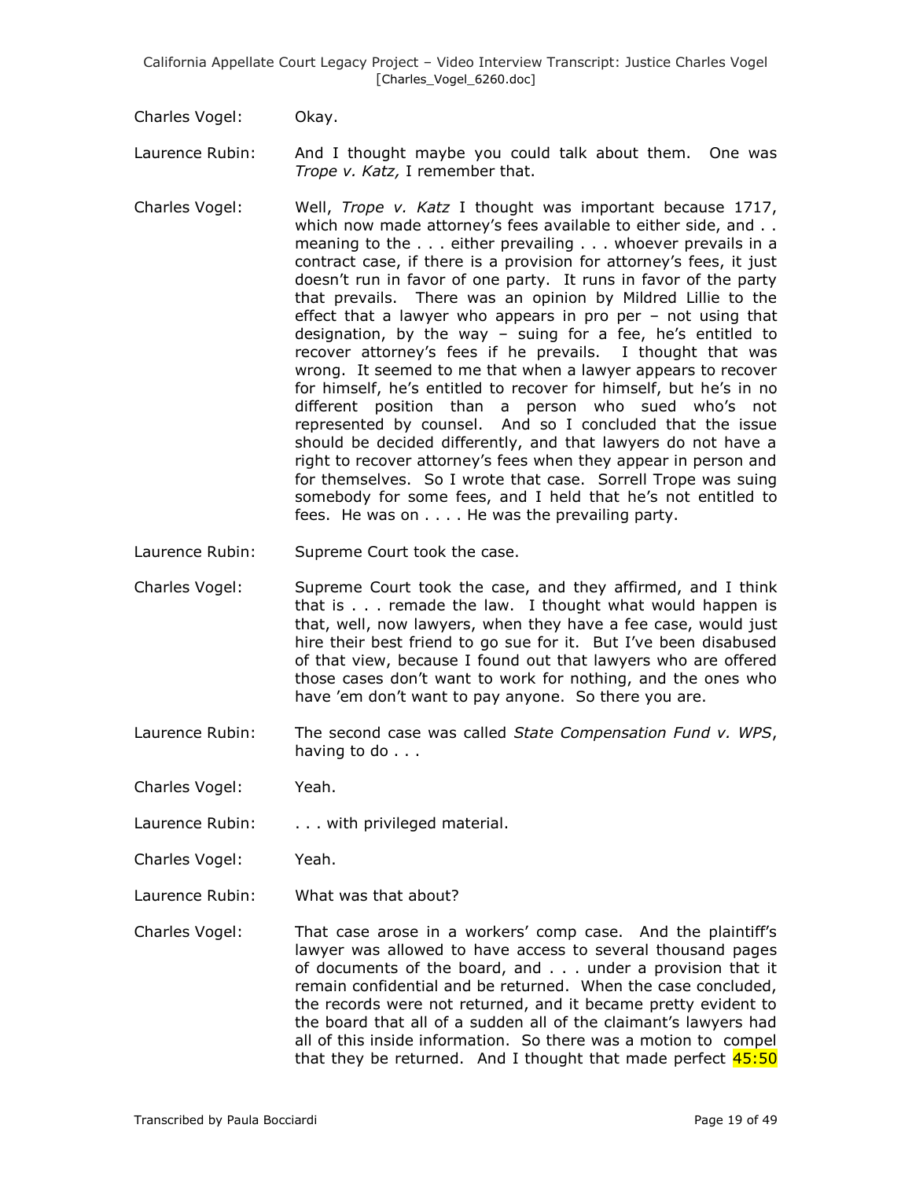Charles Vogel: Okay.

Laurence Rubin: And I thought maybe you could talk about them. One was *Trope v. Katz,* I remember that.

Charles Vogel: Well, *Trope v. Katz* I thought was important because 1717, which now made attorney's fees available to either side, and . . meaning to the . . . either prevailing . . . whoever prevails in a contract case, if there is a provision for attorney's fees, it just doesn't run in favor of one party. It runs in favor of the party that prevails. There was an opinion by Mildred Lillie to the effect that a lawyer who appears in pro per – not using that designation, by the way – suing for a fee, he's entitled to recover attorney's fees if he prevails. I thought that was wrong. It seemed to me that when a lawyer appears to recover for himself, he's entitled to recover for himself, but he's in no different position than a person who sued who's not represented by counsel. And so I concluded that the issue should be decided differently, and that lawyers do not have a right to recover attorney's fees when they appear in person and for themselves. So I wrote that case. Sorrell Trope was suing somebody for some fees, and I held that he's not entitled to fees. He was on . . . . He was the prevailing party.

Laurence Rubin: Supreme Court took the case.

Charles Vogel: Supreme Court took the case, and they affirmed, and I think that is . . . remade the law. I thought what would happen is that, well, now lawyers, when they have a fee case, would just hire their best friend to go sue for it. But I've been disabused of that view, because I found out that lawyers who are offered those cases don't want to work for nothing, and the ones who have 'em don't want to pay anyone. So there you are.

Laurence Rubin: The second case was called *State Compensation Fund v. WPS*, having to do . . .

Charles Vogel: Yeah.

Laurence Rubin: . . . with privileged material.

Charles Vogel: Yeah.

Laurence Rubin: What was that about?

Charles Vogel: That case arose in a workers' comp case. And the plaintiff's lawyer was allowed to have access to several thousand pages of documents of the board, and . . . under a provision that it remain confidential and be returned. When the case concluded, the records were not returned, and it became pretty evident to the board that all of a sudden all of the claimant's lawyers had all of this inside information. So there was a motion to compel that they be returned. And I thought that made perfect 45:50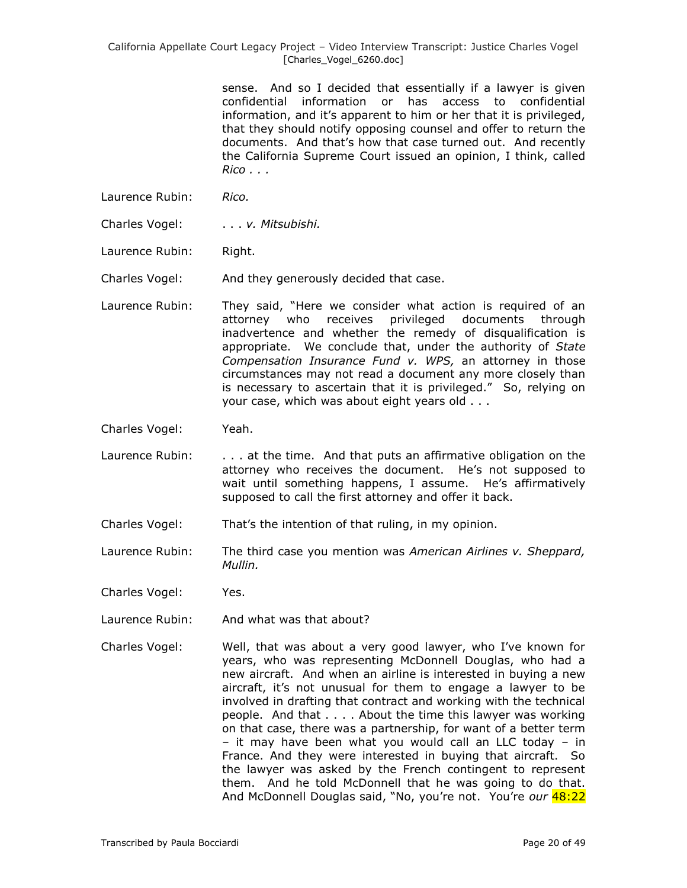sense. And so I decided that essentially if a lawyer is given confidential information or has access to confidential information, and it's apparent to him or her that it is privileged, that they should notify opposing counsel and offer to return the documents. And that's how that case turned out. And recently the California Supreme Court issued an opinion, I think, called *Rico . . .*

Laurence Rubin: *Rico.*

Charles Vogel: . . . *v. Mitsubishi.*

Laurence Rubin: Right.

Charles Vogel: And they generously decided that case.

Laurence Rubin: They said, "Here we consider what action is required of an attorney who receives privileged documents through inadvertence and whether the remedy of disqualification is appropriate. We conclude that, under the authority of *State Compensation Insurance Fund v. WPS,* an attorney in those circumstances may not read a document any more closely than is necessary to ascertain that it is privileged." So, relying on your case, which was about eight years old . . .

Charles Vogel: Yeah.

Laurence Rubin: . . . at the time. And that puts an affirmative obligation on the attorney who receives the document. He's not supposed to wait until something happens, I assume. He's affirmatively supposed to call the first attorney and offer it back.

Charles Vogel: That's the intention of that ruling, in my opinion.

Laurence Rubin: The third case you mention was *American Airlines v. Sheppard, Mullin.*

Charles Vogel: Yes.

Laurence Rubin: And what was that about?

Charles Vogel: Well, that was about a very good lawyer, who I've known for years, who was representing McDonnell Douglas, who had a new aircraft. And when an airline is interested in buying a new aircraft, it's not unusual for them to engage a lawyer to be involved in drafting that contract and working with the technical people. And that . . . . About the time this lawyer was working on that case, there was a partnership, for want of a better term – it may have been what you would call an LLC today – in France. And they were interested in buying that aircraft. So the lawyer was asked by the French contingent to represent them. And he told McDonnell that he was going to do that. And McDonnell Douglas said, "No, you're not. You're *our* 48:22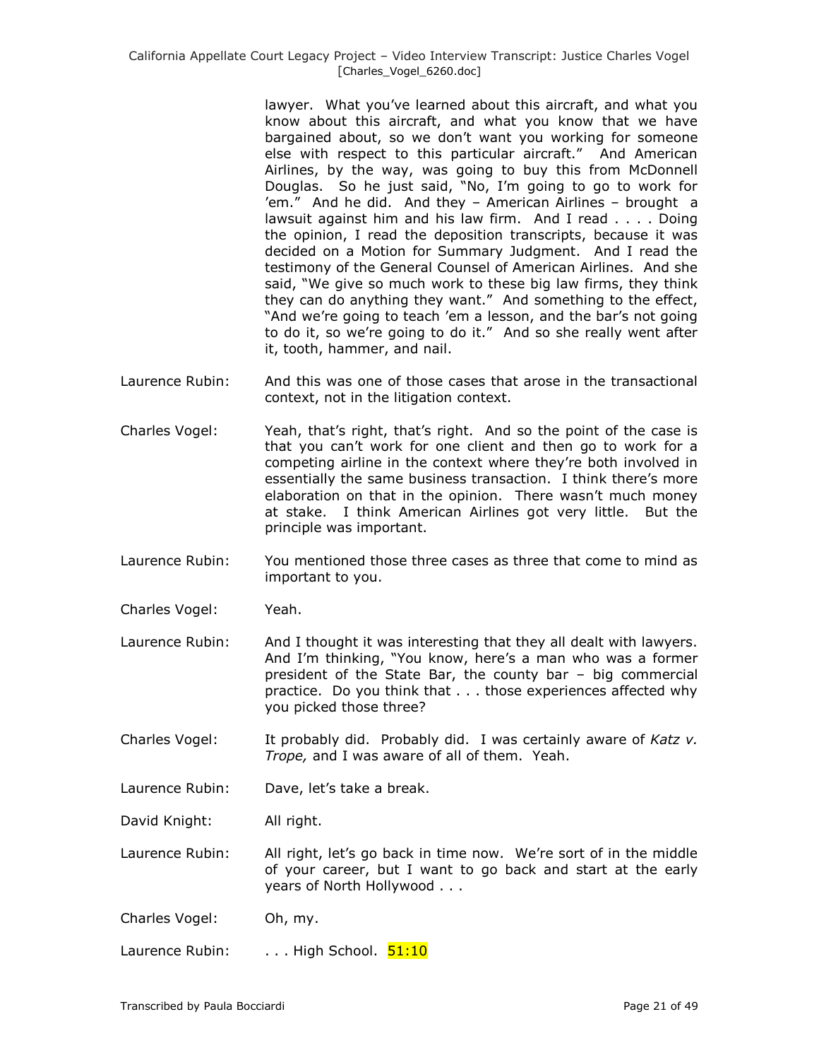lawyer. What you've learned about this aircraft, and what you know about this aircraft, and what you know that we have bargained about, so we don't want you working for someone else with respect to this particular aircraft." And American Airlines, by the way, was going to buy this from McDonnell Douglas. So he just said, "No, I'm going to go to work for 'em." And he did. And they – American Airlines – brought a lawsuit against him and his law firm. And I read . . . . Doing the opinion, I read the deposition transcripts, because it was decided on a Motion for Summary Judgment. And I read the testimony of the General Counsel of American Airlines. And she said, "We give so much work to these big law firms, they think they can do anything they want." And something to the effect, "And we're going to teach 'em a lesson, and the bar's not going to do it, so we're going to do it." And so she really went after it, tooth, hammer, and nail.

Laurence Rubin: And this was one of those cases that arose in the transactional context, not in the litigation context.

Charles Vogel: Yeah, that's right, that's right. And so the point of the case is that you can't work for one client and then go to work for a competing airline in the context where they're both involved in essentially the same business transaction. I think there's more elaboration on that in the opinion. There wasn't much money at stake. I think American Airlines got very little. But the principle was important.

Laurence Rubin: You mentioned those three cases as three that come to mind as important to you.

Charles Vogel: Yeah.

Laurence Rubin: And I thought it was interesting that they all dealt with lawyers. And I'm thinking, "You know, here's a man who was a former president of the State Bar, the county bar – big commercial practice. Do you think that . . . those experiences affected why you picked those three?

Charles Vogel: It probably did. Probably did. I was certainly aware of *Katz v. Trope,* and I was aware of all of them. Yeah.

Laurence Rubin: Dave, let's take a break.

David Knight: All right.

Laurence Rubin: All right, let's go back in time now. We're sort of in the middle of your career, but I want to go back and start at the early years of North Hollywood . . .

Charles Vogel: Oh, my.

Laurence Rubin: . . . High School. 51:10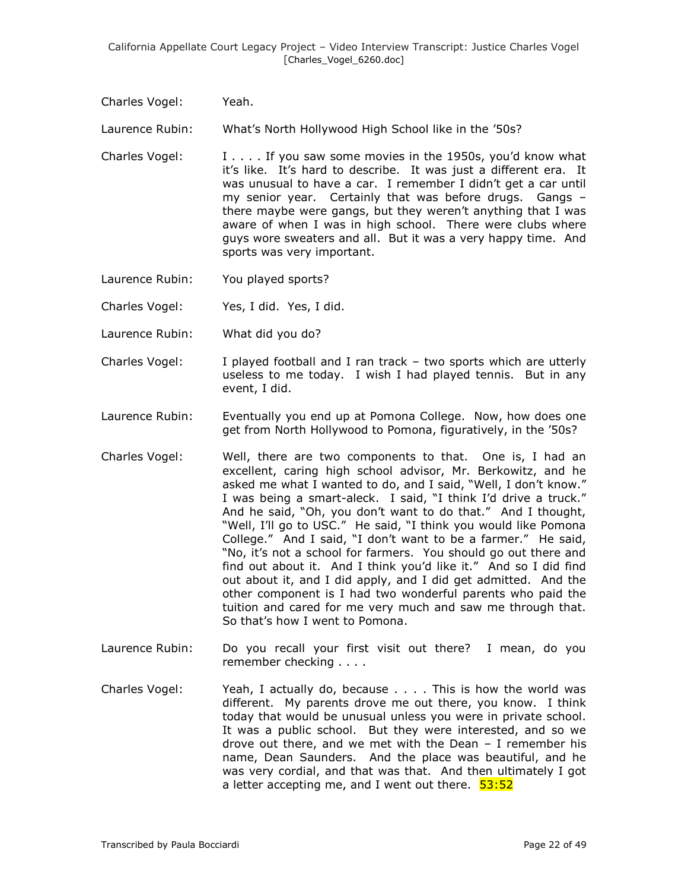Charles Vogel: Yeah.

Laurence Rubin: What's North Hollywood High School like in the '50s?

Charles Vogel: I . . . . If you saw some movies in the 1950s, you'd know what it's like. It's hard to describe. It was just a different era. It was unusual to have a car. I remember I didn't get a car until my senior year. Certainly that was before drugs. Gangs – there maybe were gangs, but they weren't anything that I was aware of when I was in high school. There were clubs where guys wore sweaters and all. But it was a very happy time. And sports was very important.

Laurence Rubin: You played sports?

Charles Vogel: Yes, I did. Yes, I did.

Laurence Rubin: What did you do?

Charles Vogel: I played football and I ran track – two sports which are utterly useless to me today. I wish I had played tennis. But in any event, I did.

Laurence Rubin: Eventually you end up at Pomona College. Now, how does one get from North Hollywood to Pomona, figuratively, in the '50s?

Charles Vogel: Well, there are two components to that. One is, I had an excellent, caring high school advisor, Mr. Berkowitz, and he asked me what I wanted to do, and I said, "Well, I don't know." I was being a smart-aleck. I said, "I think I'd drive a truck." And he said, "Oh, you don't want to do that." And I thought, "Well, I'll go to USC." He said, "I think you would like Pomona College." And I said, "I don't want to be a farmer." He said, "No, it's not a school for farmers. You should go out there and find out about it. And I think you'd like it." And so I did find out about it, and I did apply, and I did get admitted. And the other component is I had two wonderful parents who paid the tuition and cared for me very much and saw me through that. So that's how I went to Pomona.

Laurence Rubin: Do you recall your first visit out there? I mean, do you remember checking . . . .

Charles Vogel: Yeah, I actually do, because . . . . This is how the world was different. My parents drove me out there, you know. I think today that would be unusual unless you were in private school. It was a public school. But they were interested, and so we drove out there, and we met with the Dean – I remember his name, Dean Saunders. And the place was beautiful, and he was very cordial, and that was that. And then ultimately I got a letter accepting me, and I went out there. 53:52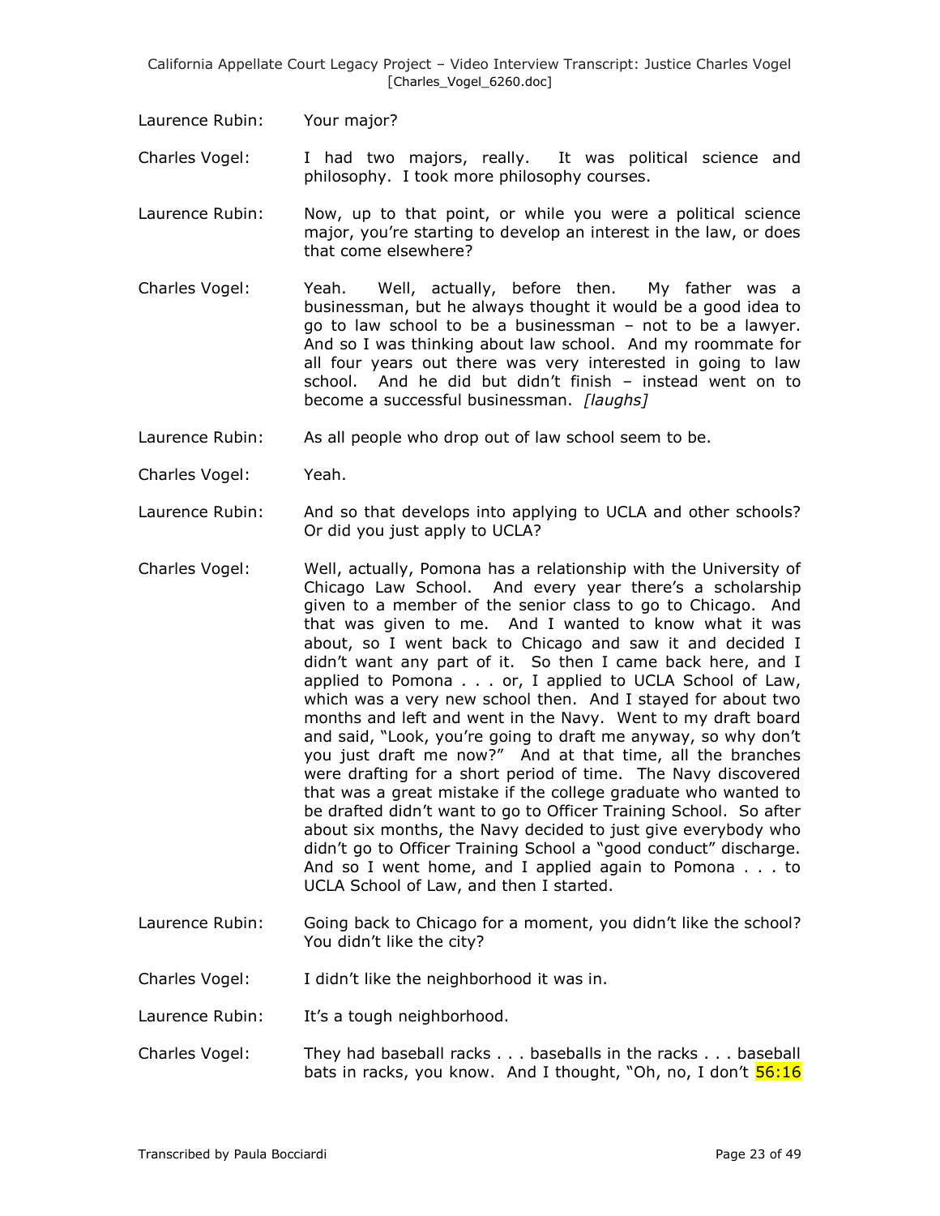Laurence Rubin: Your major?

Charles Vogel: I had two majors, really. It was political science and philosophy. I took more philosophy courses.

Laurence Rubin: Now, up to that point, or while you were a political science major, you're starting to develop an interest in the law, or does that come elsewhere?

Charles Vogel: Yeah. Well, actually, before then. My father was a businessman, but he always thought it would be a good idea to go to law school to be a businessman – not to be a lawyer. And so I was thinking about law school. And my roommate for all four years out there was very interested in going to law school. And he did but didn't finish – instead went on to become a successful businessman. *[laughs]*

Laurence Rubin: As all people who drop out of law school seem to be.

Charles Vogel: Yeah.

Laurence Rubin: And so that develops into applying to UCLA and other schools? Or did you just apply to UCLA?

Charles Vogel: Well, actually, Pomona has a relationship with the University of Chicago Law School. And every year there's a scholarship given to a member of the senior class to go to Chicago. And that was given to me. And I wanted to know what it was about, so I went back to Chicago and saw it and decided I didn't want any part of it. So then I came back here, and I applied to Pomona . . . or, I applied to UCLA School of Law, which was a very new school then. And I stayed for about two months and left and went in the Navy. Went to my draft board and said, "Look, you're going to draft me anyway, so why don't you just draft me now?" And at that time, all the branches were drafting for a short period of time. The Navy discovered that was a great mistake if the college graduate who wanted to be drafted didn't want to go to Officer Training School. So after about six months, the Navy decided to just give everybody who didn't go to Officer Training School a "good conduct" discharge. And so I went home, and I applied again to Pomona . . . to UCLA School of Law, and then I started.

Laurence Rubin: Going back to Chicago for a moment, you didn't like the school? You didn't like the city?

Charles Vogel: I didn't like the neighborhood it was in.

Laurence Rubin: It's a tough neighborhood.

Charles Vogel: They had baseball racks . . . baseballs in the racks . . . baseball bats in racks, you know. And I thought, "Oh, no, I don't 56:16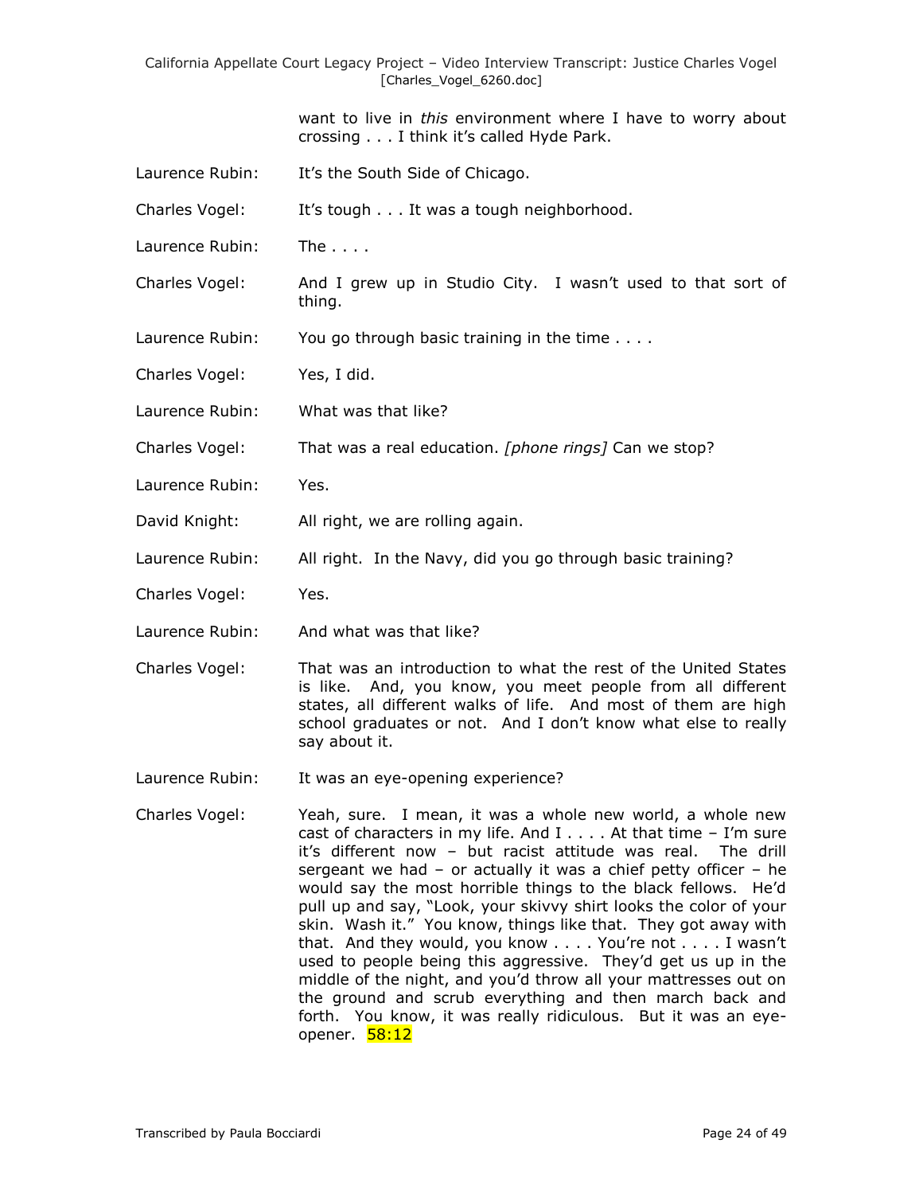want to live in *this* environment where I have to worry about crossing . . . I think it's called Hyde Park.

Laurence Rubin: It's the South Side of Chicago.

Charles Vogel: It's tough . . . It was a tough neighborhood.

Laurence Rubin: The . . . .

Charles Vogel: And I grew up in Studio City. I wasn't used to that sort of thing.

Laurence Rubin: You go through basic training in the time . . . .

Charles Vogel: Yes, I did.

Laurence Rubin: What was that like?

Charles Vogel: That was a real education. *[phone rings]* Can we stop?

Laurence Rubin: Yes.

David Knight: All right, we are rolling again.

Laurence Rubin: All right. In the Navy, did you go through basic training?

Charles Vogel: Yes.

Laurence Rubin: And what was that like?

Charles Vogel: That was an introduction to what the rest of the United States is like. And, you know, you meet people from all different states, all different walks of life. And most of them are high school graduates or not. And I don't know what else to really say about it.

Laurence Rubin: It was an eye-opening experience?

Charles Vogel: Yeah, sure. I mean, it was a whole new world, a whole new cast of characters in my life. And I . . . . At that time – I'm sure it's different now – but racist attitude was real. The drill sergeant we had – or actually it was a chief petty officer – he would say the most horrible things to the black fellows. He'd pull up and say, "Look, your skivvy shirt looks the color of your skin. Wash it." You know, things like that. They got away with that. And they would, you know . . . . You're not . . . . I wasn't used to people being this aggressive. They'd get us up in the middle of the night, and you'd throw all your mattresses out on the ground and scrub everything and then march back and forth. You know, it was really ridiculous. But it was an eye-opener. 58:12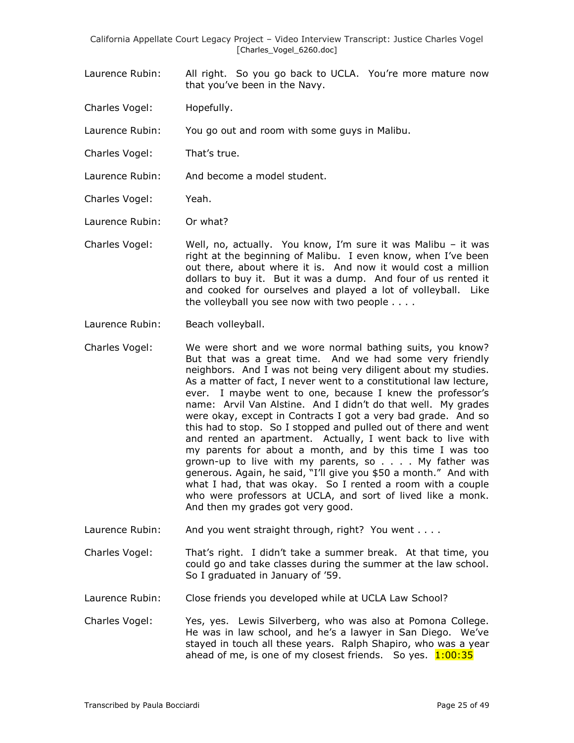Laurence Rubin: All right. So you go back to UCLA. You're more mature now that you've been in the Navy.

Charles Vogel: Hopefully.

Laurence Rubin: You go out and room with some guys in Malibu.

Charles Vogel: That's true.

Laurence Rubin: And become a model student.

Charles Vogel: Yeah.

Laurence Rubin: Or what?

Charles Vogel: Well, no, actually. You know, I'm sure it was Malibu – it was right at the beginning of Malibu. I even know, when I've been out there, about where it is. And now it would cost a million dollars to buy it. But it was a dump. And four of us rented it and cooked for ourselves and played a lot of volleyball. Like the volleyball you see now with two people . . . .

Laurence Rubin: Beach volleyball.

Charles Vogel: We were short and we wore normal bathing suits, you know? But that was a great time. And we had some very friendly neighbors. And I was not being very diligent about my studies. As a matter of fact, I never went to a constitutional law lecture, ever. I maybe went to one, because I knew the professor's name: Arvil Van Alstine. And I didn't do that well. My grades were okay, except in Contracts I got a very bad grade. And so this had to stop. So I stopped and pulled out of there and went and rented an apartment. Actually, I went back to live with my parents for about a month, and by this time I was too grown-up to live with my parents, so . . . . My father was generous. Again, he said, "I'll give you $50 a month." And with what I had, that was okay. So I rented a room with a couple who were professors at UCLA, and sort of lived like a monk. And then my grades got very good.

Laurence Rubin: And you went straight through, right? You went . . . .

Charles Vogel: That's right. I didn't take a summer break. At that time, you could go and take classes during the summer at the law school. So I graduated in January of '59.

Laurence Rubin: Close friends you developed while at UCLA Law School?

Charles Vogel: Yes, yes. Lewis Silverberg, who was also at Pomona College. He was in law school, and he's a lawyer in San Diego. We've stayed in touch all these years. Ralph Shapiro, who was a year ahead of me, is one of my closest friends. So yes. 1:00:35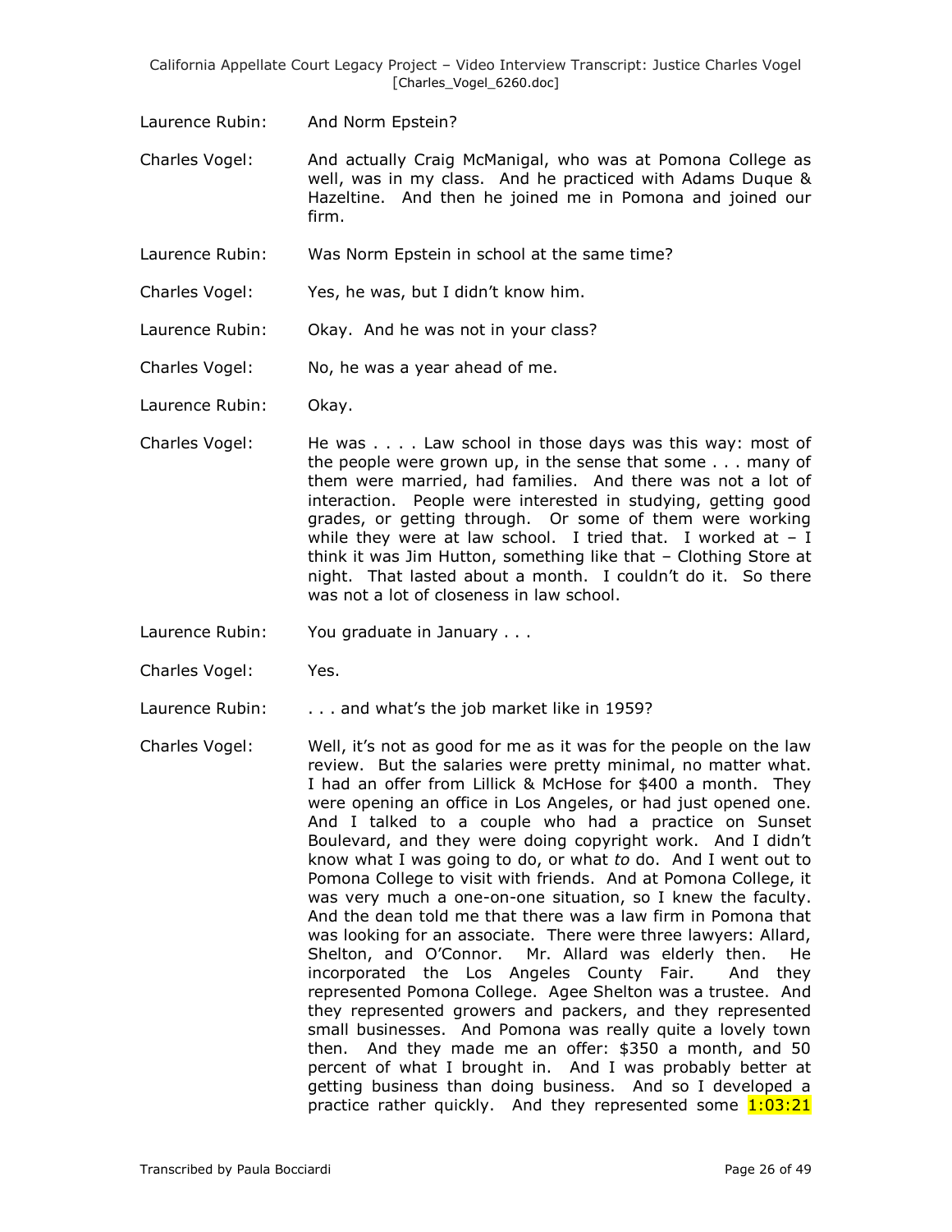Laurence Rubin: And Norm Epstein?

Charles Vogel: And actually Craig McManigal, who was at Pomona College as well, was in my class. And he practiced with Adams Duque & Hazeltine. And then he joined me in Pomona and joined our firm.

Laurence Rubin: Was Norm Epstein in school at the same time?

Charles Vogel: Yes, he was, but I didn't know him.

Laurence Rubin: Okay. And he was not in your class?

Charles Vogel: No, he was a year ahead of me.

Laurence Rubin: Okay.

Charles Vogel: He was . . . . Law school in those days was this way: most of the people were grown up, in the sense that some . . . many of them were married, had families. And there was not a lot of interaction. People were interested in studying, getting good grades, or getting through. Or some of them were working while they were at law school. I tried that. I worked at – I think it was Jim Hutton, something like that – Clothing Store at night. That lasted about a month. I couldn't do it. So there was not a lot of closeness in law school.

Laurence Rubin: You graduate in January . . .

Charles Vogel: Yes.

Laurence Rubin: . . . and what's the job market like in 1959?

Charles Vogel: Well, it's not as good for me as it was for the people on the law review. But the salaries were pretty minimal, no matter what. I had an offer from Lillick & McHose for $400 a month. They were opening an office in Los Angeles, or had just opened one. And I talked to a couple who had a practice on Sunset Boulevard, and they were doing copyright work. And I didn't know what I was going to do, or what *to* do. And I went out to Pomona College to visit with friends. And at Pomona College, it was very much a one-on-one situation, so I knew the faculty. And the dean told me that there was a law firm in Pomona that was looking for an associate. There were three lawyers: Allard, Shelton, and O'Connor. Mr. Allard was elderly then. He incorporated the Los Angeles County Fair. And they represented Pomona College. Agee Shelton was a trustee. And they represented growers and packers, and they represented small businesses. And Pomona was really quite a lovely town then. And they made me an offer: $350 a month, and 50 percent of what I brought in. And I was probably better at getting business than doing business. And so I developed a practice rather quickly. And they represented some 1:03:21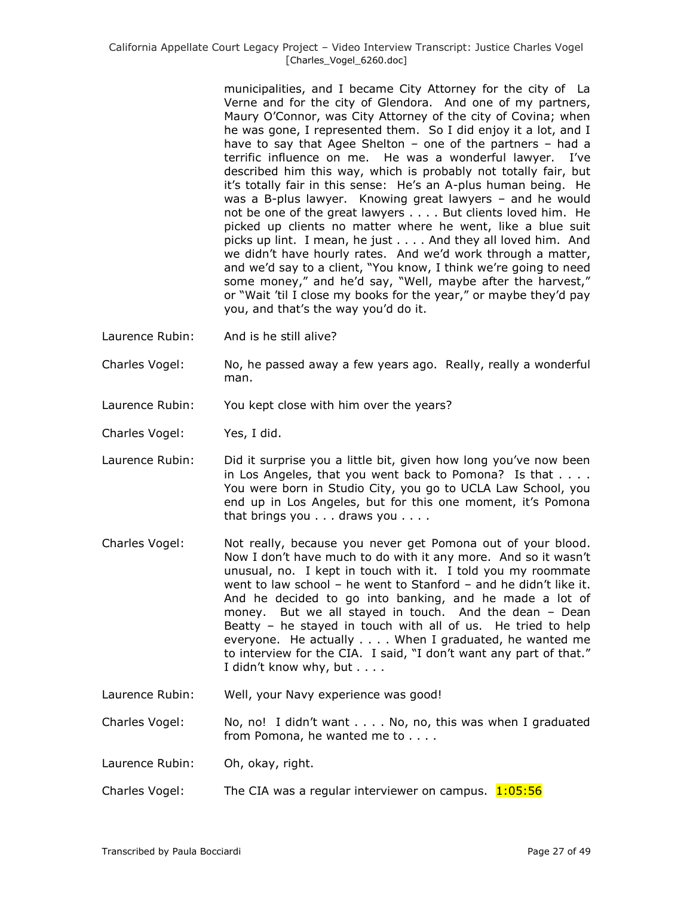municipalities, and I became City Attorney for the city of La Verne and for the city of Glendora. And one of my partners, Maury O'Connor, was City Attorney of the city of Covina; when he was gone, I represented them. So I did enjoy it a lot, and I have to say that Agee Shelton – one of the partners – had a terrific influence on me. He was a wonderful lawyer. I've described him this way, which is probably not totally fair, but it's totally fair in this sense: He's an A-plus human being. He was a B-plus lawyer. Knowing great lawyers – and he would not be one of the great lawyers . . . . But clients loved him. He picked up clients no matter where he went, like a blue suit picks up lint. I mean, he just . . . . And they all loved him. And we didn't have hourly rates. And we'd work through a matter, and we'd say to a client, "You know, I think we're going to need some money," and he'd say, "Well, maybe after the harvest," or "Wait 'til I close my books for the year," or maybe they'd pay you, and that's the way you'd do it.

Laurence Rubin: And is he still alive?

Charles Vogel: No, he passed away a few years ago. Really, really a wonderful man.

Laurence Rubin: You kept close with him over the years?

Charles Vogel: Yes, I did.

Laurence Rubin: Did it surprise you a little bit, given how long you've now been in Los Angeles, that you went back to Pomona? Is that . . . . You were born in Studio City, you go to UCLA Law School, you end up in Los Angeles, but for this one moment, it's Pomona that brings you . . . draws you . . . .

Charles Vogel: Not really, because you never get Pomona out of your blood. Now I don't have much to do with it any more. And so it wasn't unusual, no. I kept in touch with it. I told you my roommate went to law school – he went to Stanford – and he didn't like it. And he decided to go into banking, and he made a lot of money. But we all stayed in touch. And the dean – Dean Beatty – he stayed in touch with all of us. He tried to help everyone. He actually . . . . When I graduated, he wanted me to interview for the CIA. I said, "I don't want any part of that." I didn't know why, but . . . .

Laurence Rubin: Well, your Navy experience was good!

Charles Vogel: No, no! I didn't want . . . . No, no, this was when I graduated from Pomona, he wanted me to . . . .

Laurence Rubin: Oh, okay, right.

Charles Vogel: The CIA was a regular interviewer on campus. 1:05:56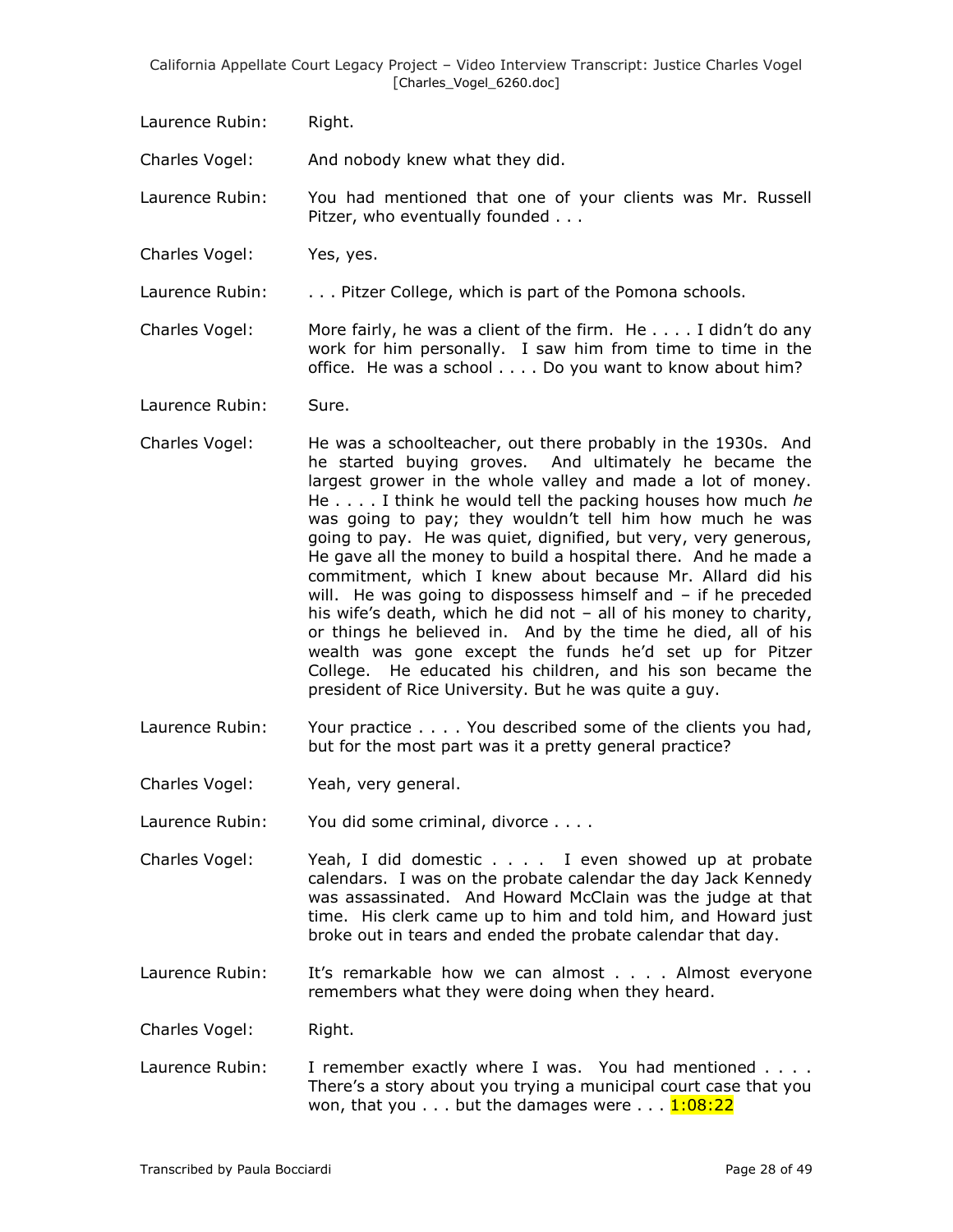Laurence Rubin: Right.

Charles Vogel: And nobody knew what they did.

Laurence Rubin: You had mentioned that one of your clients was Mr. Russell Pitzer, who eventually founded . . .

Charles Vogel: Yes, yes.

Laurence Rubin: . . . Pitzer College, which is part of the Pomona schools.

Charles Vogel: More fairly, he was a client of the firm. He . . . . I didn't do any work for him personally. I saw him from time to time in the office. He was a school . . . . Do you want to know about him?

Laurence Rubin: Sure.

Charles Vogel: He was a schoolteacher, out there probably in the 1930s. And he started buying groves. And ultimately he became the largest grower in the whole valley and made a lot of money. He . . . . I think he would tell the packing houses how much *he* was going to pay; they wouldn't tell him how much he was going to pay. He was quiet, dignified, but very, very generous, He gave all the money to build a hospital there. And he made a commitment, which I knew about because Mr. Allard did his will. He was going to dispossess himself and – if he preceded his wife's death, which he did not – all of his money to charity, or things he believed in. And by the time he died, all of his wealth was gone except the funds he'd set up for Pitzer College. He educated his children, and his son became the president of Rice University. But he was quite a guy.

Laurence Rubin: Your practice . . . . You described some of the clients you had, but for the most part was it a pretty general practice?

Charles Vogel: Yeah, very general.

Laurence Rubin: You did some criminal, divorce . . . .

Charles Vogel: Yeah, I did domestic . . . . I even showed up at probate calendars. I was on the probate calendar the day Jack Kennedy was assassinated. And Howard McClain was the judge at that time. His clerk came up to him and told him, and Howard just broke out in tears and ended the probate calendar that day.

Laurence Rubin: It's remarkable how we can almost . . . . Almost everyone remembers what they were doing when they heard.

Charles Vogel: Right.

Laurence Rubin: I remember exactly where I was. You had mentioned . . . . There's a story about you trying a municipal court case that you won, that you . . . but the damages were . . . 1:08:22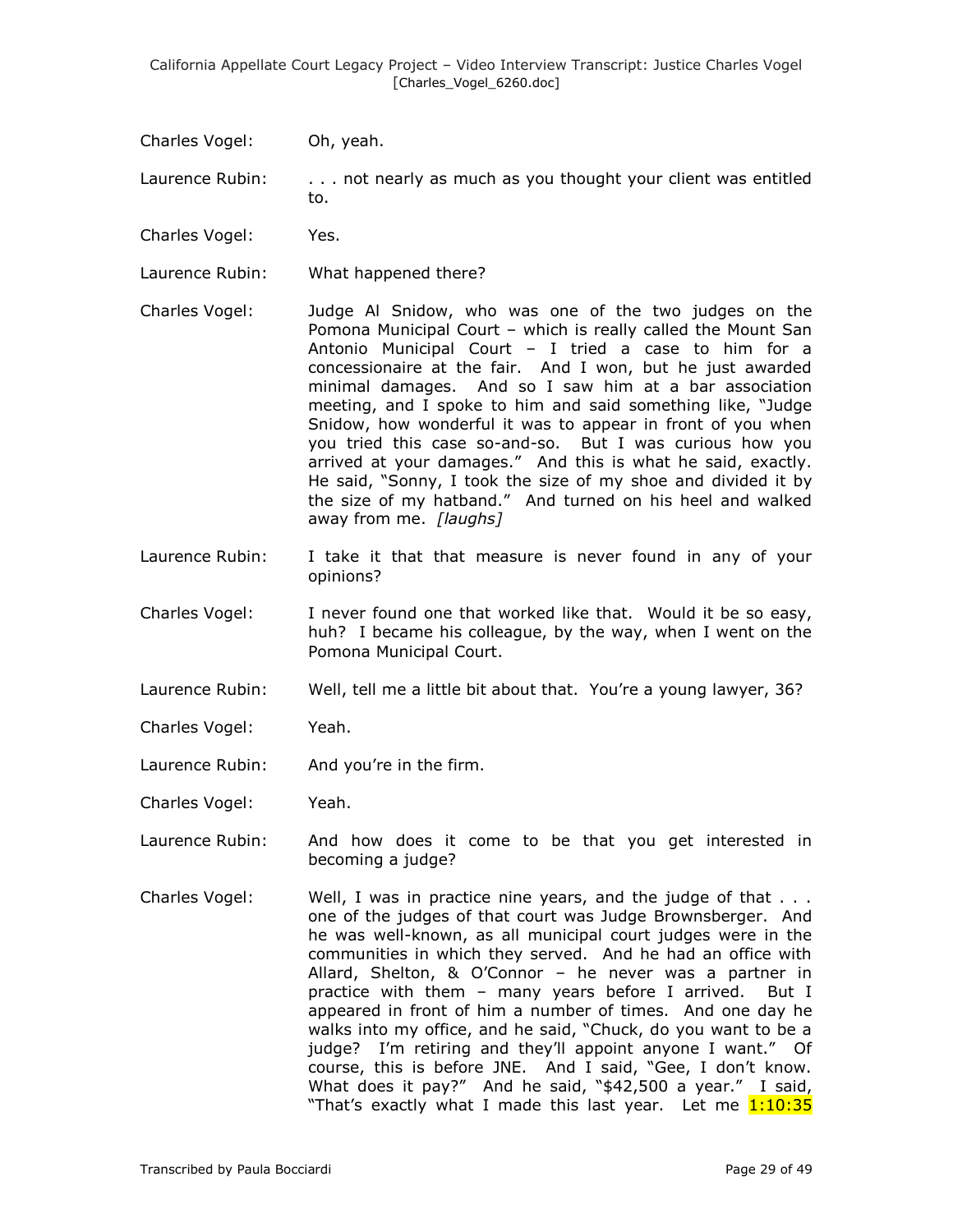Charles Vogel: Oh, yeah.

Laurence Rubin: . . . not nearly as much as you thought your client was entitled to.

Charles Vogel: Yes.

Laurence Rubin: What happened there?

Charles Vogel: Judge Al Snidow, who was one of the two judges on the Pomona Municipal Court – which is really called the Mount San Antonio Municipal Court – I tried a case to him for a concessionaire at the fair. And I won, but he just awarded minimal damages. And so I saw him at a bar association meeting, and I spoke to him and said something like, "Judge Snidow, how wonderful it was to appear in front of you when you tried this case so-and-so. But I was curious how you arrived at your damages." And this is what he said, exactly. He said, "Sonny, I took the size of my shoe and divided it by the size of my hatband." And turned on his heel and walked away from me. *[laughs]*

Laurence Rubin: I take it that that measure is never found in any of your opinions?

Charles Vogel: I never found one that worked like that. Would it be so easy, huh? I became his colleague, by the way, when I went on the Pomona Municipal Court.

Laurence Rubin: Well, tell me a little bit about that. You're a young lawyer, 36?

Charles Vogel: Yeah.

Laurence Rubin: And you're in the firm.

Charles Vogel: Yeah.

Laurence Rubin: And how does it come to be that you get interested in becoming a judge?

Charles Vogel: Well, I was in practice nine years, and the judge of that . . . one of the judges of that court was Judge Brownsberger. And he was well-known, as all municipal court judges were in the communities in which they served. And he had an office with Allard, Shelton, & O'Connor – he never was a partner in practice with them – many years before I arrived. But I appeared in front of him a number of times. And one day he walks into my office, and he said, "Chuck, do you want to be a judge? I'm retiring and they'll appoint anyone I want." Of course, this is before JNE. And I said, "Gee, I don't know. What does it pay?" And he said, "$42,500 a year." I said, "That's exactly what I made this last year. Let me 1:10:35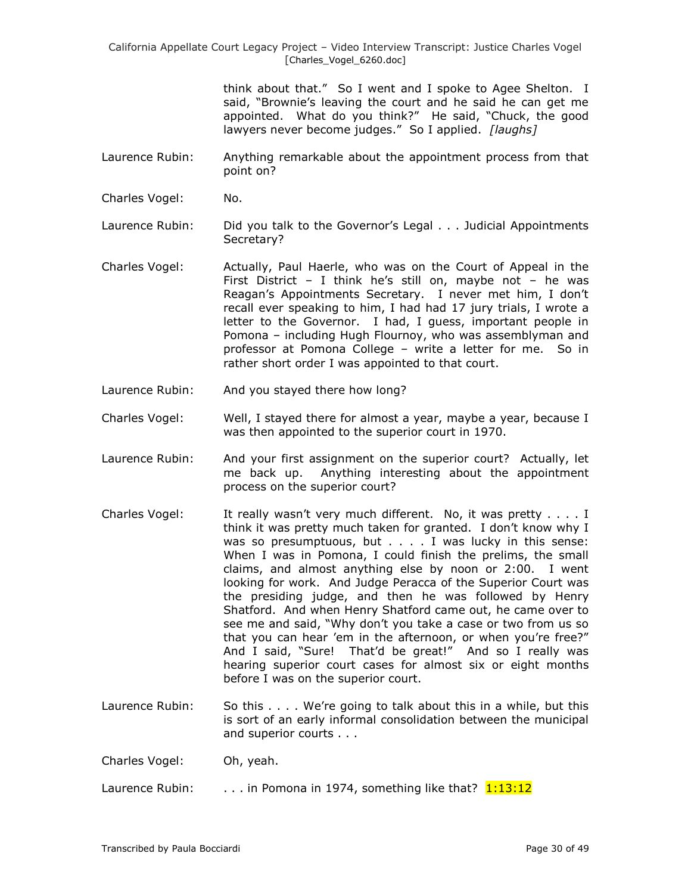think about that." So I went and I spoke to Agee Shelton. I said, "Brownie's leaving the court and he said he can get me appointed. What do you think?" He said, "Chuck, the good lawyers never become judges." So I applied. *[laughs]*

Laurence Rubin: Anything remarkable about the appointment process from that point on?

Charles Vogel: No.

Laurence Rubin: Did you talk to the Governor's Legal . . . Judicial Appointments Secretary?

Charles Vogel: Actually, Paul Haerle, who was on the Court of Appeal in the First District – I think he's still on, maybe not – he was Reagan's Appointments Secretary. I never met him, I don't recall ever speaking to him, I had had 17 jury trials, I wrote a letter to the Governor. I had, I guess, important people in Pomona – including Hugh Flournoy, who was assemblyman and professor at Pomona College – write a letter for me. So in rather short order I was appointed to that court.

Laurence Rubin: And you stayed there how long?

Charles Vogel: Well, I stayed there for almost a year, maybe a year, because I was then appointed to the superior court in 1970.

Laurence Rubin: And your first assignment on the superior court? Actually, let me back up. Anything interesting about the appointment process on the superior court?

Charles Vogel: It really wasn't very much different. No, it was pretty . . . . I think it was pretty much taken for granted. I don't know why I was so presumptuous, but . . . . I was lucky in this sense: When I was in Pomona, I could finish the prelims, the small claims, and almost anything else by noon or 2:00. I went looking for work. And Judge Peracca of the Superior Court was the presiding judge, and then he was followed by Henry Shatford. And when Henry Shatford came out, he came over to see me and said, "Why don't you take a case or two from us so that you can hear 'em in the afternoon, or when you're free?" And I said, "Sure! That'd be great!" And so I really was hearing superior court cases for almost six or eight months before I was on the superior court.

Laurence Rubin: So this . . . . We're going to talk about this in a while, but this is sort of an early informal consolidation between the municipal and superior courts . . .

Charles Vogel: Oh, yeah.

Laurence Rubin: . . . in Pomona in 1974, something like that? 1:13:12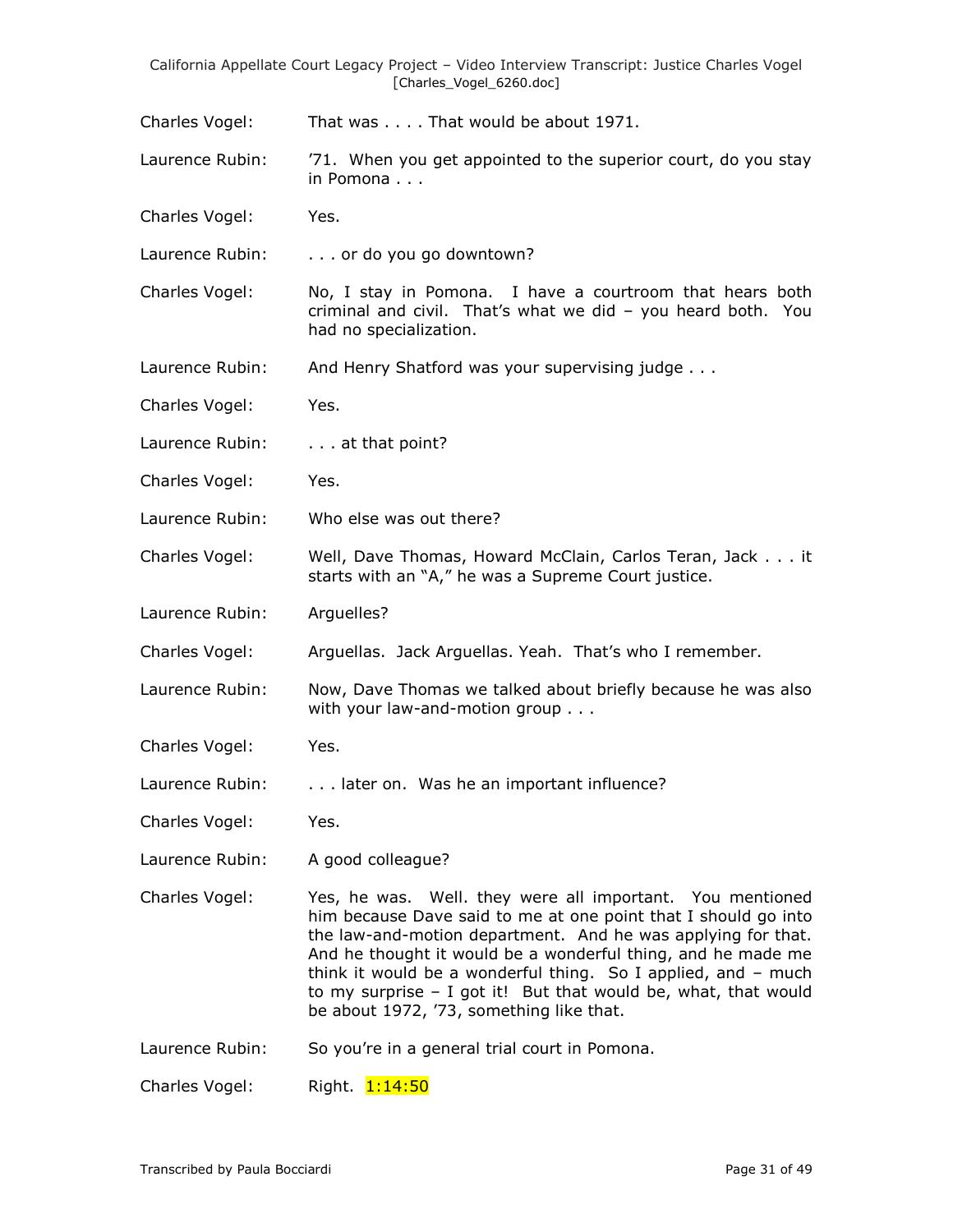Charles Vogel: That was . . . . That would be about 1971.

Laurence Rubin: ’71. When you get appointed to the superior court, do you stay in Pomona . . .

Charles Vogel: Yes.

Laurence Rubin: . . . or do you go downtown?

Charles Vogel: No, I stay in Pomona. I have a courtroom that hears both criminal and civil. That’s what we did – you heard both. You had no specialization.

Laurence Rubin: And Henry Shatford was your supervising judge . . .

Charles Vogel: Yes.

Laurence Rubin: . . . at that point?

Charles Vogel: Yes.

Laurence Rubin: Who else was out there?

Charles Vogel: Well, Dave Thomas, Howard McClain, Carlos Teran, Jack . . . it starts with an “A,” he was a Supreme Court justice.

Laurence Rubin: Arguelles?

Charles Vogel: Arguellas. Jack Arguellas. Yeah. That’s who I remember.

Laurence Rubin: Now, Dave Thomas we talked about briefly because he was also with your law-and-motion group . . .

Charles Vogel: Yes.

Laurence Rubin: . . . later on. Was he an important influence?

Charles Vogel: Yes.

Laurence Rubin: A good colleague?

Charles Vogel: Yes, he was. Well. they were all important. You mentioned him because Dave said to me at one point that I should go into the law-and-motion department. And he was applying for that. And he thought it would be a wonderful thing, and he made me think it would be a wonderful thing. So I applied, and – much to my surprise – I got it! But that would be, what, that would be about 1972, ’73, something like that.

Laurence Rubin: So you’re in a general trial court in Pomona.

Charles Vogel: Right. 1:14:50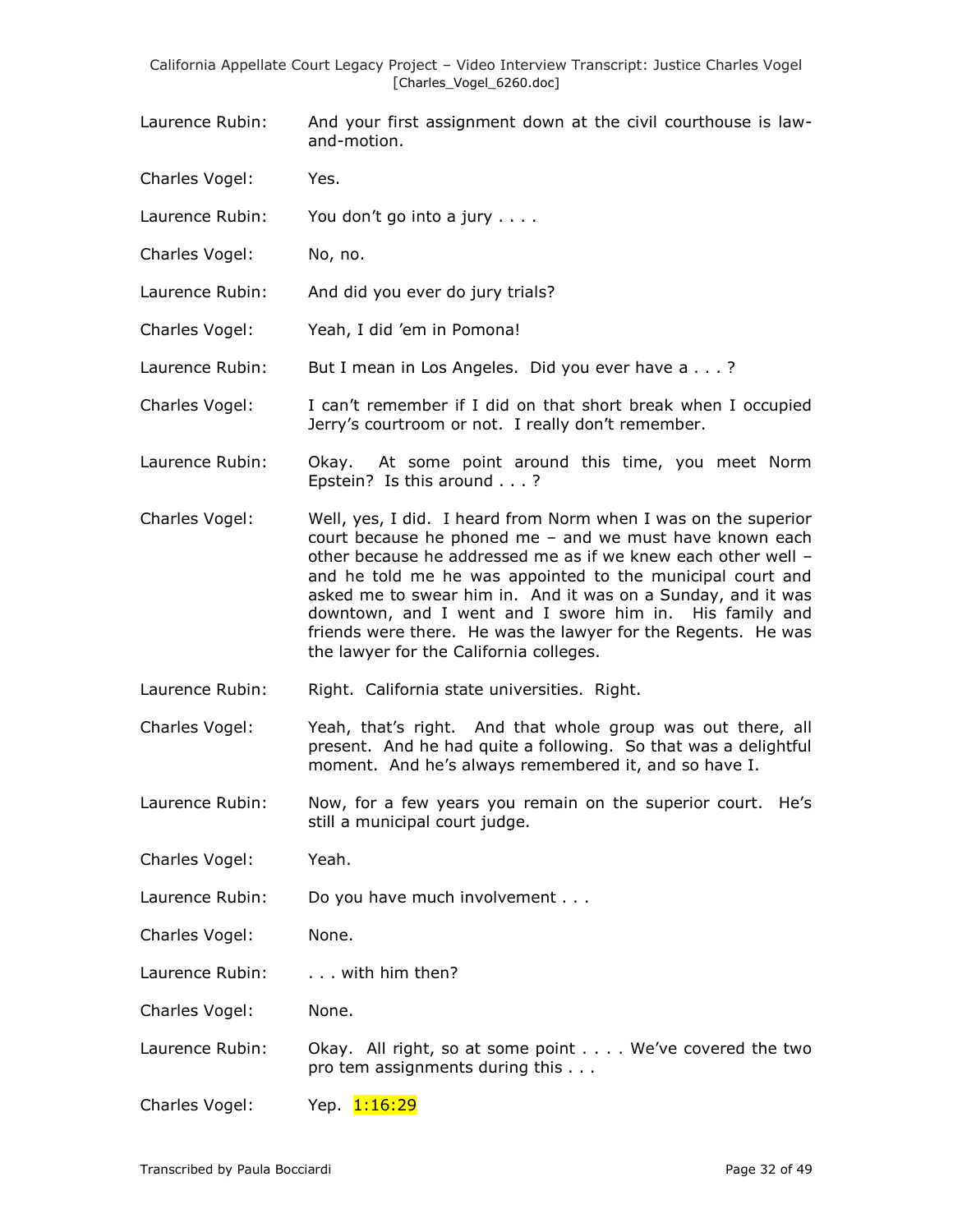Laurence Rubin: And your first assignment down at the civil courthouse is law-and-motion.

Charles Vogel: Yes.

Laurence Rubin: You don't go into a jury . . . .

Charles Vogel: No, no.

Laurence Rubin: And did you ever do jury trials?

Charles Vogel: Yeah, I did 'em in Pomona!

Laurence Rubin: But I mean in Los Angeles. Did you ever have a . . . ?

Charles Vogel: I can't remember if I did on that short break when I occupied Jerry's courtroom or not. I really don't remember.

Laurence Rubin: Okay. At some point around this time, you meet Norm Epstein? Is this around . . . ?

Charles Vogel: Well, yes, I did. I heard from Norm when I was on the superior court because he phoned me – and we must have known each other because he addressed me as if we knew each other well – and he told me he was appointed to the municipal court and asked me to swear him in. And it was on a Sunday, and it was downtown, and I went and I swore him in. His family and friends were there. He was the lawyer for the Regents. He was the lawyer for the California colleges.

Laurence Rubin: Right. California state universities. Right.

Charles Vogel: Yeah, that's right. And that whole group was out there, all present. And he had quite a following. So that was a delightful moment. And he's always remembered it, and so have I.

Laurence Rubin: Now, for a few years you remain on the superior court. He's still a municipal court judge.

Charles Vogel: Yeah.

Laurence Rubin: Do you have much involvement . . .

Charles Vogel: None.

Laurence Rubin: . . . with him then?

Charles Vogel: None.

Laurence Rubin: Okay. All right, so at some point . . . . We've covered the two pro tem assignments during this . . .

Charles Vogel: Yep. 1:16:29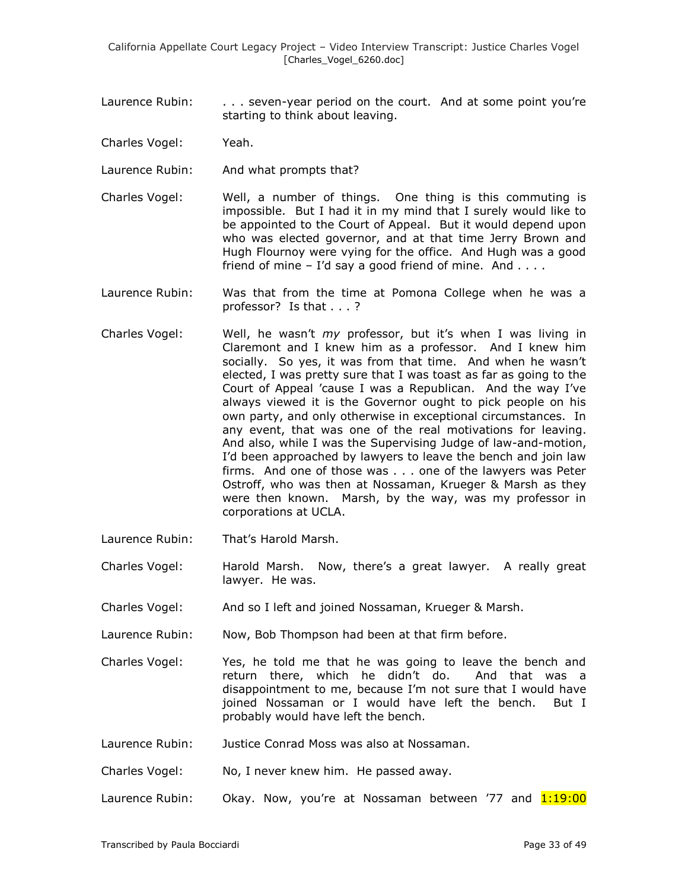Laurence Rubin: . . . seven-year period on the court. And at some point you're starting to think about leaving.

Charles Vogel: Yeah.

Laurence Rubin: And what prompts that?

Charles Vogel: Well, a number of things. One thing is this commuting is impossible. But I had it in my mind that I surely would like to be appointed to the Court of Appeal. But it would depend upon who was elected governor, and at that time Jerry Brown and Hugh Flournoy were vying for the office. And Hugh was a good friend of mine – I'd say a good friend of mine. And . . . .

Laurence Rubin: Was that from the time at Pomona College when he was a professor? Is that . . . ?

Charles Vogel: Well, he wasn't *my* professor, but it's when I was living in Claremont and I knew him as a professor. And I knew him socially. So yes, it was from that time. And when he wasn't elected, I was pretty sure that I was toast as far as going to the Court of Appeal 'cause I was a Republican. And the way I've always viewed it is the Governor ought to pick people on his own party, and only otherwise in exceptional circumstances. In any event, that was one of the real motivations for leaving. And also, while I was the Supervising Judge of law-and-motion, I'd been approached by lawyers to leave the bench and join law firms. And one of those was . . . one of the lawyers was Peter Ostroff, who was then at Nossaman, Krueger & Marsh as they were then known. Marsh, by the way, was my professor in corporations at UCLA.

Laurence Rubin: That's Harold Marsh.

Charles Vogel: Harold Marsh. Now, there's a great lawyer. A really great lawyer. He was.

Charles Vogel: And so I left and joined Nossaman, Krueger & Marsh.

Laurence Rubin: Now, Bob Thompson had been at that firm before.

Charles Vogel: Yes, he told me that he was going to leave the bench and return there, which he didn't do. And that was a disappointment to me, because I'm not sure that I would have joined Nossaman or I would have left the bench. But I probably would have left the bench.

Laurence Rubin: Justice Conrad Moss was also at Nossaman.

Charles Vogel: No, I never knew him. He passed away.

Laurence Rubin: Okay. Now, you're at Nossaman between '77 and 1:19:00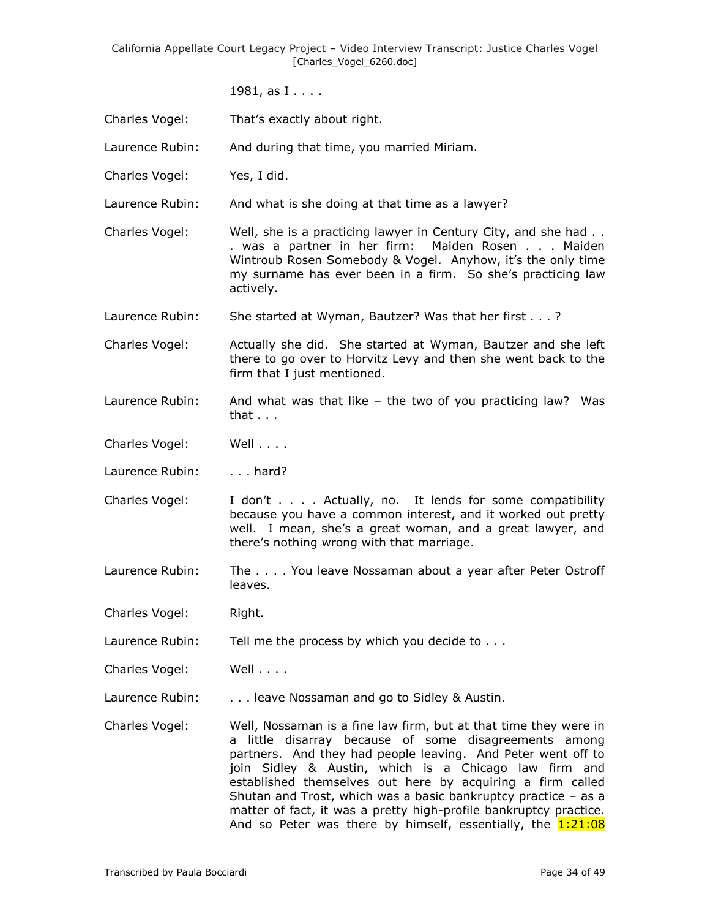1981, as I . . . .

Charles Vogel: That's exactly about right.

Laurence Rubin: And during that time, you married Miriam.

Charles Vogel: Yes, I did.

Laurence Rubin: And what is she doing at that time as a lawyer?

Charles Vogel: Well, she is a practicing lawyer in Century City, and she had . . . was a partner in her firm: Maiden Rosen . . . Maiden Wintroub Rosen Somebody & Vogel. Anyhow, it's the only time my surname has ever been in a firm. So she's practicing law actively.

Laurence Rubin: She started at Wyman, Bautzer? Was that her first . . . ?

Charles Vogel: Actually she did. She started at Wyman, Bautzer and she left there to go over to Horvitz Levy and then she went back to the firm that I just mentioned.

Laurence Rubin: And what was that like – the two of you practicing law? Was that . . .

Charles Vogel: Well . . . .

Laurence Rubin: . . . hard?

Charles Vogel: I don't . . . . Actually, no. It lends for some compatibility because you have a common interest, and it worked out pretty well. I mean, she's a great woman, and a great lawyer, and there's nothing wrong with that marriage.

Laurence Rubin: The . . . . You leave Nossaman about a year after Peter Ostroff leaves.

Charles Vogel: Right.

Laurence Rubin: Tell me the process by which you decide to . . .

Charles Vogel: Well . . . .

Laurence Rubin: . . . leave Nossaman and go to Sidley & Austin.

Charles Vogel: Well, Nossaman is a fine law firm, but at that time they were in a little disarray because of some disagreements among partners. And they had people leaving. And Peter went off to join Sidley & Austin, which is a Chicago law firm and established themselves out here by acquiring a firm called Shutan and Trost, which was a basic bankruptcy practice – as a matter of fact, it was a pretty high-profile bankruptcy practice. And so Peter was there by himself, essentially, the 1:21:08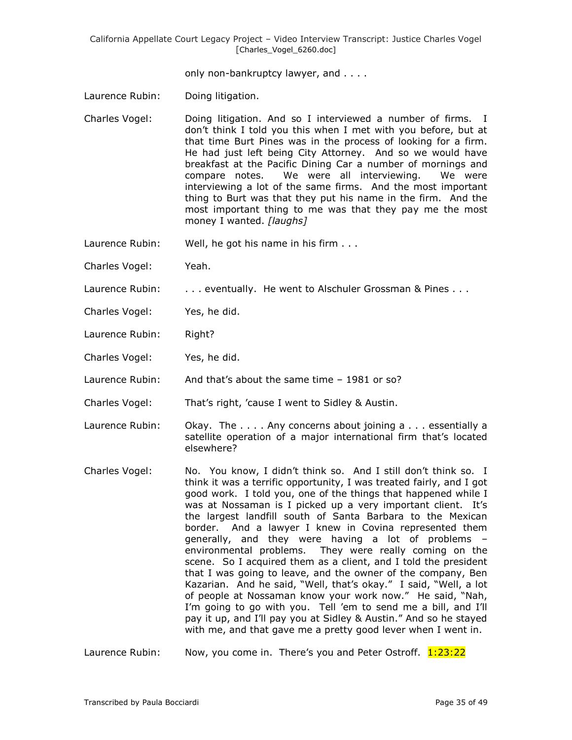only non-bankruptcy lawyer, and . . . .

Laurence Rubin: Doing litigation.

Charles Vogel: Doing litigation. And so I interviewed a number of firms. I don't think I told you this when I met with you before, but at that time Burt Pines was in the process of looking for a firm. He had just left being City Attorney. And so we would have breakfast at the Pacific Dining Car a number of mornings and compare notes. We were all interviewing. We were interviewing a lot of the same firms. And the most important thing to Burt was that they put his name in the firm. And the most important thing to me was that they pay me the most money I wanted. *[laughs]*

Laurence Rubin: Well, he got his name in his firm . . .

Charles Vogel: Yeah.

Laurence Rubin: . . . eventually. He went to Alschuler Grossman & Pines . . .

Charles Vogel: Yes, he did.

Laurence Rubin: Right?

Charles Vogel: Yes, he did.

Laurence Rubin: And that's about the same time – 1981 or so?

Charles Vogel: That's right, 'cause I went to Sidley & Austin.

Laurence Rubin: Okay. The . . . . Any concerns about joining a . . . essentially a satellite operation of a major international firm that's located elsewhere?

Charles Vogel: No. You know, I didn't think so. And I still don't think so. I think it was a terrific opportunity, I was treated fairly, and I got good work. I told you, one of the things that happened while I was at Nossaman is I picked up a very important client. It's the largest landfill south of Santa Barbara to the Mexican border. And a lawyer I knew in Covina represented them generally, and they were having a lot of problems – environmental problems. They were really coming on the scene. So I acquired them as a client, and I told the president that I was going to leave, and the owner of the company, Ben Kazarian. And he said, "Well, that's okay." I said, "Well, a lot of people at Nossaman know your work now." He said, "Nah, I'm going to go with you. Tell 'em to send me a bill, and I'll pay it up, and I'll pay you at Sidley & Austin." And so he stayed with me, and that gave me a pretty good lever when I went in.

Laurence Rubin: Now, you come in. There's you and Peter Ostroff. 1:23:22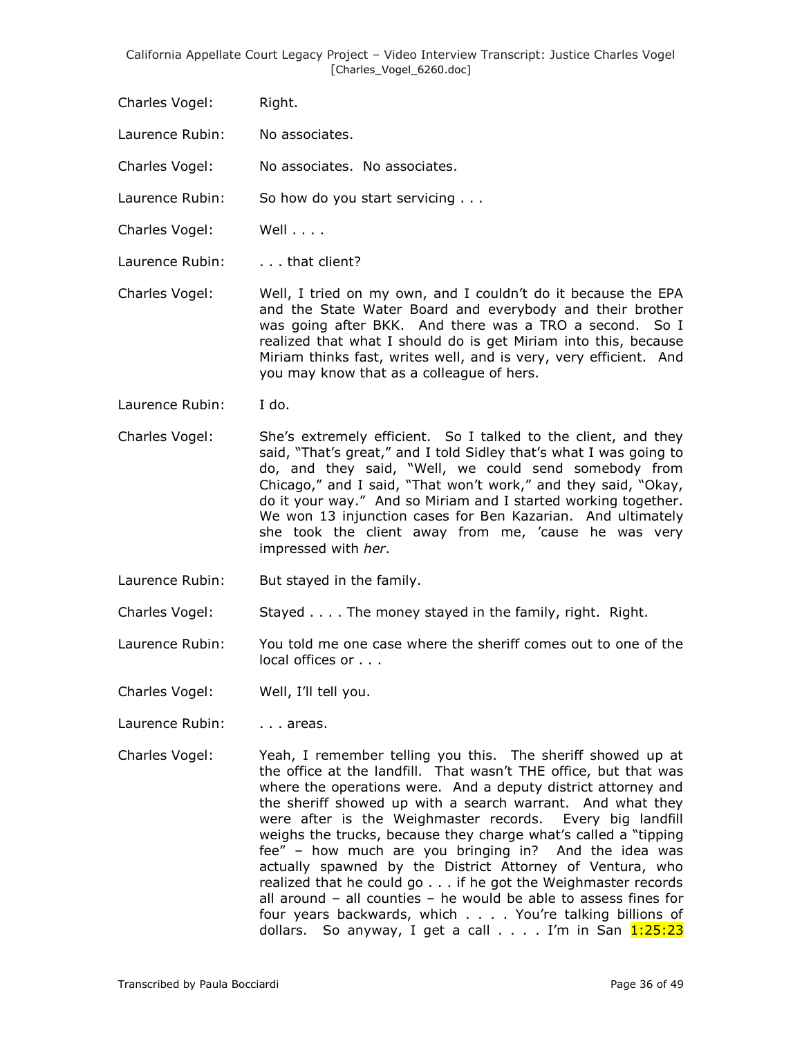Charles Vogel: Right.

Laurence Rubin: No associates.

Charles Vogel: No associates. No associates.

Laurence Rubin: So how do you start servicing . . .

Charles Vogel: Well . . . .

Laurence Rubin: . . . that client?

Charles Vogel: Well, I tried on my own, and I couldn't do it because the EPA and the State Water Board and everybody and their brother was going after BKK. And there was a TRO a second. So I realized that what I should do is get Miriam into this, because Miriam thinks fast, writes well, and is very, very efficient. And you may know that as a colleague of hers.

Laurence Rubin: I do.

Charles Vogel: She's extremely efficient. So I talked to the client, and they said, "That's great," and I told Sidley that's what I was going to do, and they said, "Well, we could send somebody from Chicago," and I said, "That won't work," and they said, "Okay, do it your way." And so Miriam and I started working together. We won 13 injunction cases for Ben Kazarian. And ultimately she took the client away from me, 'cause he was very impressed with *her*.

Laurence Rubin: But stayed in the family.

Charles Vogel: Stayed . . . . The money stayed in the family, right. Right.

Laurence Rubin: You told me one case where the sheriff comes out to one of the local offices or . . .

Charles Vogel: Well, I'll tell you.

Laurence Rubin: . . . areas.

Charles Vogel: Yeah, I remember telling you this. The sheriff showed up at the office at the landfill. That wasn't THE office, but that was where the operations were. And a deputy district attorney and the sheriff showed up with a search warrant. And what they were after is the Weighmaster records. Every big landfill weighs the trucks, because they charge what's called a "tipping fee" – how much are you bringing in? And the idea was actually spawned by the District Attorney of Ventura, who realized that he could go . . . if he got the Weighmaster records all around – all counties – he would be able to assess fines for four years backwards, which . . . . You're talking billions of dollars. So anyway, I get a call . . . . I'm in San 1:25:23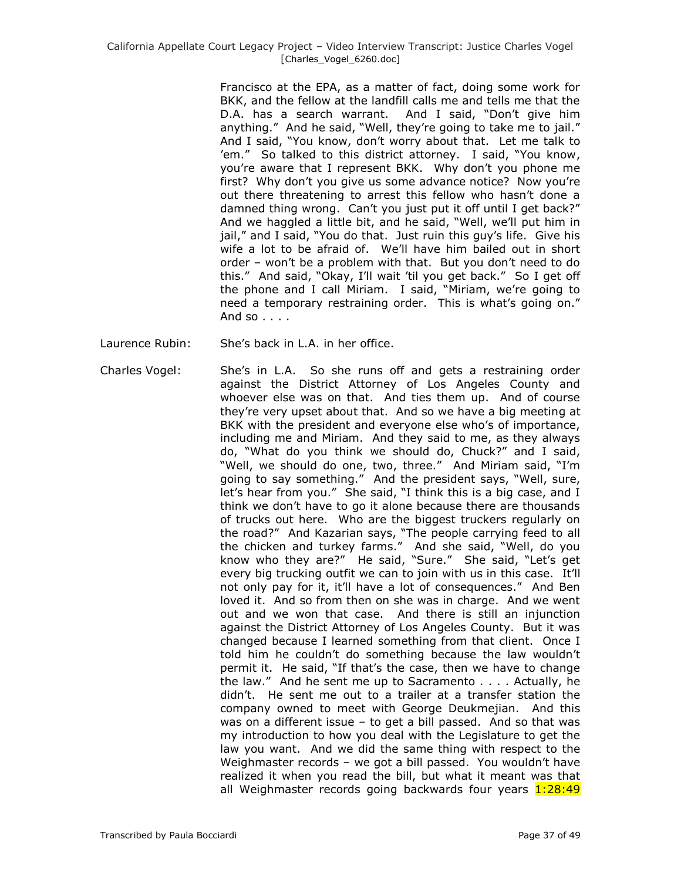Francisco at the EPA, as a matter of fact, doing some work for BKK, and the fellow at the landfill calls me and tells me that the D.A. has a search warrant. And I said, "Don't give him anything." And he said, "Well, they're going to take me to jail." And I said, "You know, don't worry about that. Let me talk to 'em." So talked to this district attorney. I said, "You know, you're aware that I represent BKK. Why don't you phone me first? Why don't you give us some advance notice? Now you're out there threatening to arrest this fellow who hasn't done a damned thing wrong. Can't you just put it off until I get back?" And we haggled a little bit, and he said, "Well, we'll put him in jail," and I said, "You do that. Just ruin this guy's life. Give his wife a lot to be afraid of. We'll have him bailed out in short order – won't be a problem with that. But you don't need to do this." And said, "Okay, I'll wait 'til you get back." So I get off the phone and I call Miriam. I said, "Miriam, we're going to need a temporary restraining order. This is what's going on." And so . . . .

Laurence Rubin: She's back in L.A. in her office.

Charles Vogel: She's in L.A. So she runs off and gets a restraining order against the District Attorney of Los Angeles County and whoever else was on that. And ties them up. And of course they're very upset about that. And so we have a big meeting at BKK with the president and everyone else who's of importance, including me and Miriam. And they said to me, as they always do, "What do you think we should do, Chuck?" and I said, "Well, we should do one, two, three." And Miriam said, "I'm going to say something." And the president says, "Well, sure, let's hear from you." She said, "I think this is a big case, and I think we don't have to go it alone because there are thousands of trucks out here. Who are the biggest truckers regularly on the road?" And Kazarian says, "The people carrying feed to all the chicken and turkey farms." And she said, "Well, do you know who they are?" He said, "Sure." She said, "Let's get every big trucking outfit we can to join with us in this case. It'll not only pay for it, it'll have a lot of consequences." And Ben loved it. And so from then on she was in charge. And we went out and we won that case. And there is still an injunction against the District Attorney of Los Angeles County. But it was changed because I learned something from that client. Once I told him he couldn't do something because the law wouldn't permit it. He said, "If that's the case, then we have to change the law." And he sent me up to Sacramento . . . . Actually, he didn't. He sent me out to a trailer at a transfer station the company owned to meet with George Deukmejian. And this was on a different issue – to get a bill passed. And so that was my introduction to how you deal with the Legislature to get the law you want. And we did the same thing with respect to the Weighmaster records – we got a bill passed. You wouldn't have realized it when you read the bill, but what it meant was that all Weighmaster records going backwards four years 1:28:49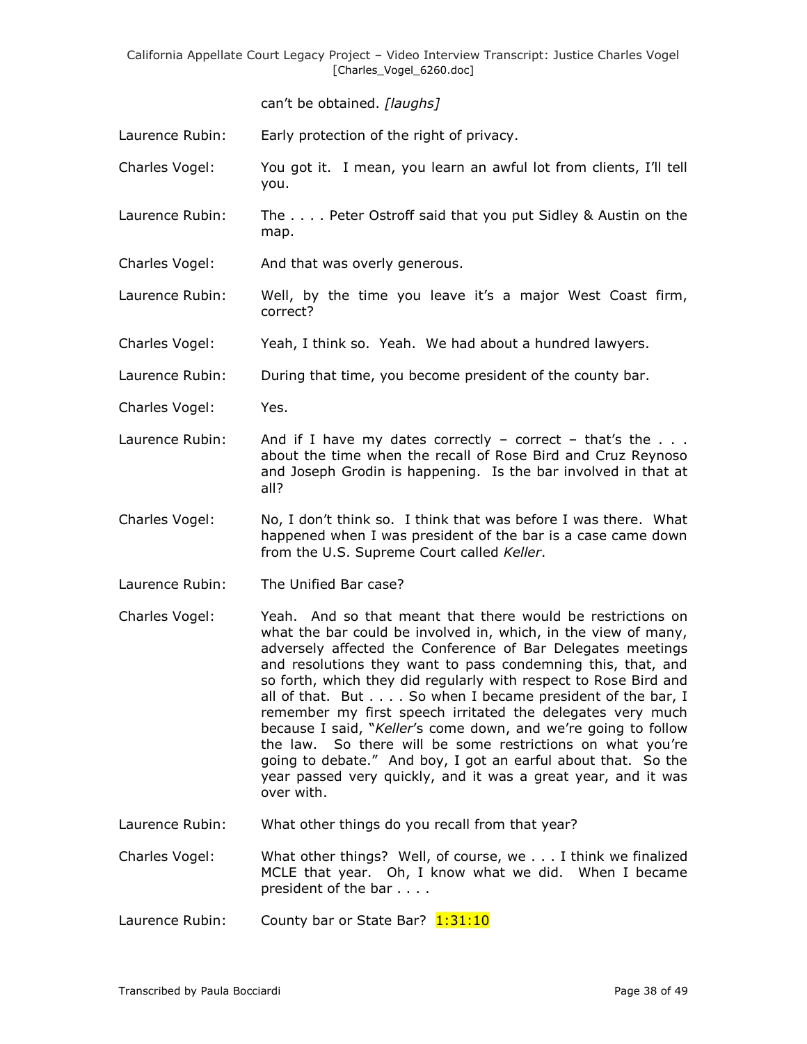can't be obtained. *[laughs]*

Laurence Rubin: Early protection of the right of privacy.

Charles Vogel: You got it. I mean, you learn an awful lot from clients, I'll tell you.

Laurence Rubin: The . . . . Peter Ostroff said that you put Sidley & Austin on the map.

Charles Vogel: And that was overly generous.

Laurence Rubin: Well, by the time you leave it's a major West Coast firm, correct?

Charles Vogel: Yeah, I think so. Yeah. We had about a hundred lawyers.

Laurence Rubin: During that time, you become president of the county bar.

Charles Vogel: Yes.

Laurence Rubin: And if I have my dates correctly – correct – that's the . . . about the time when the recall of Rose Bird and Cruz Reynoso and Joseph Grodin is happening. Is the bar involved in that at all?

Charles Vogel: No, I don't think so. I think that was before I was there. What happened when I was president of the bar is a case came down from the U.S. Supreme Court called *Keller*.

Laurence Rubin: The Unified Bar case?

Charles Vogel: Yeah. And so that meant that there would be restrictions on what the bar could be involved in, which, in the view of many, adversely affected the Conference of Bar Delegates meetings and resolutions they want to pass condemning this, that, and so forth, which they did regularly with respect to Rose Bird and all of that. But . . . . So when I became president of the bar, I remember my first speech irritated the delegates very much because I said, "*Keller*'s come down, and we're going to follow the law. So there will be some restrictions on what you're going to debate." And boy, I got an earful about that. So the year passed very quickly, and it was a great year, and it was over with.

Laurence Rubin: What other things do you recall from that year?

Charles Vogel: What other things? Well, of course, we . . . I think we finalized MCLE that year. Oh, I know what we did. When I became president of the bar . . . .

Laurence Rubin: County bar or State Bar? 1:31:10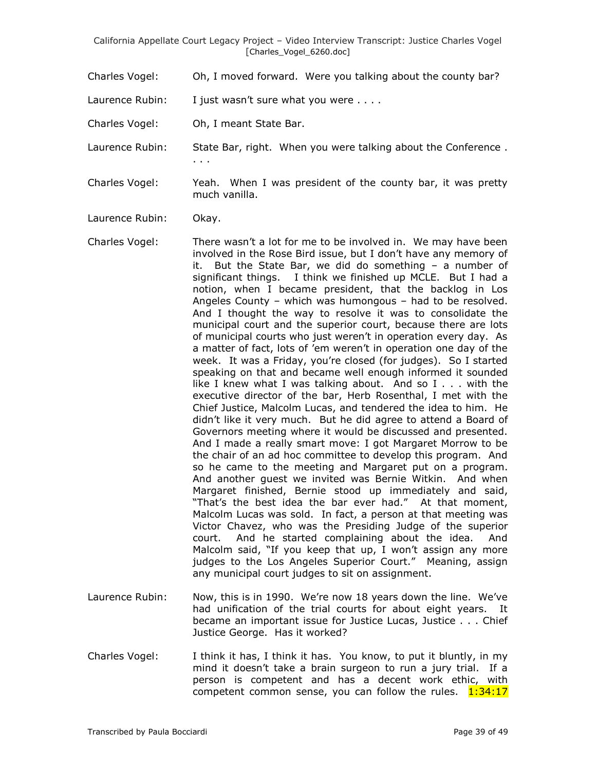Charles Vogel: Oh, I moved forward. Were you talking about the county bar?

Laurence Rubin: I just wasn't sure what you were . . . .

Charles Vogel: Oh, I meant State Bar.

Laurence Rubin: State Bar, right. When you were talking about the Conference . . . .

Charles Vogel: Yeah. When I was president of the county bar, it was pretty much vanilla.

Laurence Rubin: Okay.

Charles Vogel: There wasn't a lot for me to be involved in. We may have been involved in the Rose Bird issue, but I don't have any memory of it. But the State Bar, we did do something – a number of significant things. I think we finished up MCLE. But I had a notion, when I became president, that the backlog in Los Angeles County – which was humongous – had to be resolved. And I thought the way to resolve it was to consolidate the municipal court and the superior court, because there are lots of municipal courts who just weren't in operation every day. As a matter of fact, lots of 'em weren't in operation one day of the week. It was a Friday, you're closed (for judges). So I started speaking on that and became well enough informed it sounded like I knew what I was talking about. And so I . . . with the executive director of the bar, Herb Rosenthal, I met with the Chief Justice, Malcolm Lucas, and tendered the idea to him. He didn't like it very much. But he did agree to attend a Board of Governors meeting where it would be discussed and presented. And I made a really smart move: I got Margaret Morrow to be the chair of an ad hoc committee to develop this program. And so he came to the meeting and Margaret put on a program. And another guest we invited was Bernie Witkin. And when Margaret finished, Bernie stood up immediately and said, "That's the best idea the bar ever had." At that moment, Malcolm Lucas was sold. In fact, a person at that meeting was Victor Chavez, who was the Presiding Judge of the superior court. And he started complaining about the idea. And Malcolm said, "If you keep that up, I won't assign any more judges to the Los Angeles Superior Court." Meaning, assign any municipal court judges to sit on assignment.

Laurence Rubin: Now, this is in 1990. We're now 18 years down the line. We've had unification of the trial courts for about eight years. It became an important issue for Justice Lucas, Justice . . . Chief Justice George. Has it worked?

Charles Vogel: I think it has, I think it has. You know, to put it bluntly, in my mind it doesn't take a brain surgeon to run a jury trial. If a person is competent and has a decent work ethic, with competent common sense, you can follow the rules. 1:34:17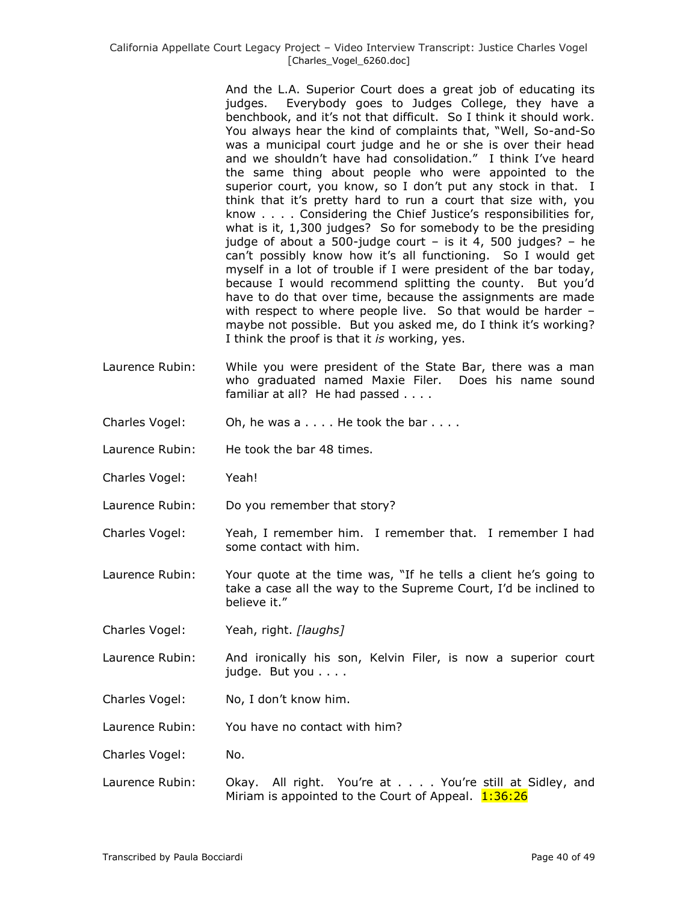And the L.A. Superior Court does a great job of educating its judges. Everybody goes to Judges College, they have a benchbook, and it's not that difficult. So I think it should work. You always hear the kind of complaints that, "Well, So-and-So was a municipal court judge and he or she is over their head and we shouldn't have had consolidation." I think I've heard the same thing about people who were appointed to the superior court, you know, so I don't put any stock in that. I think that it's pretty hard to run a court that size with, you know . . . . Considering the Chief Justice's responsibilities for, what is it, 1,300 judges? So for somebody to be the presiding judge of about a 500-judge court – is it 4, 500 judges? – he can't possibly know how it's all functioning. So I would get myself in a lot of trouble if I were president of the bar today, because I would recommend splitting the county. But you'd have to do that over time, because the assignments are made with respect to where people live. So that would be harder – maybe not possible. But you asked me, do I think it's working? I think the proof is that it *is* working, yes.

Laurence Rubin: While you were president of the State Bar, there was a man who graduated named Maxie Filer. Does his name sound familiar at all? He had passed . . . .

Charles Vogel: Oh, he was a . . . . He took the bar . . . .

Laurence Rubin: He took the bar 48 times.

Charles Vogel: Yeah!

Laurence Rubin: Do you remember that story?

Charles Vogel: Yeah, I remember him. I remember that. I remember I had some contact with him.

Laurence Rubin: Your quote at the time was, "If he tells a client he's going to take a case all the way to the Supreme Court, I'd be inclined to believe it."

Charles Vogel: Yeah, right. *[laughs]*

Laurence Rubin: And ironically his son, Kelvin Filer, is now a superior court judge. But you . . . .

Charles Vogel: No, I don't know him.

Laurence Rubin: You have no contact with him?

Charles Vogel: No.

Laurence Rubin: Okay. All right. You're at . . . . You're still at Sidley, and Miriam is appointed to the Court of Appeal. 1:36:26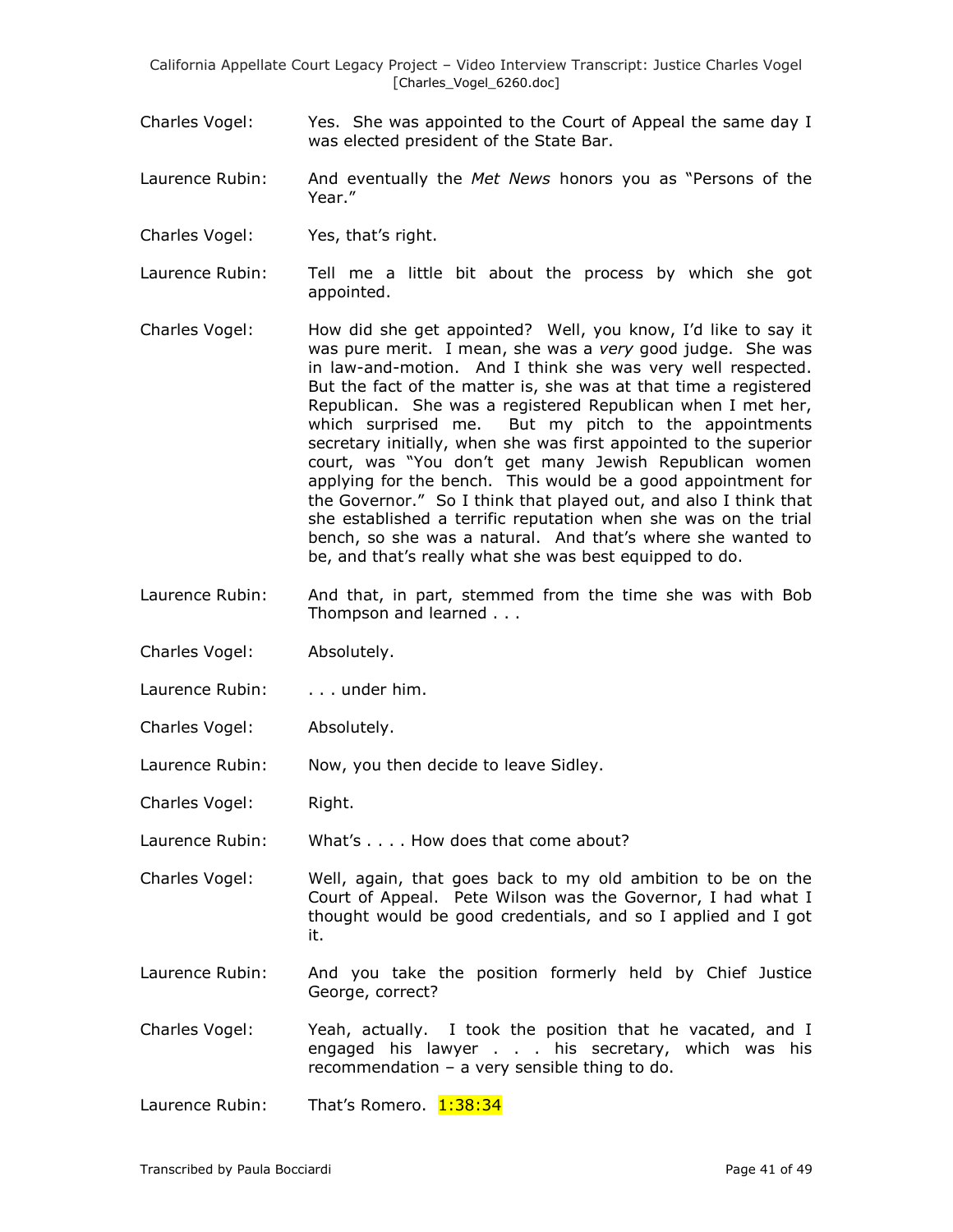Charles Vogel: Yes. She was appointed to the Court of Appeal the same day I was elected president of the State Bar.

Laurence Rubin: And eventually the *Met News* honors you as "Persons of the Year."

Charles Vogel: Yes, that's right.

Laurence Rubin: Tell me a little bit about the process by which she got appointed.

Charles Vogel: How did she get appointed? Well, you know, I'd like to say it was pure merit. I mean, she was a *very* good judge. She was in law-and-motion. And I think she was very well respected. But the fact of the matter is, she was at that time a registered Republican. She was a registered Republican when I met her, which surprised me. But my pitch to the appointments secretary initially, when she was first appointed to the superior court, was "You don't get many Jewish Republican women applying for the bench. This would be a good appointment for the Governor." So I think that played out, and also I think that she established a terrific reputation when she was on the trial bench, so she was a natural. And that's where she wanted to be, and that's really what she was best equipped to do.

Laurence Rubin: And that, in part, stemmed from the time she was with Bob Thompson and learned . . .

Charles Vogel: Absolutely.

Laurence Rubin: . . . under him.

Charles Vogel: Absolutely.

Laurence Rubin: Now, you then decide to leave Sidley.

Charles Vogel: Right.

Laurence Rubin: What's . . . . How does that come about?

Charles Vogel: Well, again, that goes back to my old ambition to be on the Court of Appeal. Pete Wilson was the Governor, I had what I thought would be good credentials, and so I applied and I got it.

Laurence Rubin: And you take the position formerly held by Chief Justice George, correct?

Charles Vogel: Yeah, actually. I took the position that he vacated, and I engaged his lawyer . . . his secretary, which was his recommendation – a very sensible thing to do.

Laurence Rubin: That's Romero. 1:38:34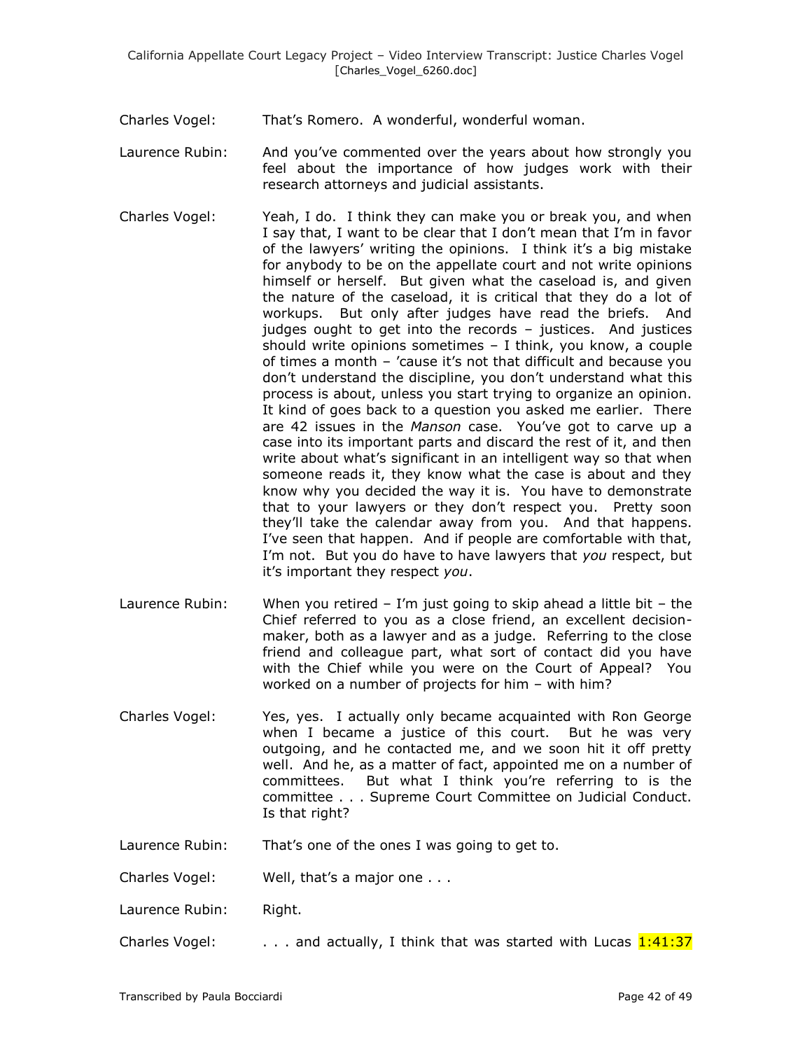Charles Vogel: That's Romero. A wonderful, wonderful woman.

Laurence Rubin: And you've commented over the years about how strongly you feel about the importance of how judges work with their research attorneys and judicial assistants.

Charles Vogel: Yeah, I do. I think they can make you or break you, and when I say that, I want to be clear that I don't mean that I'm in favor of the lawyers' writing the opinions. I think it's a big mistake for anybody to be on the appellate court and not write opinions himself or herself. But given what the caseload is, and given the nature of the caseload, it is critical that they do a lot of workups. But only after judges have read the briefs. And judges ought to get into the records – justices. And justices should write opinions sometimes – I think, you know, a couple of times a month – 'cause it's not that difficult and because you don't understand the discipline, you don't understand what this process is about, unless you start trying to organize an opinion. It kind of goes back to a question you asked me earlier. There are 42 issues in the *Manson* case. You've got to carve up a case into its important parts and discard the rest of it, and then write about what's significant in an intelligent way so that when someone reads it, they know what the case is about and they know why you decided the way it is. You have to demonstrate that to your lawyers or they don't respect you. Pretty soon they'll take the calendar away from you. And that happens. I've seen that happen. And if people are comfortable with that, I'm not. But you do have to have lawyers that *you* respect, but it's important they respect *you*.

Laurence Rubin: When you retired – I'm just going to skip ahead a little bit – the Chief referred to you as a close friend, an excellent decision-maker, both as a lawyer and as a judge. Referring to the close friend and colleague part, what sort of contact did you have with the Chief while you were on the Court of Appeal? You worked on a number of projects for him – with him?

Charles Vogel: Yes, yes. I actually only became acquainted with Ron George when I became a justice of this court. But he was very outgoing, and he contacted me, and we soon hit it off pretty well. And he, as a matter of fact, appointed me on a number of committees. But what I think you're referring to is the committee . . . Supreme Court Committee on Judicial Conduct. Is that right?

Laurence Rubin: That's one of the ones I was going to get to.

Charles Vogel: Well, that's a major one . . .

Laurence Rubin: Right.

Charles Vogel: . . . and actually, I think that was started with Lucas 1:41:37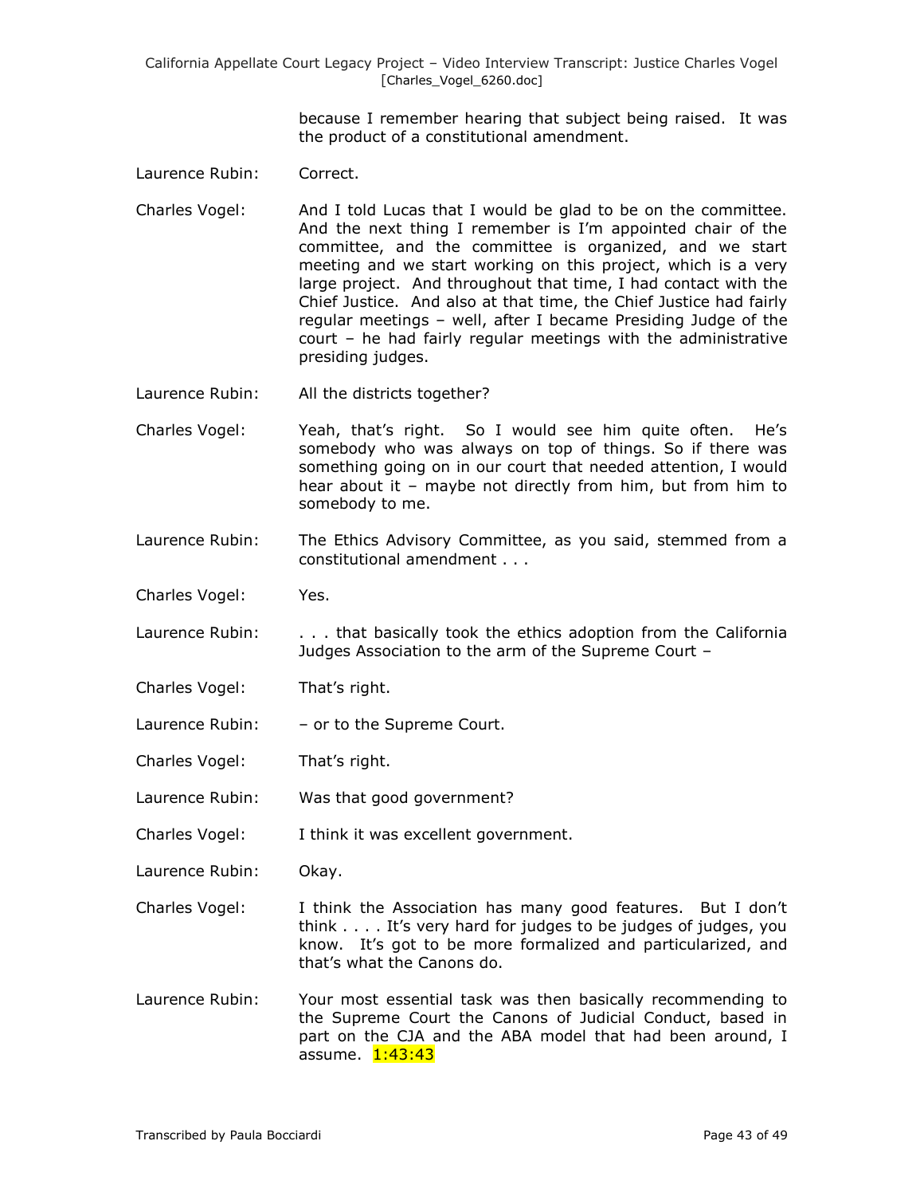because I remember hearing that subject being raised. It was the product of a constitutional amendment.

Laurence Rubin: Correct.

Charles Vogel: And I told Lucas that I would be glad to be on the committee. And the next thing I remember is I'm appointed chair of the committee, and the committee is organized, and we start meeting and we start working on this project, which is a very large project. And throughout that time, I had contact with the Chief Justice. And also at that time, the Chief Justice had fairly regular meetings – well, after I became Presiding Judge of the court – he had fairly regular meetings with the administrative presiding judges.

Laurence Rubin: All the districts together?

Charles Vogel: Yeah, that's right. So I would see him quite often. He's somebody who was always on top of things. So if there was something going on in our court that needed attention, I would hear about it – maybe not directly from him, but from him to somebody to me.

Laurence Rubin: The Ethics Advisory Committee, as you said, stemmed from a constitutional amendment . . .

Charles Vogel: Yes.

Laurence Rubin: . . . that basically took the ethics adoption from the California Judges Association to the arm of the Supreme Court –

Charles Vogel: That's right.

Laurence Rubin: – or to the Supreme Court.

Charles Vogel: That's right.

Laurence Rubin: Was that good government?

Charles Vogel: I think it was excellent government.

Laurence Rubin: Okay.

Charles Vogel: I think the Association has many good features. But I don't think . . . . It's very hard for judges to be judges of judges, you know. It's got to be more formalized and particularized, and that's what the Canons do.

Laurence Rubin: Your most essential task was then basically recommending to the Supreme Court the Canons of Judicial Conduct, based in part on the CJA and the ABA model that had been around, I assume. 1:43:43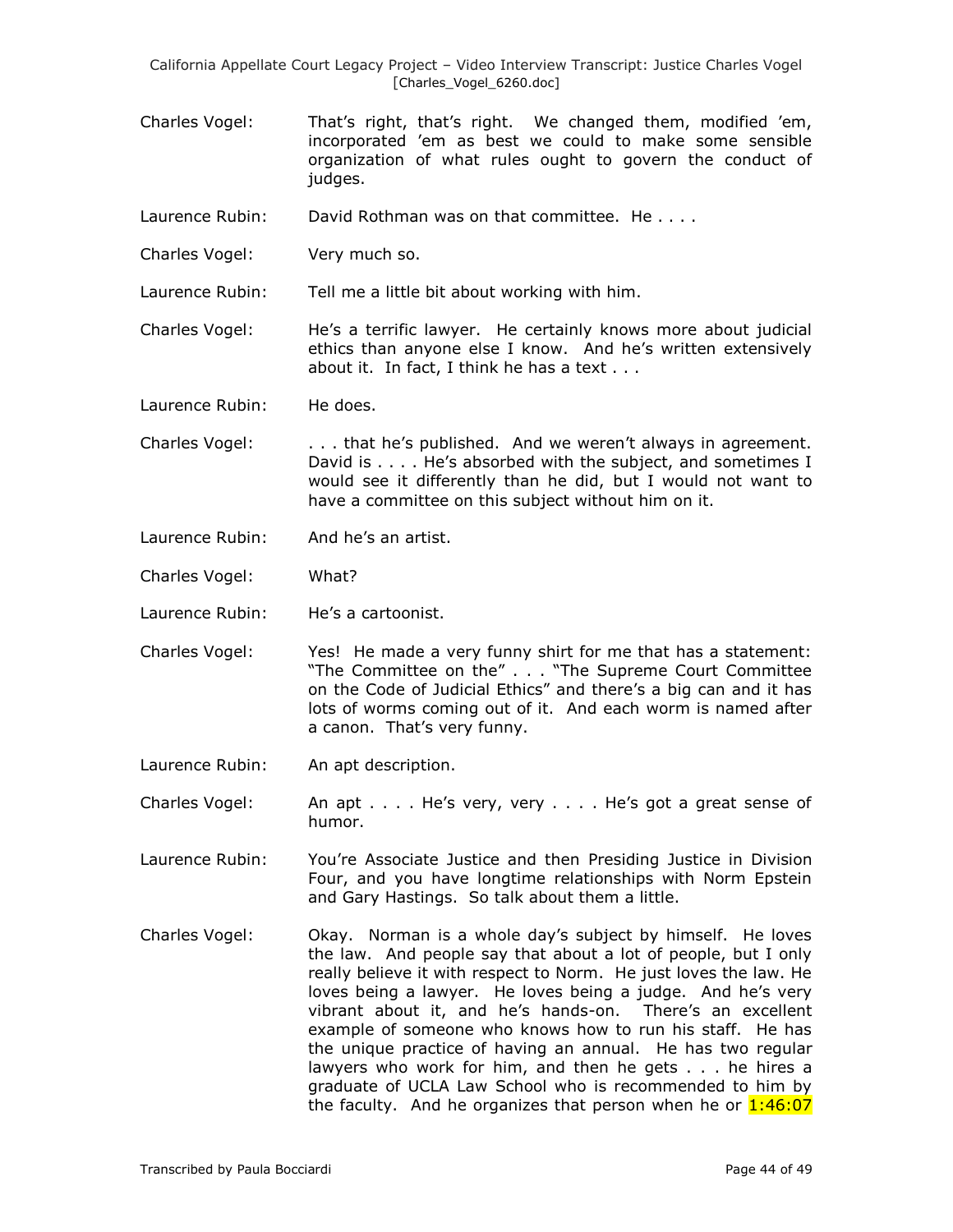Charles Vogel: That's right, that's right. We changed them, modified 'em, incorporated 'em as best we could to make some sensible organization of what rules ought to govern the conduct of judges.

Laurence Rubin: David Rothman was on that committee. He . . . .

Charles Vogel: Very much so.

Laurence Rubin: Tell me a little bit about working with him.

Charles Vogel: He's a terrific lawyer. He certainly knows more about judicial ethics than anyone else I know. And he's written extensively about it. In fact, I think he has a text . . .

Laurence Rubin: He does.

Charles Vogel: . . . that he's published. And we weren't always in agreement. David is . . . . He's absorbed with the subject, and sometimes I would see it differently than he did, but I would not want to have a committee on this subject without him on it.

Laurence Rubin: And he's an artist.

Charles Vogel: What?

Laurence Rubin: He's a cartoonist.

Charles Vogel: Yes! He made a very funny shirt for me that has a statement: "The Committee on the" . . . "The Supreme Court Committee on the Code of Judicial Ethics" and there's a big can and it has lots of worms coming out of it. And each worm is named after a canon. That's very funny.

Laurence Rubin: An apt description.

Charles Vogel: An apt . . . . He's very, very . . . . He's got a great sense of humor.

Laurence Rubin: You're Associate Justice and then Presiding Justice in Division Four, and you have longtime relationships with Norm Epstein and Gary Hastings. So talk about them a little.

Charles Vogel: Okay. Norman is a whole day's subject by himself. He loves the law. And people say that about a lot of people, but I only really believe it with respect to Norm. He just loves the law. He loves being a lawyer. He loves being a judge. And he's very vibrant about it, and he's hands-on. There's an excellent example of someone who knows how to run his staff. He has the unique practice of having an annual. He has two regular lawyers who work for him, and then he gets . . . he hires a graduate of UCLA Law School who is recommended to him by the faculty. And he organizes that person when he or 1:46:07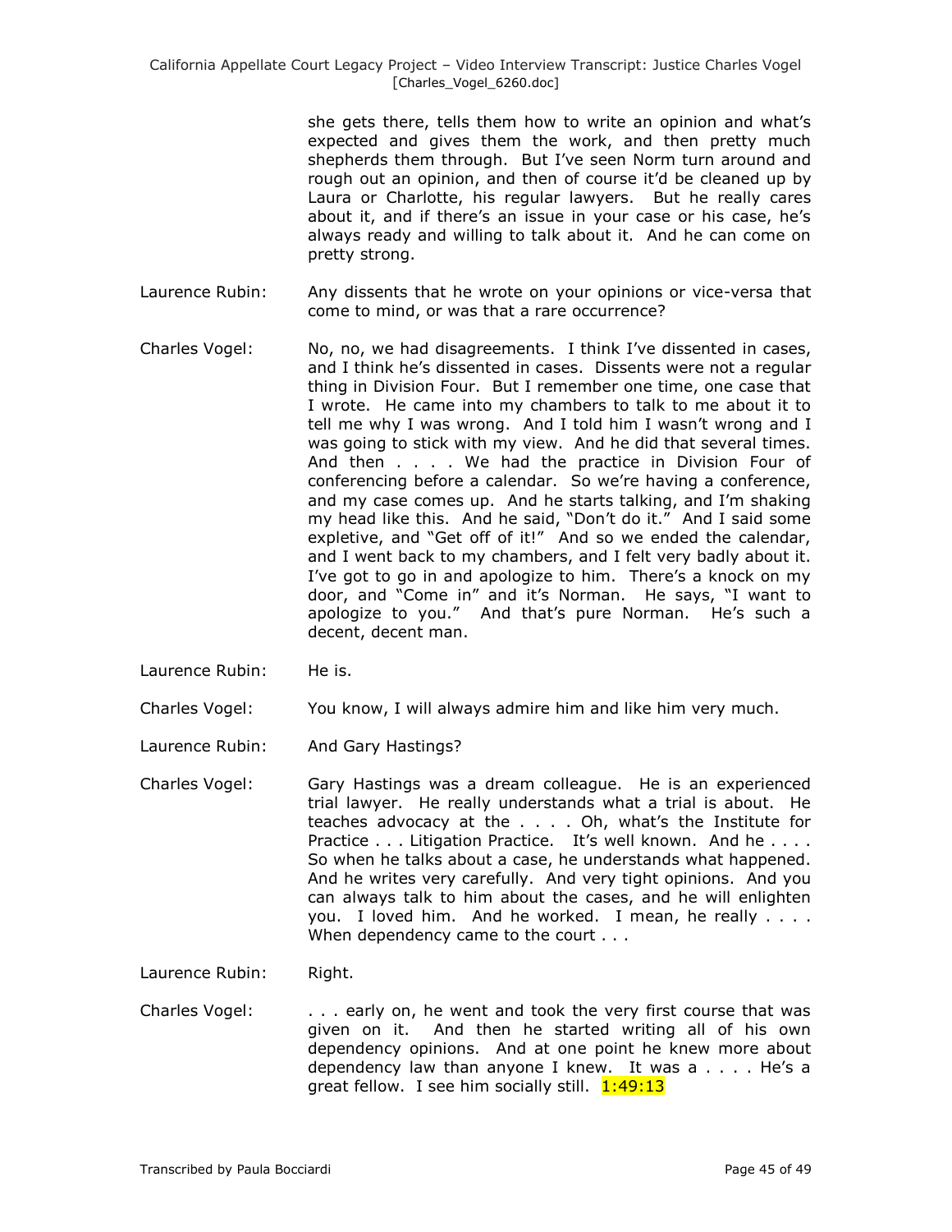she gets there, tells them how to write an opinion and what's expected and gives them the work, and then pretty much shepherds them through. But I've seen Norm turn around and rough out an opinion, and then of course it'd be cleaned up by Laura or Charlotte, his regular lawyers. But he really cares about it, and if there's an issue in your case or his case, he's always ready and willing to talk about it. And he can come on pretty strong.

Laurence Rubin: Any dissents that he wrote on your opinions or vice-versa that come to mind, or was that a rare occurrence?

Charles Vogel: No, no, we had disagreements. I think I've dissented in cases, and I think he's dissented in cases. Dissents were not a regular thing in Division Four. But I remember one time, one case that I wrote. He came into my chambers to talk to me about it to tell me why I was wrong. And I told him I wasn't wrong and I was going to stick with my view. And he did that several times. And then . . . . We had the practice in Division Four of conferencing before a calendar. So we're having a conference, and my case comes up. And he starts talking, and I'm shaking my head like this. And he said, "Don't do it." And I said some expletive, and "Get off of it!" And so we ended the calendar, and I went back to my chambers, and I felt very badly about it. I've got to go in and apologize to him. There's a knock on my door, and "Come in" and it's Norman. He says, "I want to apologize to you." And that's pure Norman. He's such a decent, decent man.

Laurence Rubin: He is.

Charles Vogel: You know, I will always admire him and like him very much.

Laurence Rubin: And Gary Hastings?

Charles Vogel: Gary Hastings was a dream colleague. He is an experienced trial lawyer. He really understands what a trial is about. He teaches advocacy at the . . . . Oh, what's the Institute for Practice . . . Litigation Practice. It's well known. And he . . . . So when he talks about a case, he understands what happened. And he writes very carefully. And very tight opinions. And you can always talk to him about the cases, and he will enlighten you. I loved him. And he worked. I mean, he really . . . . When dependency came to the court . . .

Laurence Rubin: Right.

Charles Vogel: . . . early on, he went and took the very first course that was given on it. And then he started writing all of his own dependency opinions. And at one point he knew more about dependency law than anyone I knew. It was a . . . . He's a great fellow. I see him socially still. 1:49:13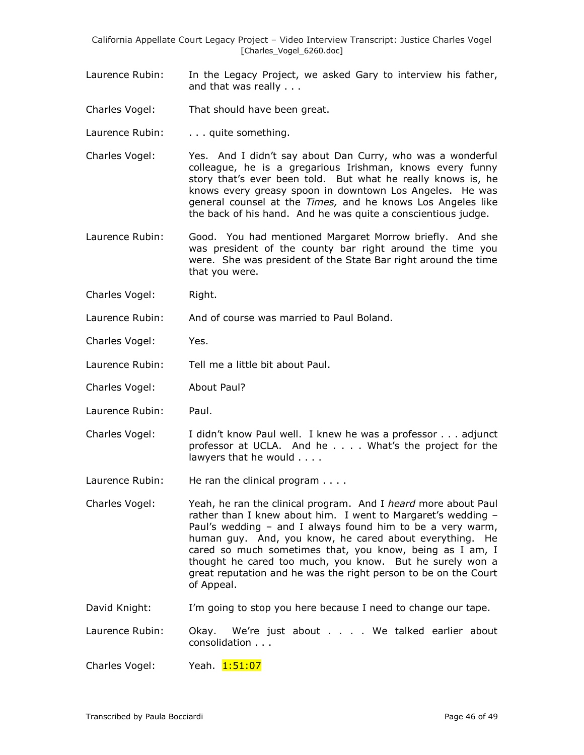Laurence Rubin: In the Legacy Project, we asked Gary to interview his father, and that was really . . .

Charles Vogel: That should have been great.

Laurence Rubin: . . . quite something.

Charles Vogel: Yes. And I didn't say about Dan Curry, who was a wonderful colleague, he is a gregarious Irishman, knows every funny story that's ever been told. But what he really knows is, he knows every greasy spoon in downtown Los Angeles. He was general counsel at the *Times,* and he knows Los Angeles like the back of his hand. And he was quite a conscientious judge.

Laurence Rubin: Good. You had mentioned Margaret Morrow briefly. And she was president of the county bar right around the time you were. She was president of the State Bar right around the time that you were.

Charles Vogel: Right.

Laurence Rubin: And of course was married to Paul Boland.

Charles Vogel: Yes.

Laurence Rubin: Tell me a little bit about Paul.

Charles Vogel: About Paul?

Laurence Rubin: Paul.

Charles Vogel: I didn't know Paul well. I knew he was a professor . . . adjunct professor at UCLA. And he . . . . What's the project for the lawyers that he would . . . .

Laurence Rubin: He ran the clinical program . . . .

Charles Vogel: Yeah, he ran the clinical program. And I *heard* more about Paul rather than I knew about him. I went to Margaret's wedding – Paul's wedding – and I always found him to be a very warm, human guy. And, you know, he cared about everything. He cared so much sometimes that, you know, being as I am, I thought he cared too much, you know. But he surely won a great reputation and he was the right person to be on the Court of Appeal.

David Knight: I'm going to stop you here because I need to change our tape.

Laurence Rubin: Okay. We're just about . . . . We talked earlier about consolidation . . .

Charles Vogel: Yeah. 1:51:07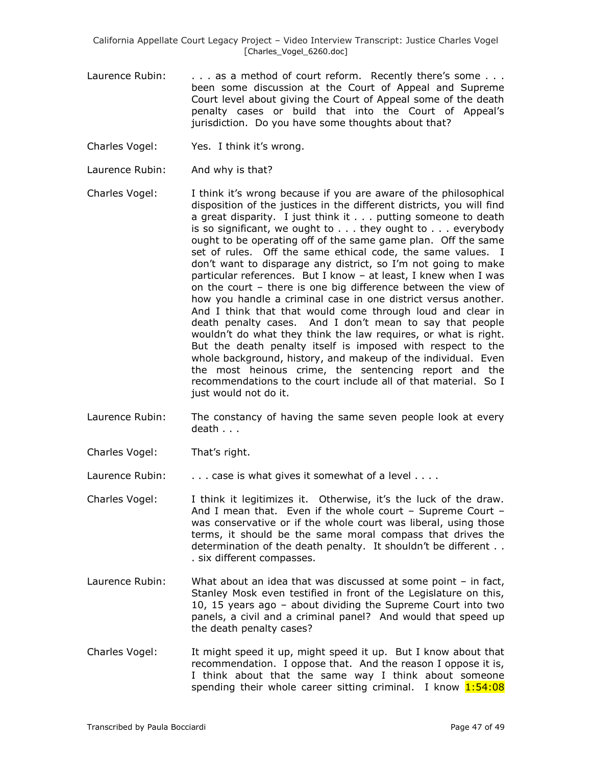Laurence Rubin: . . . as a method of court reform. Recently there's some . . . been some discussion at the Court of Appeal and Supreme Court level about giving the Court of Appeal some of the death penalty cases or build that into the Court of Appeal's jurisdiction. Do you have some thoughts about that?

Charles Vogel: Yes. I think it's wrong.

Laurence Rubin: And why is that?

Charles Vogel: I think it's wrong because if you are aware of the philosophical disposition of the justices in the different districts, you will find a great disparity. I just think it . . . putting someone to death is so significant, we ought to . . . they ought to . . . everybody ought to be operating off of the same game plan. Off the same set of rules. Off the same ethical code, the same values. I don't want to disparage any district, so I'm not going to make particular references. But I know – at least, I knew when I was on the court – there is one big difference between the view of how you handle a criminal case in one district versus another. And I think that that would come through loud and clear in death penalty cases. And I don't mean to say that people wouldn't do what they think the law requires, or what is right. But the death penalty itself is imposed with respect to the whole background, history, and makeup of the individual. Even the most heinous crime, the sentencing report and the recommendations to the court include all of that material. So I just would not do it.

Laurence Rubin: The constancy of having the same seven people look at every death . . .

Charles Vogel: That's right.

Laurence Rubin: . . . case is what gives it somewhat of a level . . . .

Charles Vogel: I think it legitimizes it. Otherwise, it's the luck of the draw. And I mean that. Even if the whole court – Supreme Court – was conservative or if the whole court was liberal, using those terms, it should be the same moral compass that drives the determination of the death penalty. It shouldn't be different . . . six different compasses.

Laurence Rubin: What about an idea that was discussed at some point – in fact, Stanley Mosk even testified in front of the Legislature on this, 10, 15 years ago – about dividing the Supreme Court into two panels, a civil and a criminal panel? And would that speed up the death penalty cases?

Charles Vogel: It might speed it up, might speed it up. But I know about that recommendation. I oppose that. And the reason I oppose it is, I think about that the same way I think about someone spending their whole career sitting criminal. I know 1:54:08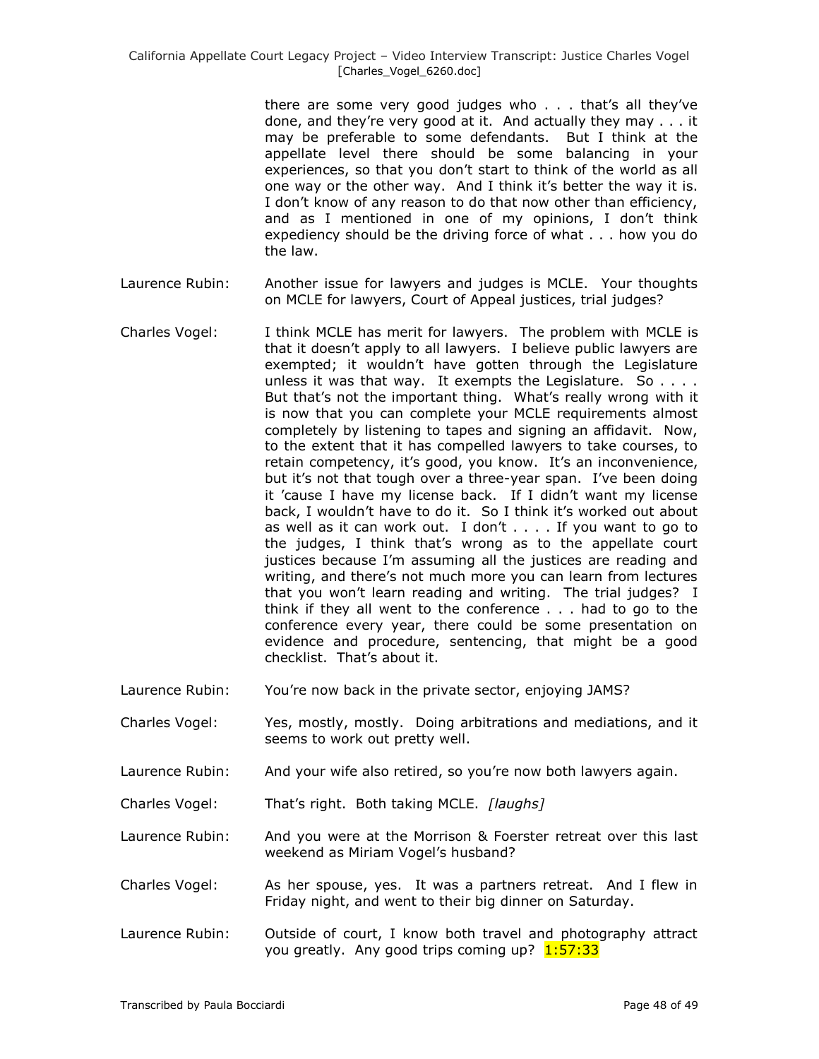there are some very good judges who . . . that's all they've done, and they're very good at it. And actually they may . . . it may be preferable to some defendants. But I think at the appellate level there should be some balancing in your experiences, so that you don't start to think of the world as all one way or the other way. And I think it's better the way it is. I don't know of any reason to do that now other than efficiency, and as I mentioned in one of my opinions, I don't think expediency should be the driving force of what . . . how you do the law.

Laurence Rubin: Another issue for lawyers and judges is MCLE. Your thoughts on MCLE for lawyers, Court of Appeal justices, trial judges?

Charles Vogel: I think MCLE has merit for lawyers. The problem with MCLE is that it doesn't apply to all lawyers. I believe public lawyers are exempted; it wouldn't have gotten through the Legislature unless it was that way. It exempts the Legislature. So . . . . But that's not the important thing. What's really wrong with it is now that you can complete your MCLE requirements almost completely by listening to tapes and signing an affidavit. Now, to the extent that it has compelled lawyers to take courses, to retain competency, it's good, you know. It's an inconvenience, but it's not that tough over a three-year span. I've been doing it 'cause I have my license back. If I didn't want my license back, I wouldn't have to do it. So I think it's worked out about as well as it can work out. I don't . . . . If you want to go to the judges, I think that's wrong as to the appellate court justices because I'm assuming all the justices are reading and writing, and there's not much more you can learn from lectures that you won't learn reading and writing. The trial judges? I think if they all went to the conference . . . had to go to the conference every year, there could be some presentation on evidence and procedure, sentencing, that might be a good checklist. That's about it.

Laurence Rubin: You're now back in the private sector, enjoying JAMS?

Charles Vogel: Yes, mostly, mostly. Doing arbitrations and mediations, and it seems to work out pretty well.

Laurence Rubin: And your wife also retired, so you're now both lawyers again.

Charles Vogel: That's right. Both taking MCLE. *[laughs]*

Laurence Rubin: And you were at the Morrison & Foerster retreat over this last weekend as Miriam Vogel's husband?

Charles Vogel: As her spouse, yes. It was a partners retreat. And I flew in Friday night, and went to their big dinner on Saturday.

Laurence Rubin: Outside of court, I know both travel and photography attract you greatly. Any good trips coming up? 1:57:33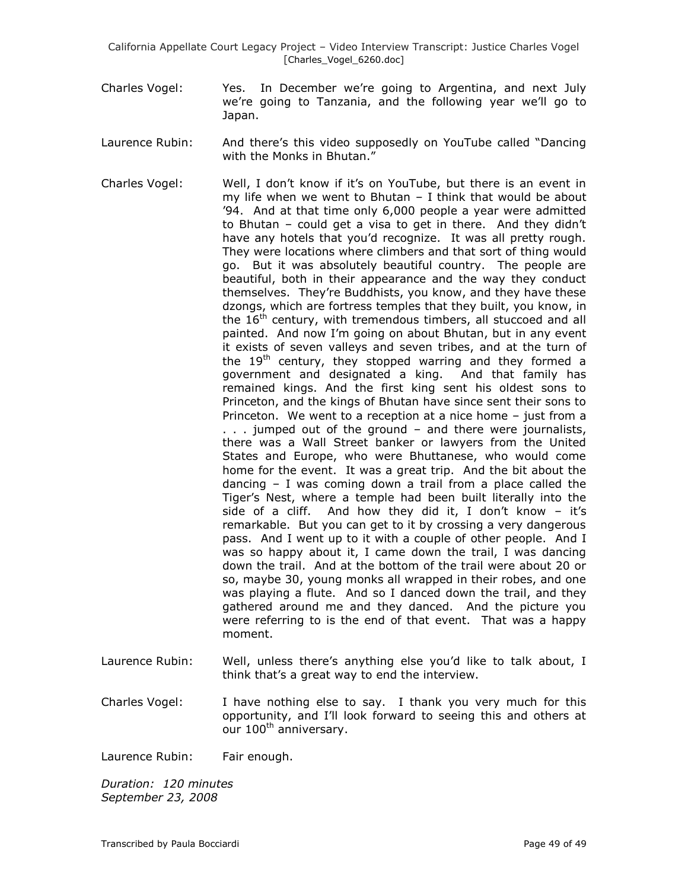Charles Vogel: Yes. In December we're going to Argentina, and next July we're going to Tanzania, and the following year we'll go to Japan.

Laurence Rubin: And there's this video supposedly on YouTube called "Dancing with the Monks in Bhutan."

Charles Vogel: Well, I don't know if it's on YouTube, but there is an event in my life when we went to Bhutan – I think that would be about '94. And at that time only 6,000 people a year were admitted to Bhutan – could get a visa to get in there. And they didn't have any hotels that you'd recognize. It was all pretty rough. They were locations where climbers and that sort of thing would go. But it was absolutely beautiful country. The people are beautiful, both in their appearance and the way they conduct themselves. They're Buddhists, you know, and they have these dzongs, which are fortress temples that they built, you know, in the 16th century, with tremendous timbers, all stuccoed and all painted. And now I'm going on about Bhutan, but in any event it exists of seven valleys and seven tribes, and at the turn of the 19th century, they stopped warring and they formed a government and designated a king. And that family has remained kings. And the first king sent his oldest sons to Princeton, and the kings of Bhutan have since sent their sons to Princeton. We went to a reception at a nice home – just from a . . . jumped out of the ground – and there were journalists, there was a Wall Street banker or lawyers from the United States and Europe, who were Bhuttanese, who would come home for the event. It was a great trip. And the bit about the dancing – I was coming down a trail from a place called the Tiger's Nest, where a temple had been built literally into the side of a cliff. And how they did it, I don't know – it's remarkable. But you can get to it by crossing a very dangerous pass. And I went up to it with a couple of other people. And I was so happy about it, I came down the trail, I was dancing down the trail. And at the bottom of the trail were about 20 or so, maybe 30, young monks all wrapped in their robes, and one was playing a flute. And so I danced down the trail, and they gathered around me and they danced. And the picture you were referring to is the end of that event. That was a happy moment.

Laurence Rubin: Well, unless there's anything else you'd like to talk about, I think that's a great way to end the interview.

Charles Vogel: I have nothing else to say. I thank you very much for this opportunity, and I'll look forward to seeing this and others at our 100th anniversary.

Laurence Rubin: Fair enough.

*Duration: 120 minutes*
*September 23, 2008*

Transcribed by Paula Bocciardi